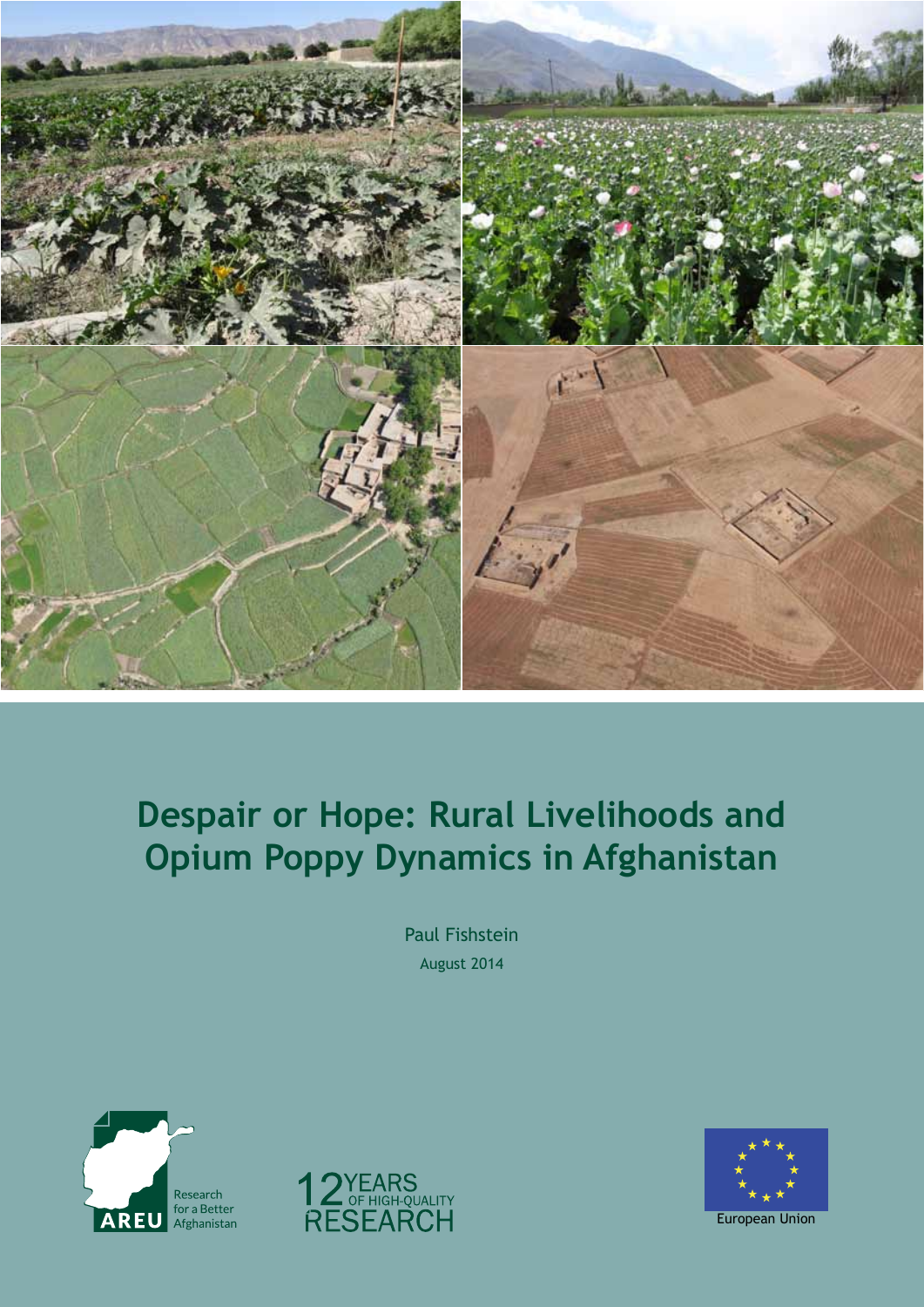# Despair or Hope: Rural Livelihoods and Opium Poppy Dynamics in Afghanistan

Paul Fishstein

August 2014

Research for a Better Afghanistan

AREU

12 YEARS OF HIGH-QUALITY RESEARCH

European Union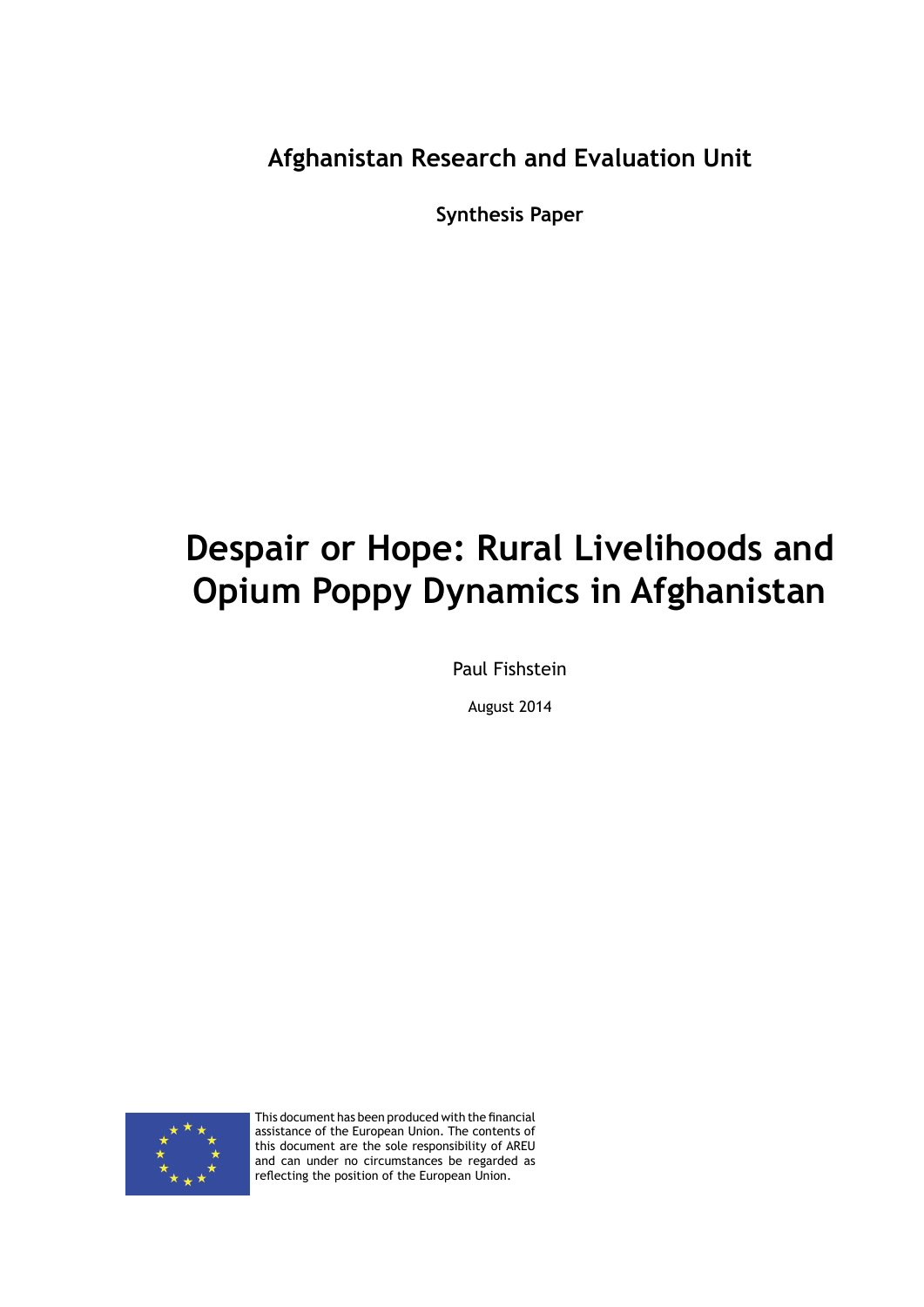**Afghanistan Research and Evaluation Unit**

**Synthesis Paper**

# Despair or Hope: Rural Livelihoods and Opium Poppy Dynamics in Afghanistan

Paul Fishstein

August 2014

This document has been produced with the financial assistance of the European Union. The contents of this document are the sole responsibility of AREU and can under no circumstances be regarded as reflecting the position of the European Union.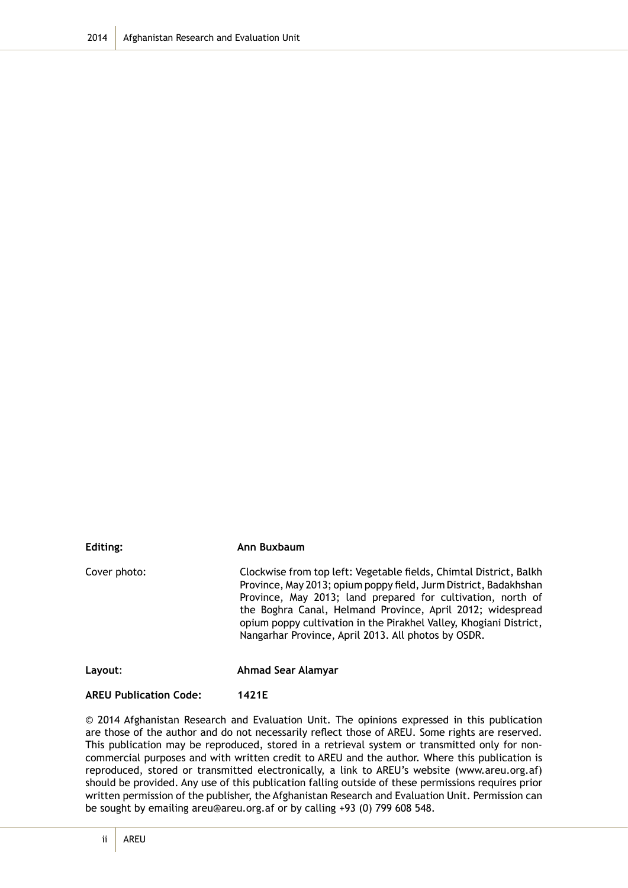**Editing:** **Ann Buxbaum**

Cover photo: Clockwise from top left: Vegetable fields, Chimtal District, Balkh Province, May 2013; opium poppy field, Jurm District, Badakhshan Province, May 2013; land prepared for cultivation, north of the Boghra Canal, Helmand Province, April 2012; widespread opium poppy cultivation in the Pirakhel Valley, Khogiani District, Nangarhar Province, April 2013. All photos by OSDR.

**Layout**: **Ahmad Sear Alamyar**

**AREU Publication Code:** **1421E**

© 2014 Afghanistan Research and Evaluation Unit. The opinions expressed in this publication are those of the author and do not necessarily reflect those of AREU. Some rights are reserved. This publication may be reproduced, stored in a retrieval system or transmitted only for non-commercial purposes and with written credit to AREU and the author. Where this publication is reproduced, stored or transmitted electronically, a link to AREU's website (www.areu.org.af) should be provided. Any use of this publication falling outside of these permissions requires prior written permission of the publisher, the Afghanistan Research and Evaluation Unit. Permission can be sought by emailing areu@areu.org.af or by calling +93 (0) 799 608 548.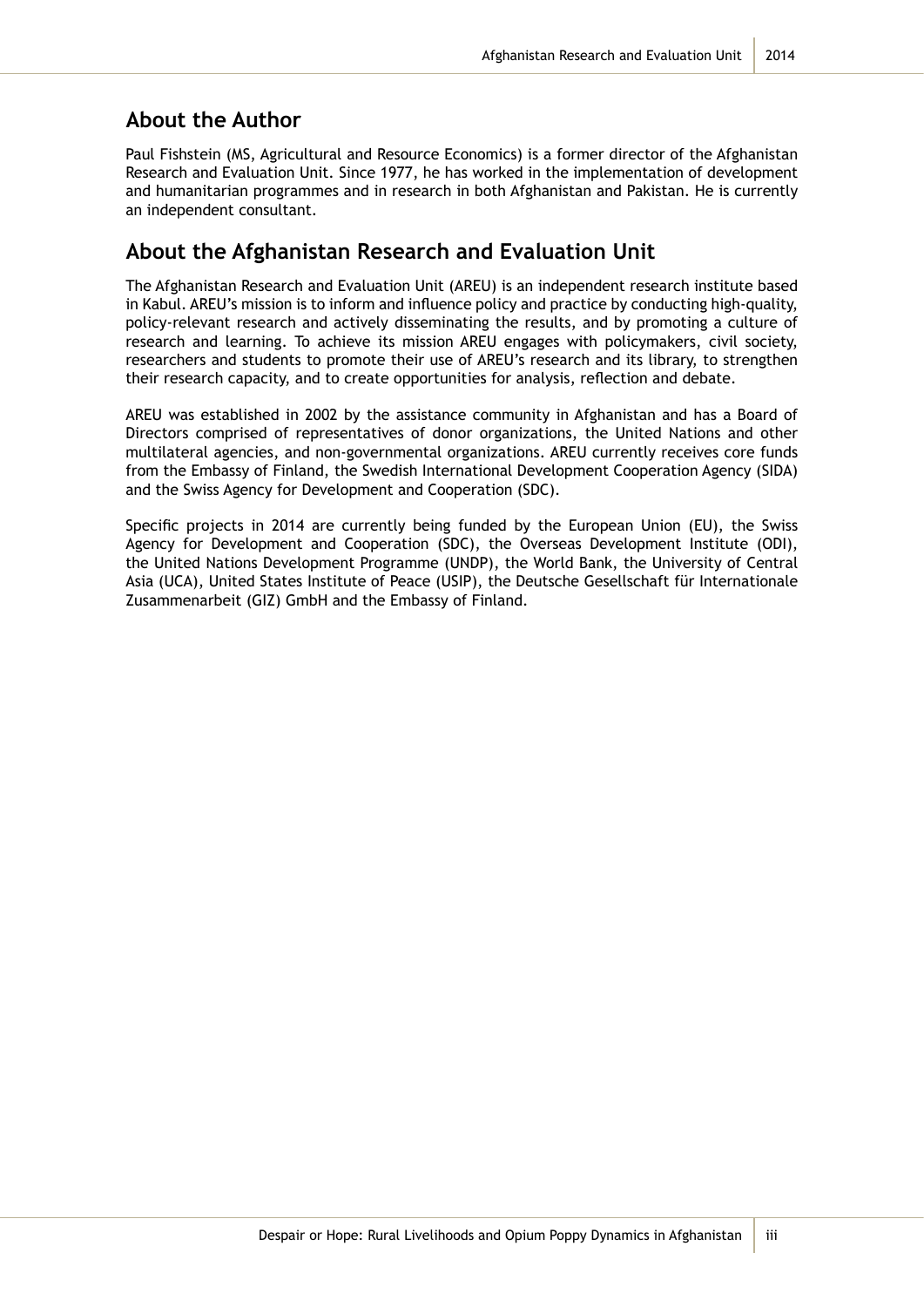## About the Author

Paul Fishstein (MS, Agricultural and Resource Economics) is a former director of the Afghanistan Research and Evaluation Unit. Since 1977, he has worked in the implementation of development and humanitarian programmes and in research in both Afghanistan and Pakistan. He is currently an independent consultant.

## About the Afghanistan Research and Evaluation Unit

The Afghanistan Research and Evaluation Unit (AREU) is an independent research institute based in Kabul. AREU's mission is to inform and influence policy and practice by conducting high-quality, policy-relevant research and actively disseminating the results, and by promoting a culture of research and learning. To achieve its mission AREU engages with policymakers, civil society, researchers and students to promote their use of AREU's research and its library, to strengthen their research capacity, and to create opportunities for analysis, reflection and debate.

AREU was established in 2002 by the assistance community in Afghanistan and has a Board of Directors comprised of representatives of donor organizations, the United Nations and other multilateral agencies, and non-governmental organizations. AREU currently receives core funds from the Embassy of Finland, the Swedish International Development Cooperation Agency (SIDA) and the Swiss Agency for Development and Cooperation (SDC).

Specific projects in 2014 are currently being funded by the European Union (EU), the Swiss Agency for Development and Cooperation (SDC), the Overseas Development Institute (ODI), the United Nations Development Programme (UNDP), the World Bank, the University of Central Asia (UCA), United States Institute of Peace (USIP), the Deutsche Gesellschaft für Internationale Zusammenarbeit (GIZ) GmbH and the Embassy of Finland.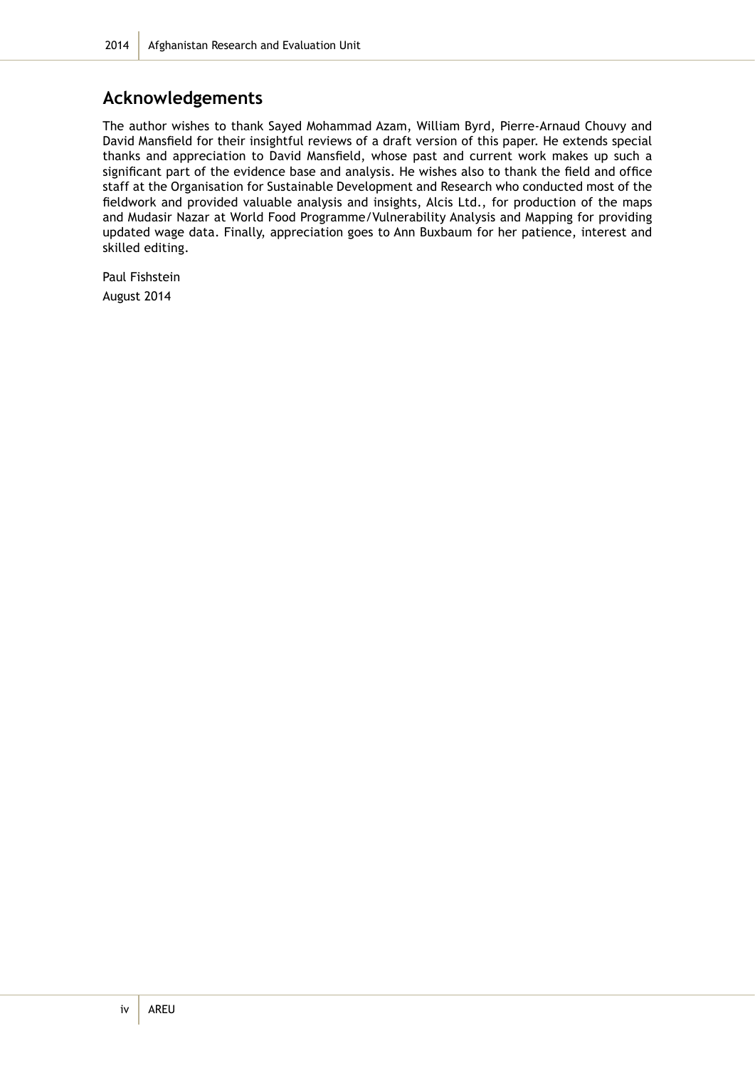## Acknowledgements

The author wishes to thank Sayed Mohammad Azam, William Byrd, Pierre-Arnaud Chouvy and David Mansfield for their insightful reviews of a draft version of this paper. He extends special thanks and appreciation to David Mansfield, whose past and current work makes up such a significant part of the evidence base and analysis. He wishes also to thank the field and office staff at the Organisation for Sustainable Development and Research who conducted most of the fieldwork and provided valuable analysis and insights, Alcis Ltd., for production of the maps and Mudasir Nazar at World Food Programme/Vulnerability Analysis and Mapping for providing updated wage data. Finally, appreciation goes to Ann Buxbaum for her patience, interest and skilled editing.

Paul Fishstein

August 2014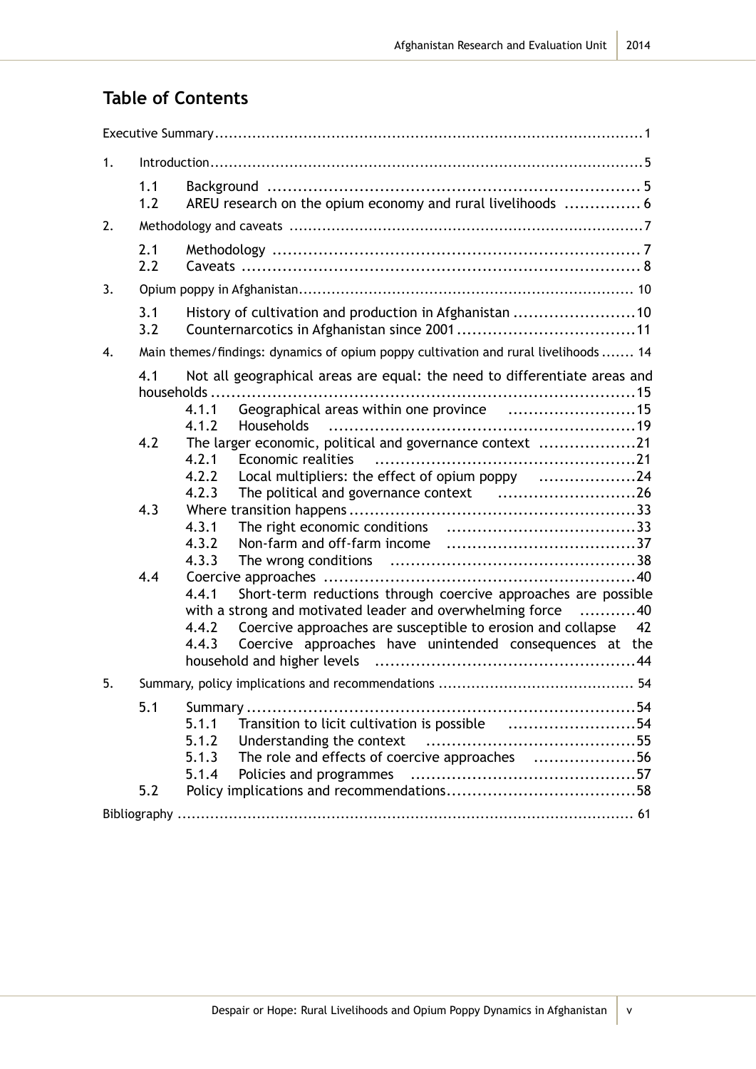## Table of Contents

Executive Summary ... 1

1. Introduction ... 5
   - 1.1 Background ... 5
   - 1.2 AREU research on the opium economy and rural livelihoods ... 6
2. Methodology and caveats ... 7
   - 2.1 Methodology ... 7
   - 2.2 Caveats ... 8
3. Opium poppy in Afghanistan ... 10
   - 3.1 History of cultivation and production in Afghanistan ... 10
   - 3.2 Counternarcotics in Afghanistan since 2001 ... 11
4. Main themes/findings: dynamics of opium poppy cultivation and rural livelihoods ... 14
   - 4.1 Not all geographical areas are equal: the need to differentiate areas and households ... 15
     - 4.1.1 Geographical areas within one province ... 15
     - 4.1.2 Households ... 19
   - 4.2 The larger economic, political and governance context ... 21
     - 4.2.1 Economic realities ... 21
     - 4.2.2 Local multipliers: the effect of opium poppy ... 24
     - 4.2.3 The political and governance context ... 26
   - 4.3 Where transition happens ... 33
     - 4.3.1 The right economic conditions ... 33
     - 4.3.2 Non-farm and off-farm income ... 37
     - 4.3.3 The wrong conditions ... 38
   - 4.4 Coercive approaches ... 40
     - 4.4.1 Short-term reductions through coercive approaches are possible with a strong and motivated leader and overwhelming force ... 40
     - 4.4.2 Coercive approaches are susceptible to erosion and collapse ... 42
     - 4.4.3 Coercive approaches have unintended consequences at the household and higher levels ... 44
5. Summary, policy implications and recommendations ... 54
   - 5.1 Summary ... 54
     - 5.1.1 Transition to licit cultivation is possible ... 54
     - 5.1.2 Understanding the context ... 55
     - 5.1.3 The role and effects of coercive approaches ... 56
     - 5.1.4 Policies and programmes ... 57
   - 5.2 Policy implications and recommendations ... 58

Bibliography ... 61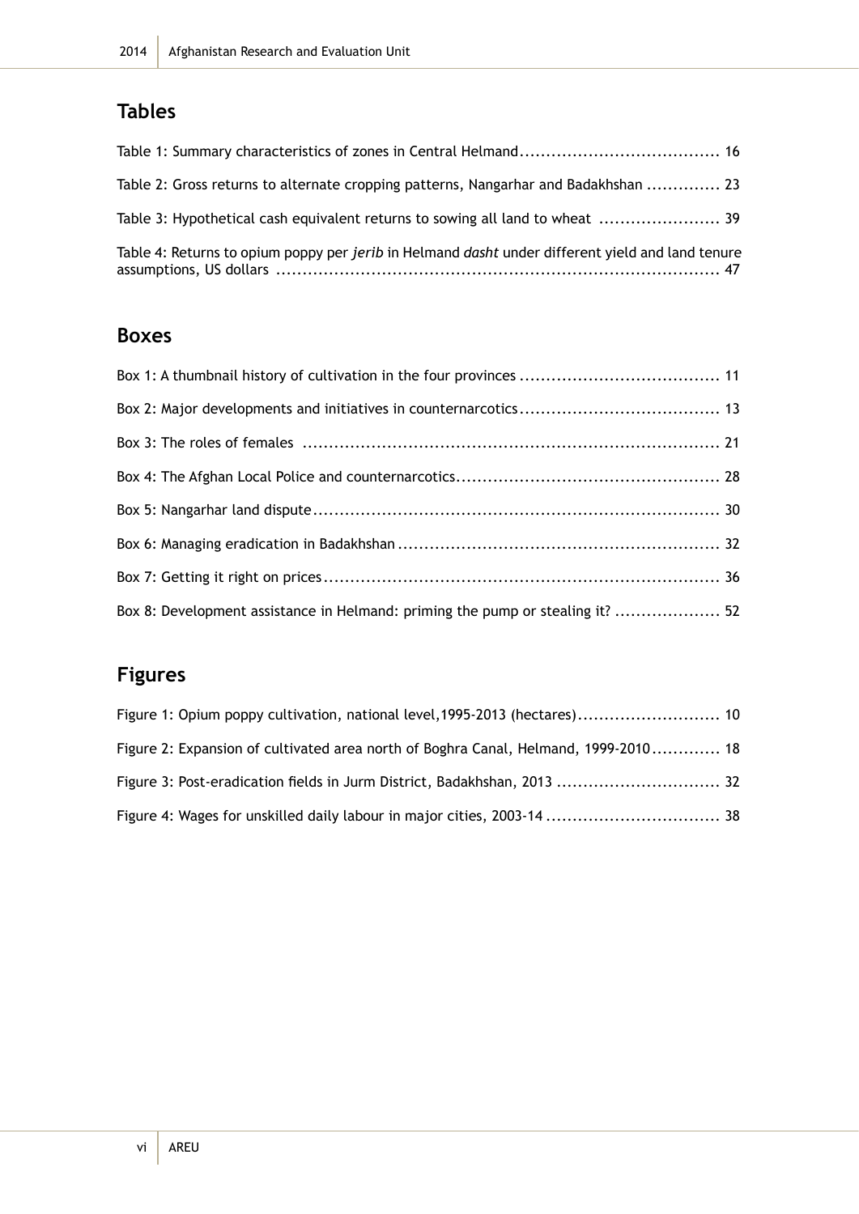## Tables

Table 1: Summary characteristics of zones in Central Helmand...................................... 16

Table 2: Gross returns to alternate cropping patterns, Nangarhar and Badakhshan .............. 23

Table 3: Hypothetical cash equivalent returns to sowing all land to wheat ........................ 39

Table 4: Returns to opium poppy per *jerib* in Helmand *dasht* under different yield and land tenure assumptions, US dollars ..................................................................................... 47

## Boxes

Box 1: A thumbnail history of cultivation in the four provinces ...................................... 11

Box 2: Major developments and initiatives in counternarcotics...................................... 13

Box 3: The roles of females ............................................................................... 21

Box 4: The Afghan Local Police and counternarcotics................................................. 28

Box 5: Nangarhar land dispute............................................................................. 30

Box 6: Managing eradication in Badakhshan ............................................................. 32

Box 7: Getting it right on prices........................................................................... 36

Box 8: Development assistance in Helmand: priming the pump or stealing it? .................... 52

## Figures

Figure 1: Opium poppy cultivation, national level,1995-2013 (hectares)........................... 10

Figure 2: Expansion of cultivated area north of Boghra Canal, Helmand, 1999-2010............. 18

Figure 3: Post-eradication fields in Jurm District, Badakhshan, 2013 ............................... 32

Figure 4: Wages for unskilled daily labour in major cities, 2003-14 ................................. 38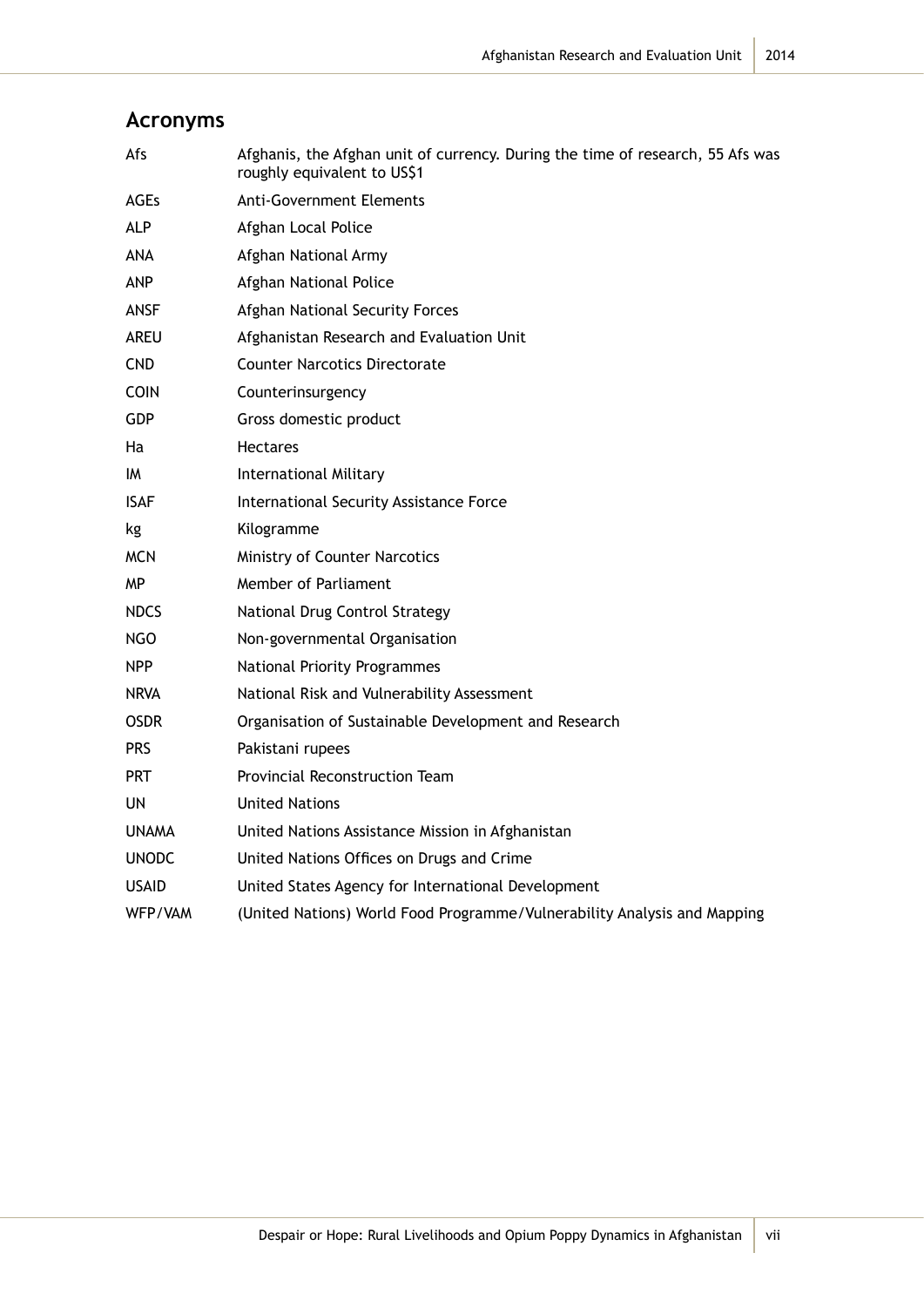## Acronyms

| | |
|---|---|
| Afs | Afghanis, the Afghan unit of currency. During the time of research, 55 Afs was roughly equivalent to US$1 |
| AGEs | Anti-Government Elements |
| ALP | Afghan Local Police |
| ANA | Afghan National Army |
| ANP | Afghan National Police |
| ANSF | Afghan National Security Forces |
| AREU | Afghanistan Research and Evaluation Unit |
| CND | Counter Narcotics Directorate |
| COIN | Counterinsurgency |
| GDP | Gross domestic product |
| Ha | Hectares |
| IM | International Military |
| ISAF | International Security Assistance Force |
| kg | Kilogramme |
| MCN | Ministry of Counter Narcotics |
| MP | Member of Parliament |
| NDCS | National Drug Control Strategy |
| NGO | Non-governmental Organisation |
| NPP | National Priority Programmes |
| NRVA | National Risk and Vulnerability Assessment |
| OSDR | Organisation of Sustainable Development and Research |
| PRS | Pakistani rupees |
| PRT | Provincial Reconstruction Team |
| UN | United Nations |
| UNAMA | United Nations Assistance Mission in Afghanistan |
| UNODC | United Nations Offices on Drugs and Crime |
| USAID | United States Agency for International Development |
| WFP/VAM | (United Nations) World Food Programme/Vulnerability Analysis and Mapping |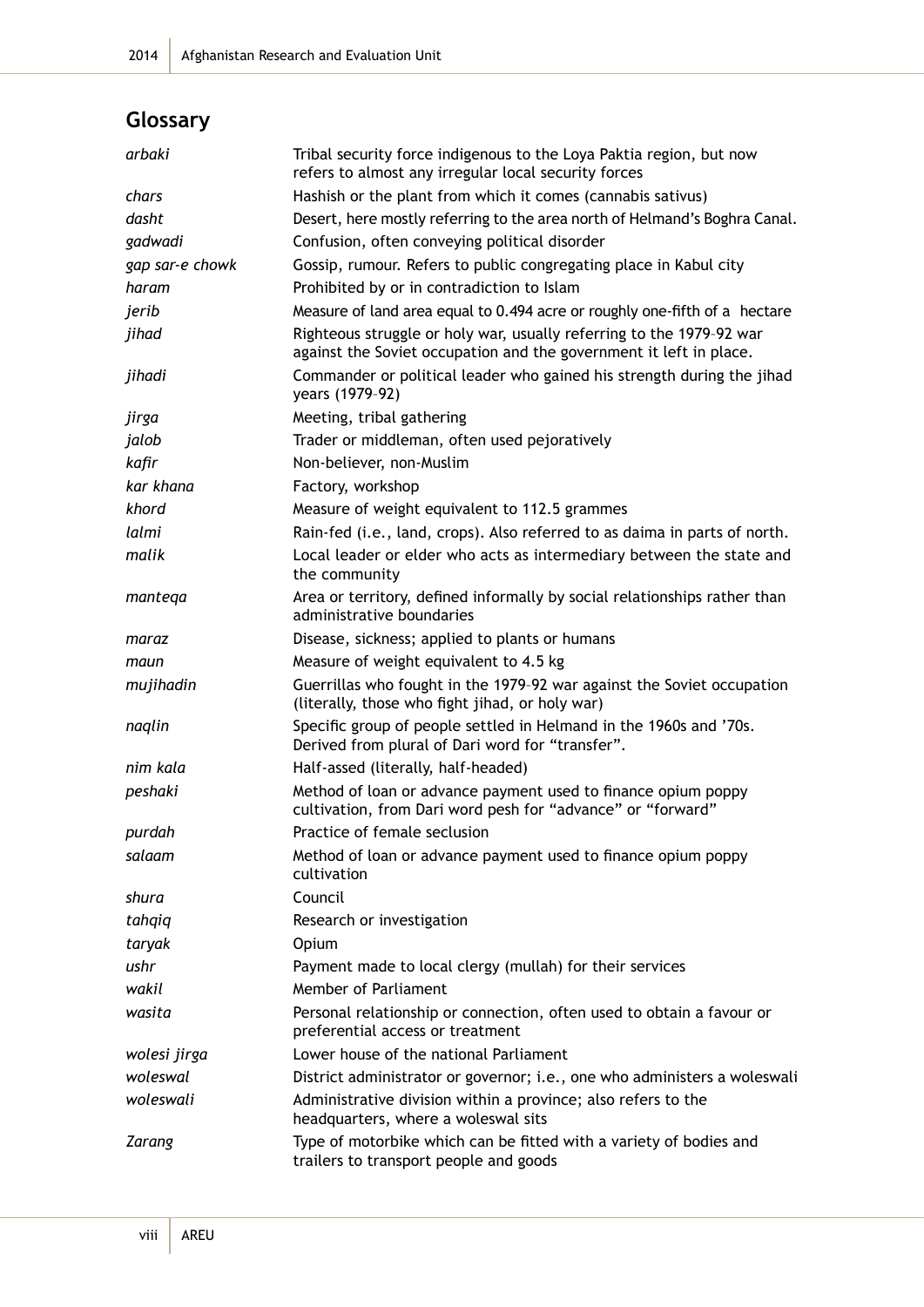## Glossary

| | |
|---|---|
| *arbaki* | Tribal security force indigenous to the Loya Paktia region, but now refers to almost any irregular local security forces |
| *chars* | Hashish or the plant from which it comes (cannabis sativus) |
| *dasht* | Desert, here mostly referring to the area north of Helmand's Boghra Canal. |
| *gadwadi* | Confusion, often conveying political disorder |
| *gap sar-e chowk* | Gossip, rumour. Refers to public congregating place in Kabul city |
| *haram* | Prohibited by or in contradiction to Islam |
| *jerib* | Measure of land area equal to 0.494 acre or roughly one-fifth of a hectare |
| *jihad* | Righteous struggle or holy war, usually referring to the 1979–92 war against the Soviet occupation and the government it left in place. |
| *jihadi* | Commander or political leader who gained his strength during the jihad years (1979–92) |
| *jirga* | Meeting, tribal gathering |
| *jalob* | Trader or middleman, often used pejoratively |
| *kafir* | Non-believer, non-Muslim |
| *kar khana* | Factory, workshop |
| *khord* | Measure of weight equivalent to 112.5 grammes |
| *lalmi* | Rain-fed (i.e., land, crops). Also referred to as daima in parts of north. |
| *malik* | Local leader or elder who acts as intermediary between the state and the community |
| *manteqa* | Area or territory, defined informally by social relationships rather than administrative boundaries |
| *maraz* | Disease, sickness; applied to plants or humans |
| *maun* | Measure of weight equivalent to 4.5 kg |
| *mujihadin* | Guerrillas who fought in the 1979–92 war against the Soviet occupation (literally, those who fight jihad, or holy war) |
| *naqlin* | Specific group of people settled in Helmand in the 1960s and '70s. Derived from plural of Dari word for "transfer". |
| *nim kala* | Half-assed (literally, half-headed) |
| *peshaki* | Method of loan or advance payment used to finance opium poppy cultivation, from Dari word pesh for "advance" or "forward" |
| *purdah* | Practice of female seclusion |
| *salaam* | Method of loan or advance payment used to finance opium poppy cultivation |
| *shura* | Council |
| *tahqiq* | Research or investigation |
| *taryak* | Opium |
| *ushr* | Payment made to local clergy (mullah) for their services |
| *wakil* | Member of Parliament |
| *wasita* | Personal relationship or connection, often used to obtain a favour or preferential access or treatment |
| *wolesi jirga* | Lower house of the national Parliament |
| *woleswal* | District administrator or governor; i.e., one who administers a woleswali |
| *woleswali* | Administrative division within a province; also refers to the headquarters, where a woleswal sits |
| *Zarang* | Type of motorbike which can be fitted with a variety of bodies and trailers to transport people and goods |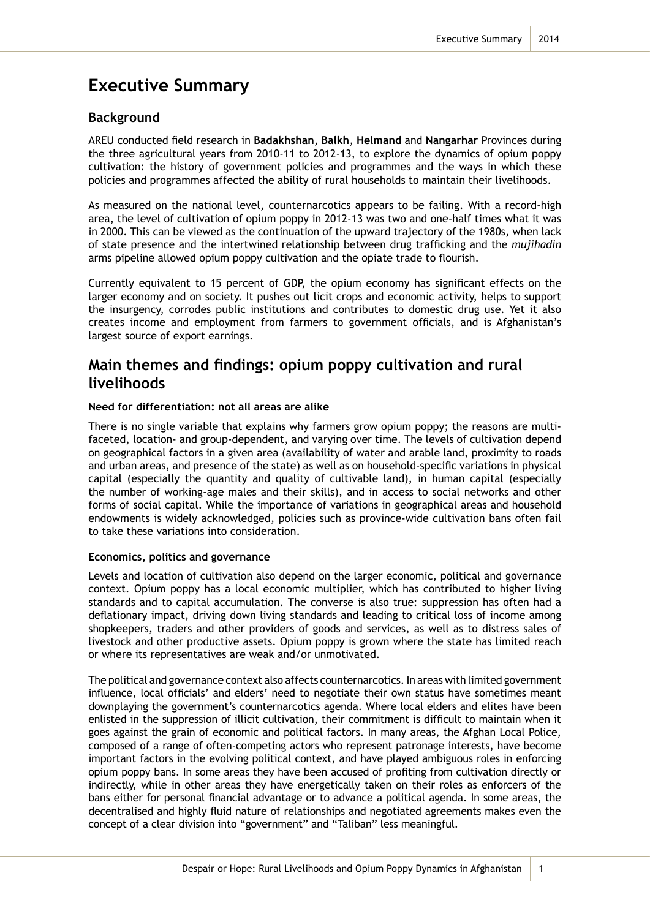# Executive Summary

## Background

AREU conducted field research in **Badakhshan**, **Balkh**, **Helmand** and **Nangarhar** Provinces during the three agricultural years from 2010-11 to 2012-13, to explore the dynamics of opium poppy cultivation: the history of government policies and programmes and the ways in which these policies and programmes affected the ability of rural households to maintain their livelihoods.

As measured on the national level, counternarcotics appears to be failing. With a record-high area, the level of cultivation of opium poppy in 2012-13 was two and one-half times what it was in 2000. This can be viewed as the continuation of the upward trajectory of the 1980s, when lack of state presence and the intertwined relationship between drug trafficking and the *mujihadin* arms pipeline allowed opium poppy cultivation and the opiate trade to flourish.

Currently equivalent to 15 percent of GDP, the opium economy has significant effects on the larger economy and on society. It pushes out licit crops and economic activity, helps to support the insurgency, corrodes public institutions and contributes to domestic drug use. Yet it also creates income and employment from farmers to government officials, and is Afghanistan's largest source of export earnings.

## Main themes and findings: opium poppy cultivation and rural livelihoods

#### Need for differentiation: not all areas are alike

There is no single variable that explains why farmers grow opium poppy; the reasons are multi-faceted, location- and group-dependent, and varying over time. The levels of cultivation depend on geographical factors in a given area (availability of water and arable land, proximity to roads and urban areas, and presence of the state) as well as on household-specific variations in physical capital (especially the quantity and quality of cultivable land), in human capital (especially the number of working-age males and their skills), and in access to social networks and other forms of social capital. While the importance of variations in geographical areas and household endowments is widely acknowledged, policies such as province-wide cultivation bans often fail to take these variations into consideration.

#### Economics, politics and governance

Levels and location of cultivation also depend on the larger economic, political and governance context. Opium poppy has a local economic multiplier, which has contributed to higher living standards and to capital accumulation. The converse is also true: suppression has often had a deflationary impact, driving down living standards and leading to critical loss of income among shopkeepers, traders and other providers of goods and services, as well as to distress sales of livestock and other productive assets. Opium poppy is grown where the state has limited reach or where its representatives are weak and/or unmotivated.

The political and governance context also affects counternarcotics. In areas with limited government influence, local officials' and elders' need to negotiate their own status have sometimes meant downplaying the government's counternarcotics agenda. Where local elders and elites have been enlisted in the suppression of illicit cultivation, their commitment is difficult to maintain when it goes against the grain of economic and political factors. In many areas, the Afghan Local Police, composed of a range of often-competing actors who represent patronage interests, have become important factors in the evolving political context, and have played ambiguous roles in enforcing opium poppy bans. In some areas they have been accused of profiting from cultivation directly or indirectly, while in other areas they have energetically taken on their roles as enforcers of the bans either for personal financial advantage or to advance a political agenda. In some areas, the decentralised and highly fluid nature of relationships and negotiated agreements makes even the concept of a clear division into "government" and "Taliban" less meaningful.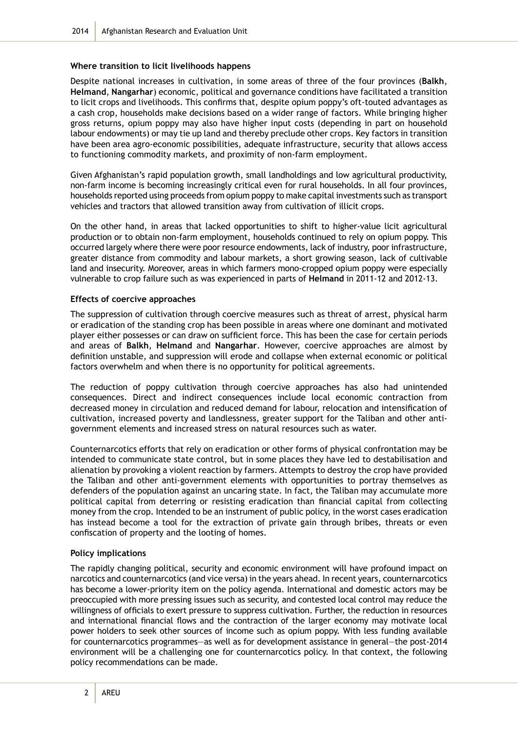### Where transition to licit livelihoods happens

Despite national increases in cultivation, in some areas of three of the four provinces (**Balkh**, **Helmand**, **Nangarhar**) economic, political and governance conditions have facilitated a transition to licit crops and livelihoods. This confirms that, despite opium poppy's oft-touted advantages as a cash crop, households make decisions based on a wider range of factors. While bringing higher gross returns, opium poppy may also have higher input costs (depending in part on household labour endowments) or may tie up land and thereby preclude other crops. Key factors in transition have been area agro-economic possibilities, adequate infrastructure, security that allows access to functioning commodity markets, and proximity of non-farm employment.

Given Afghanistan's rapid population growth, small landholdings and low agricultural productivity, non-farm income is becoming increasingly critical even for rural households. In all four provinces, households reported using proceeds from opium poppy to make capital investments such as transport vehicles and tractors that allowed transition away from cultivation of illicit crops.

On the other hand, in areas that lacked opportunities to shift to higher-value licit agricultural production or to obtain non-farm employment, households continued to rely on opium poppy. This occurred largely where there were poor resource endowments, lack of industry, poor infrastructure, greater distance from commodity and labour markets, a short growing season, lack of cultivable land and insecurity. Moreover, areas in which farmers mono-cropped opium poppy were especially vulnerable to crop failure such as was experienced in parts of **Helmand** in 2011-12 and 2012-13.

### Effects of coercive approaches

The suppression of cultivation through coercive measures such as threat of arrest, physical harm or eradication of the standing crop has been possible in areas where one dominant and motivated player either possesses or can draw on sufficient force. This has been the case for certain periods and areas of **Balkh**, **Helmand** and **Nangarhar**. However, coercive approaches are almost by definition unstable, and suppression will erode and collapse when external economic or political factors overwhelm and when there is no opportunity for political agreements.

The reduction of poppy cultivation through coercive approaches has also had unintended consequences. Direct and indirect consequences include local economic contraction from decreased money in circulation and reduced demand for labour, relocation and intensification of cultivation, increased poverty and landlessness, greater support for the Taliban and other anti-government elements and increased stress on natural resources such as water.

Counternarcotics efforts that rely on eradication or other forms of physical confrontation may be intended to communicate state control, but in some places they have led to destabilisation and alienation by provoking a violent reaction by farmers. Attempts to destroy the crop have provided the Taliban and other anti-government elements with opportunities to portray themselves as defenders of the population against an uncaring state. In fact, the Taliban may accumulate more political capital from deterring or resisting eradication than financial capital from collecting money from the crop. Intended to be an instrument of public policy, in the worst cases eradication has instead become a tool for the extraction of private gain through bribes, threats or even confiscation of property and the looting of homes.

### Policy implications

The rapidly changing political, security and economic environment will have profound impact on narcotics and counternarcotics (and vice versa) in the years ahead. In recent years, counternarcotics has become a lower-priority item on the policy agenda. International and domestic actors may be preoccupied with more pressing issues such as security, and contested local control may reduce the willingness of officials to exert pressure to suppress cultivation. Further, the reduction in resources and international financial flows and the contraction of the larger economy may motivate local power holders to seek other sources of income such as opium poppy. With less funding available for counternarcotics programmes—as well as for development assistance in general—the post-2014 environment will be a challenging one for counternarcotics policy. In that context, the following policy recommendations can be made.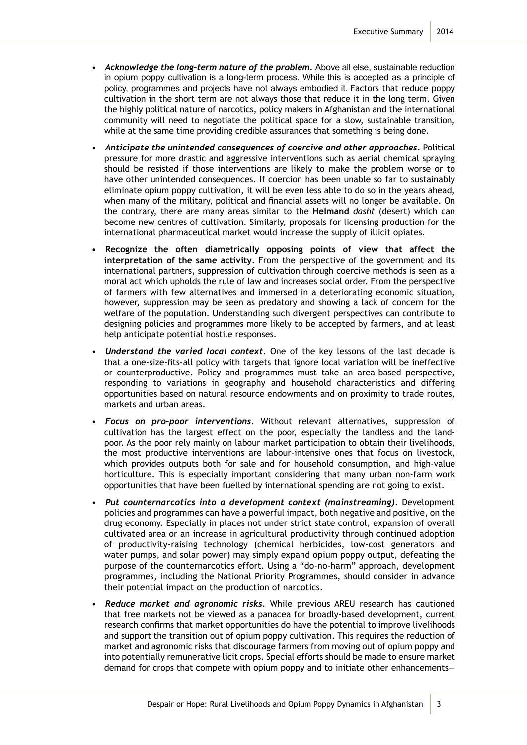- ***Acknowledge the long-term nature of the problem***. Above all else, sustainable reduction in opium poppy cultivation is a long-term process. While this is accepted as a principle of policy, programmes and projects have not always embodied it. Factors that reduce poppy cultivation in the short term are not always those that reduce it in the long term. Given the highly political nature of narcotics, policy makers in Afghanistan and the international community will need to negotiate the political space for a slow, sustainable transition, while at the same time providing credible assurances that something is being done.

- ***Anticipate the unintended consequences of coercive and other approaches***. Political pressure for more drastic and aggressive interventions such as aerial chemical spraying should be resisted if those interventions are likely to make the problem worse or to have other unintended consequences. If coercion has been unable so far to sustainably eliminate opium poppy cultivation, it will be even less able to do so in the years ahead, when many of the military, political and financial assets will no longer be available. On the contrary, there are many areas similar to the **Helmand** *dasht* (desert) which can become new centres of cultivation. Similarly, proposals for licensing production for the international pharmaceutical market would increase the supply of illicit opiates.

- **Recognize the often diametrically opposing points of view that affect the interpretation of the same activity**. From the perspective of the government and its international partners, suppression of cultivation through coercive methods is seen as a moral act which upholds the rule of law and increases social order. From the perspective of farmers with few alternatives and immersed in a deteriorating economic situation, however, suppression may be seen as predatory and showing a lack of concern for the welfare of the population. Understanding such divergent perspectives can contribute to designing policies and programmes more likely to be accepted by farmers, and at least help anticipate potential hostile responses.

- ***Understand the varied local context***. One of the key lessons of the last decade is that a one-size-fits-all policy with targets that ignore local variation will be ineffective or counterproductive. Policy and programmes must take an area-based perspective, responding to variations in geography and household characteristics and differing opportunities based on natural resource endowments and on proximity to trade routes, markets and urban areas.

- ***Focus on pro-poor interventions***. Without relevant alternatives, suppression of cultivation has the largest effect on the poor, especially the landless and the land-poor. As the poor rely mainly on labour market participation to obtain their livelihoods, the most productive interventions are labour-intensive ones that focus on livestock, which provides outputs both for sale and for household consumption, and high-value horticulture. This is especially important considering that many urban non-farm work opportunities that have been fuelled by international spending are not going to exist.

- ***Put counternarcotics into a development context (mainstreaming)***. Development policies and programmes can have a powerful impact, both negative and positive, on the drug economy. Especially in places not under strict state control, expansion of overall cultivated area or an increase in agricultural productivity through continued adoption of productivity-raising technology (chemical herbicides, low-cost generators and water pumps, and solar power) may simply expand opium poppy output, defeating the purpose of the counternarcotics effort. Using a "do-no-harm" approach, development programmes, including the National Priority Programmes, should consider in advance their potential impact on the production of narcotics.

- ***Reduce market and agronomic risks***. While previous AREU research has cautioned that free markets not be viewed as a panacea for broadly-based development, current research confirms that market opportunities do have the potential to improve livelihoods and support the transition out of opium poppy cultivation. This requires the reduction of market and agronomic risks that discourage farmers from moving out of opium poppy and into potentially remunerative licit crops. Special efforts should be made to ensure market demand for crops that compete with opium poppy and to initiate other enhancements—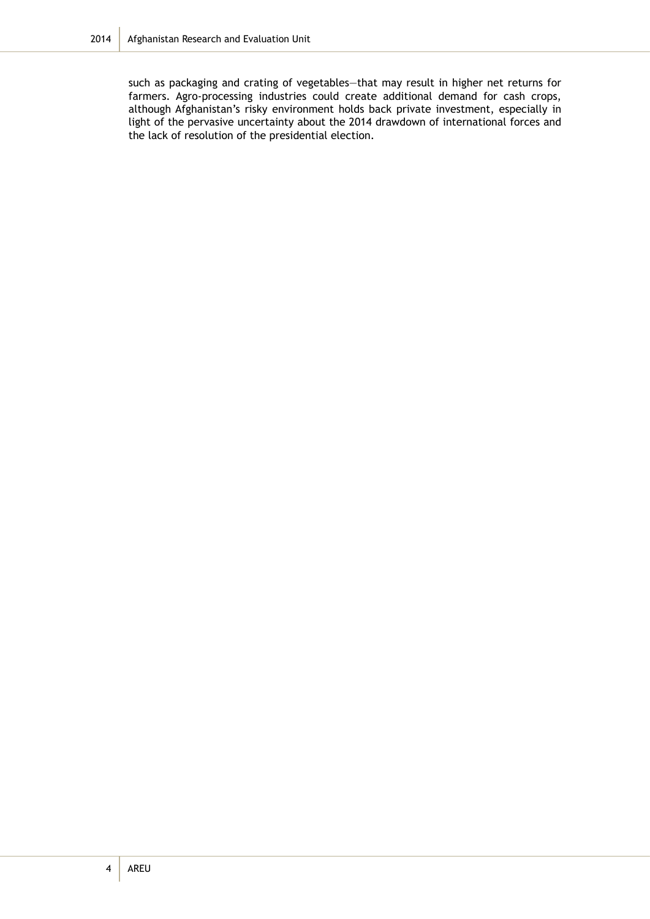such as packaging and crating of vegetables—that may result in higher net returns for farmers. Agro-processing industries could create additional demand for cash crops, although Afghanistan's risky environment holds back private investment, especially in light of the pervasive uncertainty about the 2014 drawdown of international forces and the lack of resolution of the presidential election.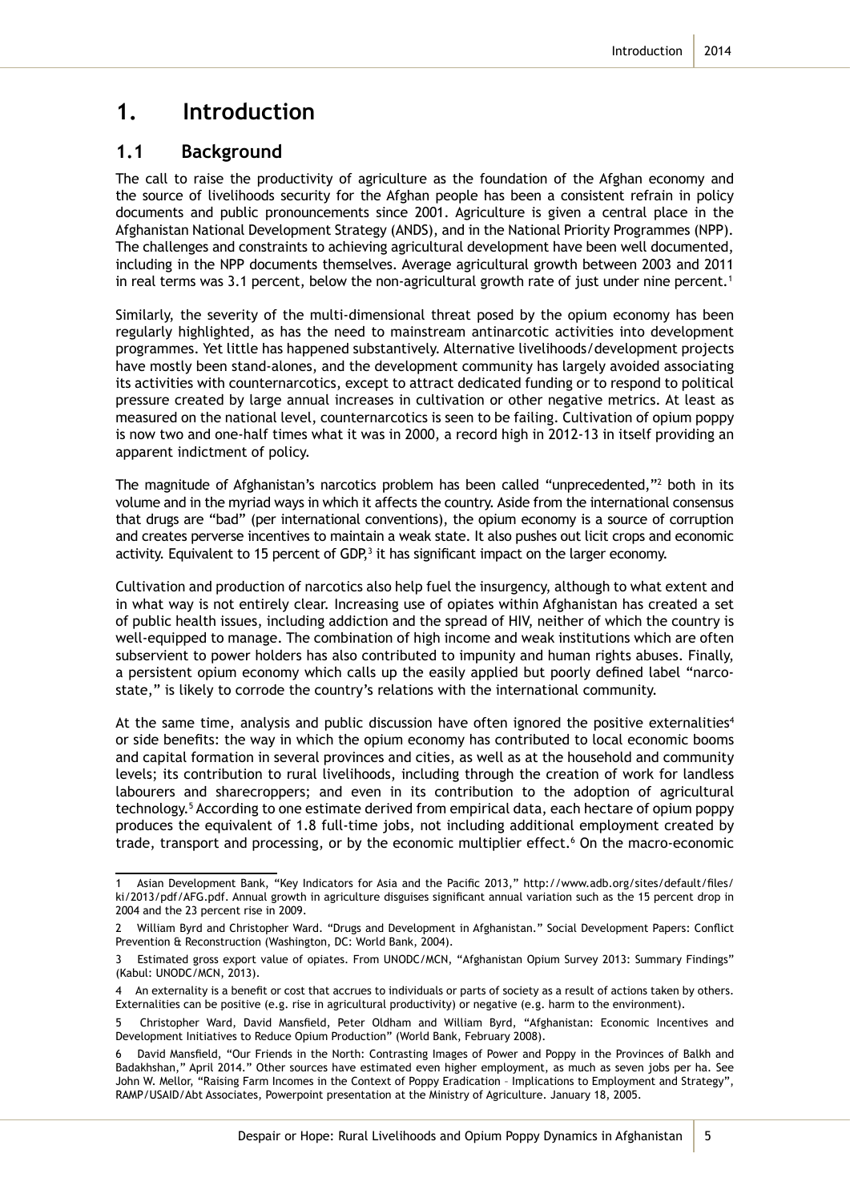# 1. Introduction

## 1.1 Background

The call to raise the productivity of agriculture as the foundation of the Afghan economy and the source of livelihoods security for the Afghan people has been a consistent refrain in policy documents and public pronouncements since 2001. Agriculture is given a central place in the Afghanistan National Development Strategy (ANDS), and in the National Priority Programmes (NPP). The challenges and constraints to achieving agricultural development have been well documented, including in the NPP documents themselves. Average agricultural growth between 2003 and 2011 in real terms was 3.1 percent, below the non-agricultural growth rate of just under nine percent.[1]

Similarly, the severity of the multi-dimensional threat posed by the opium economy has been regularly highlighted, as has the need to mainstream antinarcotic activities into development programmes. Yet little has happened substantively. Alternative livelihoods/development projects have mostly been stand-alones, and the development community has largely avoided associating its activities with counternarcotics, except to attract dedicated funding or to respond to political pressure created by large annual increases in cultivation or other negative metrics. At least as measured on the national level, counternarcotics is seen to be failing. Cultivation of opium poppy is now two and one-half times what it was in 2000, a record high in 2012-13 in itself providing an apparent indictment of policy.

The magnitude of Afghanistan's narcotics problem has been called "unprecedented,"[2] both in its volume and in the myriad ways in which it affects the country. Aside from the international consensus that drugs are "bad" (per international conventions), the opium economy is a source of corruption and creates perverse incentives to maintain a weak state. It also pushes out licit crops and economic activity. Equivalent to 15 percent of GDP,[3] it has significant impact on the larger economy.

Cultivation and production of narcotics also help fuel the insurgency, although to what extent and in what way is not entirely clear. Increasing use of opiates within Afghanistan has created a set of public health issues, including addiction and the spread of HIV, neither of which the country is well-equipped to manage. The combination of high income and weak institutions which are often subservient to power holders has also contributed to impunity and human rights abuses. Finally, a persistent opium economy which calls up the easily applied but poorly defined label "narco-state," is likely to corrode the country's relations with the international community.

At the same time, analysis and public discussion have often ignored the positive externalities[4] or side benefits: the way in which the opium economy has contributed to local economic booms and capital formation in several provinces and cities, as well as at the household and community levels; its contribution to rural livelihoods, including through the creation of work for landless labourers and sharecroppers; and even in its contribution to the adoption of agricultural technology.[5] According to one estimate derived from empirical data, each hectare of opium poppy produces the equivalent of 1.8 full-time jobs, not including additional employment created by trade, transport and processing, or by the economic multiplier effect.[6] On the macro-economic

---

1 Asian Development Bank, "Key Indicators for Asia and the Pacific 2013," http://www.adb.org/sites/default/files/ki/2013/pdf/AFG.pdf. Annual growth in agriculture disguises significant annual variation such as the 15 percent drop in 2004 and the 23 percent rise in 2009.

2 William Byrd and Christopher Ward. "Drugs and Development in Afghanistan." Social Development Papers: Conflict Prevention & Reconstruction (Washington, DC: World Bank, 2004).

3 Estimated gross export value of opiates. From UNODC/MCN, "Afghanistan Opium Survey 2013: Summary Findings" (Kabul: UNODC/MCN, 2013).

4 An externality is a benefit or cost that accrues to individuals or parts of society as a result of actions taken by others. Externalities can be positive (e.g. rise in agricultural productivity) or negative (e.g. harm to the environment).

5 Christopher Ward, David Mansfield, Peter Oldham and William Byrd, "Afghanistan: Economic Incentives and Development Initiatives to Reduce Opium Production" (World Bank, February 2008).

6 David Mansfield, "Our Friends in the North: Contrasting Images of Power and Poppy in the Provinces of Balkh and Badakhshan," April 2014." Other sources have estimated even higher employment, as much as seven jobs per ha. See John W. Mellor, "Raising Farm Incomes in the Context of Poppy Eradication – Implications to Employment and Strategy", RAMP/USAID/Abt Associates, Powerpoint presentation at the Ministry of Agriculture. January 18, 2005.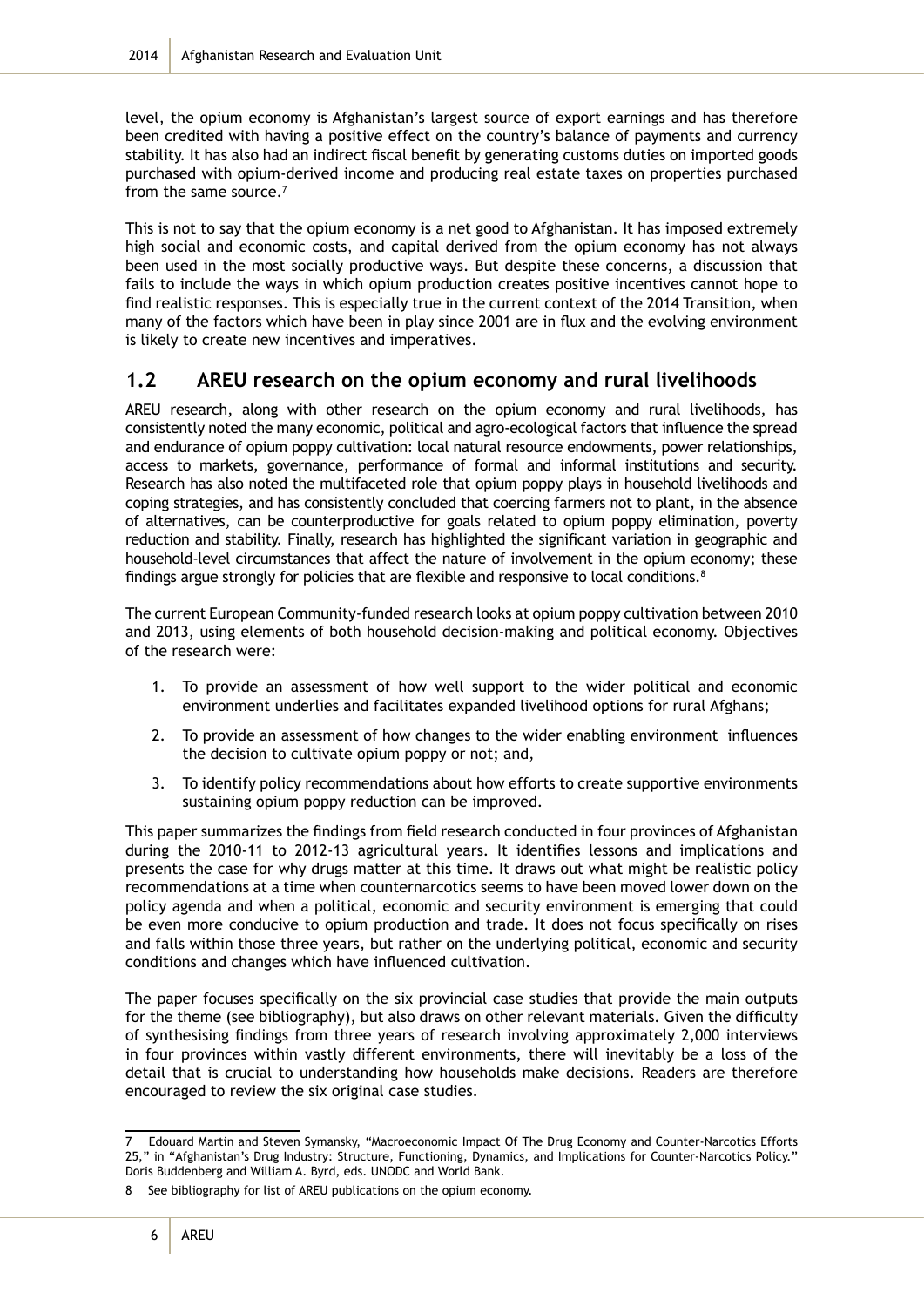level, the opium economy is Afghanistan's largest source of export earnings and has therefore been credited with having a positive effect on the country's balance of payments and currency stability. It has also had an indirect fiscal benefit by generating customs duties on imported goods purchased with opium-derived income and producing real estate taxes on properties purchased from the same source.[7]

This is not to say that the opium economy is a net good to Afghanistan. It has imposed extremely high social and economic costs, and capital derived from the opium economy has not always been used in the most socially productive ways. But despite these concerns, a discussion that fails to include the ways in which opium production creates positive incentives cannot hope to find realistic responses. This is especially true in the current context of the 2014 Transition, when many of the factors which have been in play since 2001 are in flux and the evolving environment is likely to create new incentives and imperatives.

## 1.2 AREU research on the opium economy and rural livelihoods

AREU research, along with other research on the opium economy and rural livelihoods, has consistently noted the many economic, political and agro-ecological factors that influence the spread and endurance of opium poppy cultivation: local natural resource endowments, power relationships, access to markets, governance, performance of formal and informal institutions and security. Research has also noted the multifaceted role that opium poppy plays in household livelihoods and coping strategies, and has consistently concluded that coercing farmers not to plant, in the absence of alternatives, can be counterproductive for goals related to opium poppy elimination, poverty reduction and stability. Finally, research has highlighted the significant variation in geographic and household-level circumstances that affect the nature of involvement in the opium economy; these findings argue strongly for policies that are flexible and responsive to local conditions.[8]

The current European Community-funded research looks at opium poppy cultivation between 2010 and 2013, using elements of both household decision-making and political economy. Objectives of the research were:

1. To provide an assessment of how well support to the wider political and economic environment underlies and facilitates expanded livelihood options for rural Afghans;
2. To provide an assessment of how changes to the wider enabling environment influences the decision to cultivate opium poppy or not; and,
3. To identify policy recommendations about how efforts to create supportive environments sustaining opium poppy reduction can be improved.

This paper summarizes the findings from field research conducted in four provinces of Afghanistan during the 2010-11 to 2012-13 agricultural years. It identifies lessons and implications and presents the case for why drugs matter at this time. It draws out what might be realistic policy recommendations at a time when counternarcotics seems to have been moved lower down on the policy agenda and when a political, economic and security environment is emerging that could be even more conducive to opium production and trade. It does not focus specifically on rises and falls within those three years, but rather on the underlying political, economic and security conditions and changes which have influenced cultivation.

The paper focuses specifically on the six provincial case studies that provide the main outputs for the theme (see bibliography), but also draws on other relevant materials. Given the difficulty of synthesising findings from three years of research involving approximately 2,000 interviews in four provinces within vastly different environments, there will inevitably be a loss of the detail that is crucial to understanding how households make decisions. Readers are therefore encouraged to review the six original case studies.

---

7 Edouard Martin and Steven Symansky, "Macroeconomic Impact Of The Drug Economy and Counter-Narcotics Efforts 25," in "Afghanistan's Drug Industry: Structure, Functioning, Dynamics, and Implications for Counter-Narcotics Policy." Doris Buddenberg and William A. Byrd, eds. UNODC and World Bank.

8 See bibliography for list of AREU publications on the opium economy.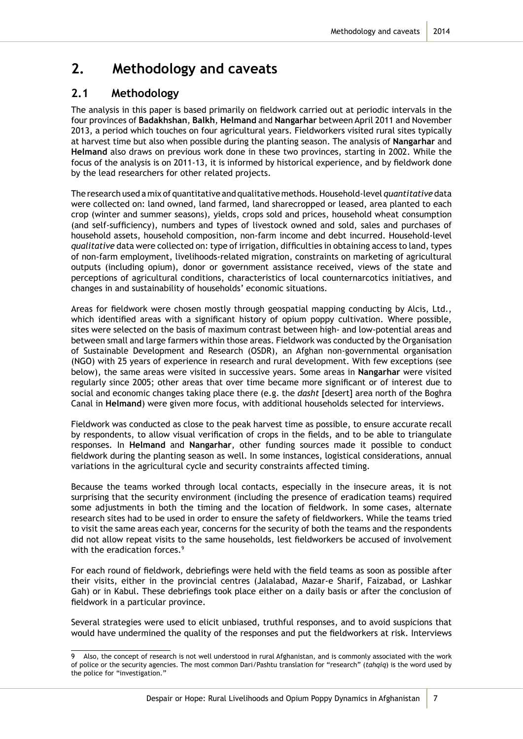# 2. Methodology and caveats

## 2.1 Methodology

The analysis in this paper is based primarily on fieldwork carried out at periodic intervals in the four provinces of **Badakhshan**, **Balkh**, **Helmand** and **Nangarhar** between April 2011 and November 2013, a period which touches on four agricultural years. Fieldworkers visited rural sites typically at harvest time but also when possible during the planting season. The analysis of **Nangarhar** and **Helmand** also draws on previous work done in these two provinces, starting in 2002. While the focus of the analysis is on 2011-13, it is informed by historical experience, and by fieldwork done by the lead researchers for other related projects.

The research used a mix of quantitative and qualitative methods. Household-level *quantitative* data were collected on: land owned, land farmed, land sharecropped or leased, area planted to each crop (winter and summer seasons), yields, crops sold and prices, household wheat consumption (and self-sufficiency), numbers and types of livestock owned and sold, sales and purchases of household assets, household composition, non-farm income and debt incurred. Household-level *qualitative* data were collected on: type of irrigation, difficulties in obtaining access to land, types of non-farm employment, livelihoods-related migration, constraints on marketing of agricultural outputs (including opium), donor or government assistance received, views of the state and perceptions of agricultural conditions, characteristics of local counternarcotics initiatives, and changes in and sustainability of households' economic situations.

Areas for fieldwork were chosen mostly through geospatial mapping conducting by Alcis, Ltd., which identified areas with a significant history of opium poppy cultivation. Where possible, sites were selected on the basis of maximum contrast between high- and low-potential areas and between small and large farmers within those areas. Fieldwork was conducted by the Organisation of Sustainable Development and Research (OSDR), an Afghan non-governmental organisation (NGO) with 25 years of experience in research and rural development. With few exceptions (see below), the same areas were visited in successive years. Some areas in **Nangarhar** were visited regularly since 2005; other areas that over time became more significant or of interest due to social and economic changes taking place there (e.g. the *dasht* [desert] area north of the Boghra Canal in **Helmand**) were given more focus, with additional households selected for interviews.

Fieldwork was conducted as close to the peak harvest time as possible, to ensure accurate recall by respondents, to allow visual verification of crops in the fields, and to be able to triangulate responses. In **Helmand** and **Nangarhar**, other funding sources made it possible to conduct fieldwork during the planting season as well. In some instances, logistical considerations, annual variations in the agricultural cycle and security constraints affected timing.

Because the teams worked through local contacts, especially in the insecure areas, it is not surprising that the security environment (including the presence of eradication teams) required some adjustments in both the timing and the location of fieldwork. In some cases, alternate research sites had to be used in order to ensure the safety of fieldworkers. While the teams tried to visit the same areas each year, concerns for the security of both the teams and the respondents did not allow repeat visits to the same households, lest fieldworkers be accused of involvement with the eradication forces.[9]

For each round of fieldwork, debriefings were held with the field teams as soon as possible after their visits, either in the provincial centres (Jalalabad, Mazar-e Sharif, Faizabad, or Lashkar Gah) or in Kabul. These debriefings took place either on a daily basis or after the conclusion of fieldwork in a particular province.

Several strategies were used to elicit unbiased, truthful responses, and to avoid suspicions that would have undermined the quality of the responses and put the fieldworkers at risk. Interviews

---

9 Also, the concept of research is not well understood in rural Afghanistan, and is commonly associated with the work of police or the security agencies. The most common Dari/Pashtu translation for "research" (*tahqiq*) is the word used by the police for "investigation."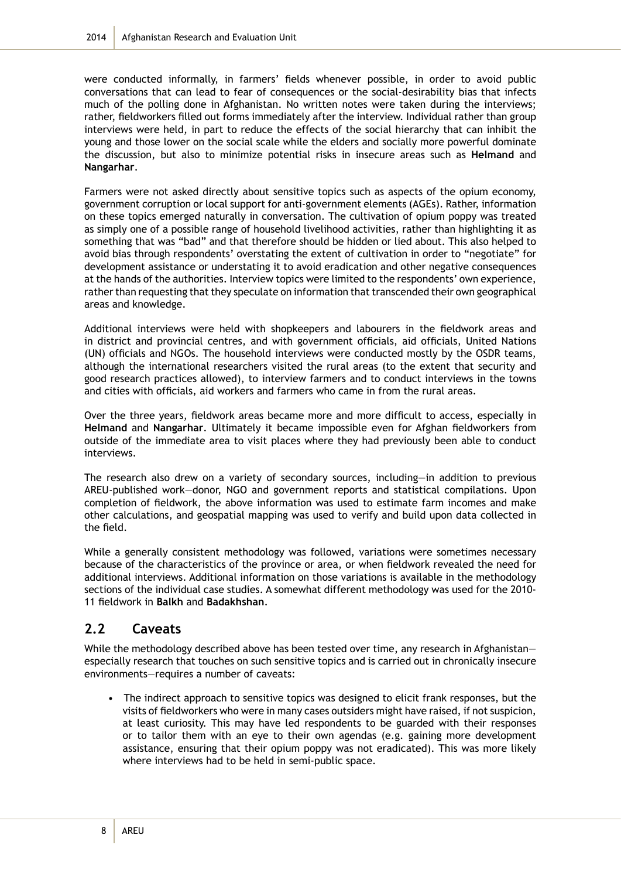were conducted informally, in farmers' fields whenever possible, in order to avoid public conversations that can lead to fear of consequences or the social-desirability bias that infects much of the polling done in Afghanistan. No written notes were taken during the interviews; rather, fieldworkers filled out forms immediately after the interview. Individual rather than group interviews were held, in part to reduce the effects of the social hierarchy that can inhibit the young and those lower on the social scale while the elders and socially more powerful dominate the discussion, but also to minimize potential risks in insecure areas such as **Helmand** and **Nangarhar**.

Farmers were not asked directly about sensitive topics such as aspects of the opium economy, government corruption or local support for anti-government elements (AGEs). Rather, information on these topics emerged naturally in conversation. The cultivation of opium poppy was treated as simply one of a possible range of household livelihood activities, rather than highlighting it as something that was "bad" and that therefore should be hidden or lied about. This also helped to avoid bias through respondents' overstating the extent of cultivation in order to "negotiate" for development assistance or understating it to avoid eradication and other negative consequences at the hands of the authorities. Interview topics were limited to the respondents' own experience, rather than requesting that they speculate on information that transcended their own geographical areas and knowledge.

Additional interviews were held with shopkeepers and labourers in the fieldwork areas and in district and provincial centres, and with government officials, aid officials, United Nations (UN) officials and NGOs. The household interviews were conducted mostly by the OSDR teams, although the international researchers visited the rural areas (to the extent that security and good research practices allowed), to interview farmers and to conduct interviews in the towns and cities with officials, aid workers and farmers who came in from the rural areas.

Over the three years, fieldwork areas became more and more difficult to access, especially in **Helmand** and **Nangarhar**. Ultimately it became impossible even for Afghan fieldworkers from outside of the immediate area to visit places where they had previously been able to conduct interviews.

The research also drew on a variety of secondary sources, including—in addition to previous AREU-published work—donor, NGO and government reports and statistical compilations. Upon completion of fieldwork, the above information was used to estimate farm incomes and make other calculations, and geospatial mapping was used to verify and build upon data collected in the field.

While a generally consistent methodology was followed, variations were sometimes necessary because of the characteristics of the province or area, or when fieldwork revealed the need for additional interviews. Additional information on those variations is available in the methodology sections of the individual case studies. A somewhat different methodology was used for the 2010-11 fieldwork in **Balkh** and **Badakhshan**.

## 2.2 Caveats

While the methodology described above has been tested over time, any research in Afghanistan—especially research that touches on such sensitive topics and is carried out in chronically insecure environments—requires a number of caveats:

- The indirect approach to sensitive topics was designed to elicit frank responses, but the visits of fieldworkers who were in many cases outsiders might have raised, if not suspicion, at least curiosity. This may have led respondents to be guarded with their responses or to tailor them with an eye to their own agendas (e.g. gaining more development assistance, ensuring that their opium poppy was not eradicated). This was more likely where interviews had to be held in semi-public space.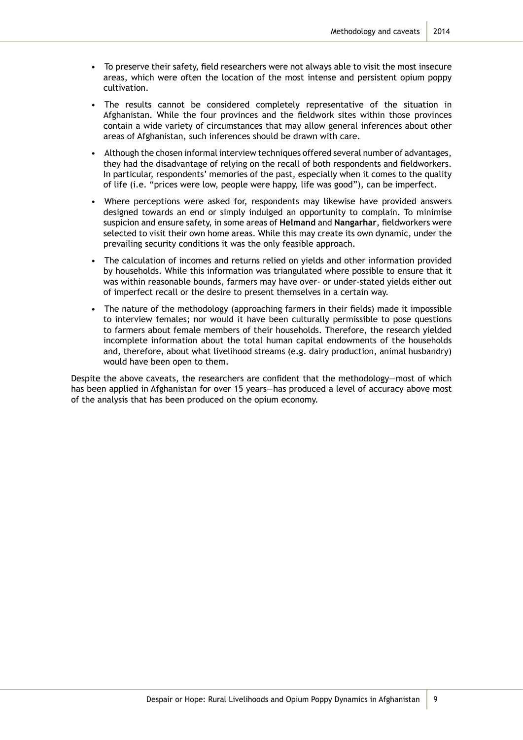- To preserve their safety, field researchers were not always able to visit the most insecure areas, which were often the location of the most intense and persistent opium poppy cultivation.
- The results cannot be considered completely representative of the situation in Afghanistan. While the four provinces and the fieldwork sites within those provinces contain a wide variety of circumstances that may allow general inferences about other areas of Afghanistan, such inferences should be drawn with care.
- Although the chosen informal interview techniques offered several number of advantages, they had the disadvantage of relying on the recall of both respondents and fieldworkers. In particular, respondents' memories of the past, especially when it comes to the quality of life (i.e. "prices were low, people were happy, life was good"), can be imperfect.
- Where perceptions were asked for, respondents may likewise have provided answers designed towards an end or simply indulged an opportunity to complain. To minimise suspicion and ensure safety, in some areas of **Helmand** and **Nangarhar**, fieldworkers were selected to visit their own home areas. While this may create its own dynamic, under the prevailing security conditions it was the only feasible approach.
- The calculation of incomes and returns relied on yields and other information provided by households. While this information was triangulated where possible to ensure that it was within reasonable bounds, farmers may have over- or under-stated yields either out of imperfect recall or the desire to present themselves in a certain way.
- The nature of the methodology (approaching farmers in their fields) made it impossible to interview females; nor would it have been culturally permissible to pose questions to farmers about female members of their households. Therefore, the research yielded incomplete information about the total human capital endowments of the households and, therefore, about what livelihood streams (e.g. dairy production, animal husbandry) would have been open to them.

Despite the above caveats, the researchers are confident that the methodology—most of which has been applied in Afghanistan for over 15 years—has produced a level of accuracy above most of the analysis that has been produced on the opium economy.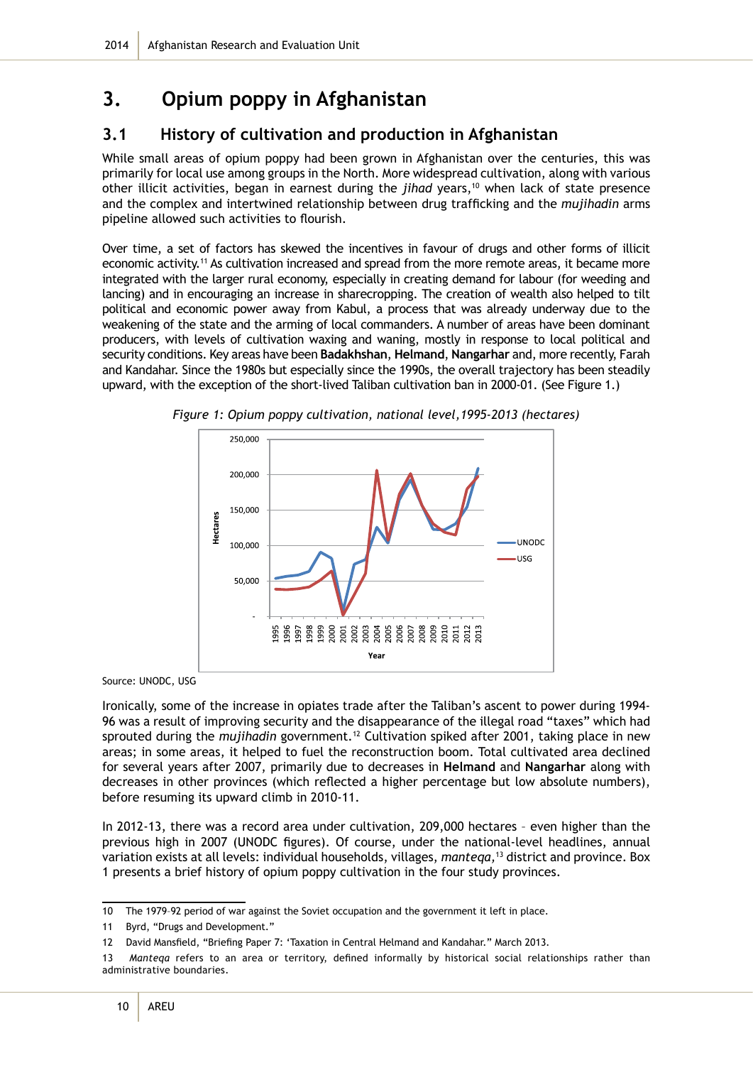# 3. Opium poppy in Afghanistan

## 3.1 History of cultivation and production in Afghanistan

While small areas of opium poppy had been grown in Afghanistan over the centuries, this was primarily for local use among groups in the North. More widespread cultivation, along with various other illicit activities, began in earnest during the *jihad* years,[10] when lack of state presence and the complex and intertwined relationship between drug trafficking and the *mujihadin* arms pipeline allowed such activities to flourish.

Over time, a set of factors has skewed the incentives in favour of drugs and other forms of illicit economic activity.[11] As cultivation increased and spread from the more remote areas, it became more integrated with the larger rural economy, especially in creating demand for labour (for weeding and lancing) and in encouraging an increase in sharecropping. The creation of wealth also helped to tilt political and economic power away from Kabul, a process that was already underway due to the weakening of the state and the arming of local commanders. A number of areas have been dominant producers, with levels of cultivation waxing and waning, mostly in response to local political and security conditions. Key areas have been **Badakhshan**, **Helmand**, **Nangarhar** and, more recently, Farah and Kandahar. Since the 1980s but especially since the 1990s, the overall trajectory has been steadily upward, with the exception of the short-lived Taliban cultivation ban in 2000-01. (See Figure 1.)

*Figure 1: Opium poppy cultivation, national level,1995-2013 (hectares)*

Source: UNODC, USG

Ironically, some of the increase in opiates trade after the Taliban's ascent to power during 1994-96 was a result of improving security and the disappearance of the illegal road "taxes" which had sprouted during the *mujihadin* government.[12] Cultivation spiked after 2001, taking place in new areas; in some areas, it helped to fuel the reconstruction boom. Total cultivated area declined for several years after 2007, primarily due to decreases in **Helmand** and **Nangarhar** along with decreases in other provinces (which reflected a higher percentage but low absolute numbers), before resuming its upward climb in 2010-11.

In 2012-13, there was a record area under cultivation, 209,000 hectares – even higher than the previous high in 2007 (UNODC figures). Of course, under the national-level headlines, annual variation exists at all levels: individual households, villages, *manteqa,*[13] district and province. Box 1 presents a brief history of opium poppy cultivation in the four study provinces.

---

10 The 1979–92 period of war against the Soviet occupation and the government it left in place.

11 Byrd, "Drugs and Development."

12 David Mansfield, "Briefing Paper 7: 'Taxation in Central Helmand and Kandahar." March 2013.

13 *Manteqa* refers to an area or territory, defined informally by historical social relationships rather than administrative boundaries.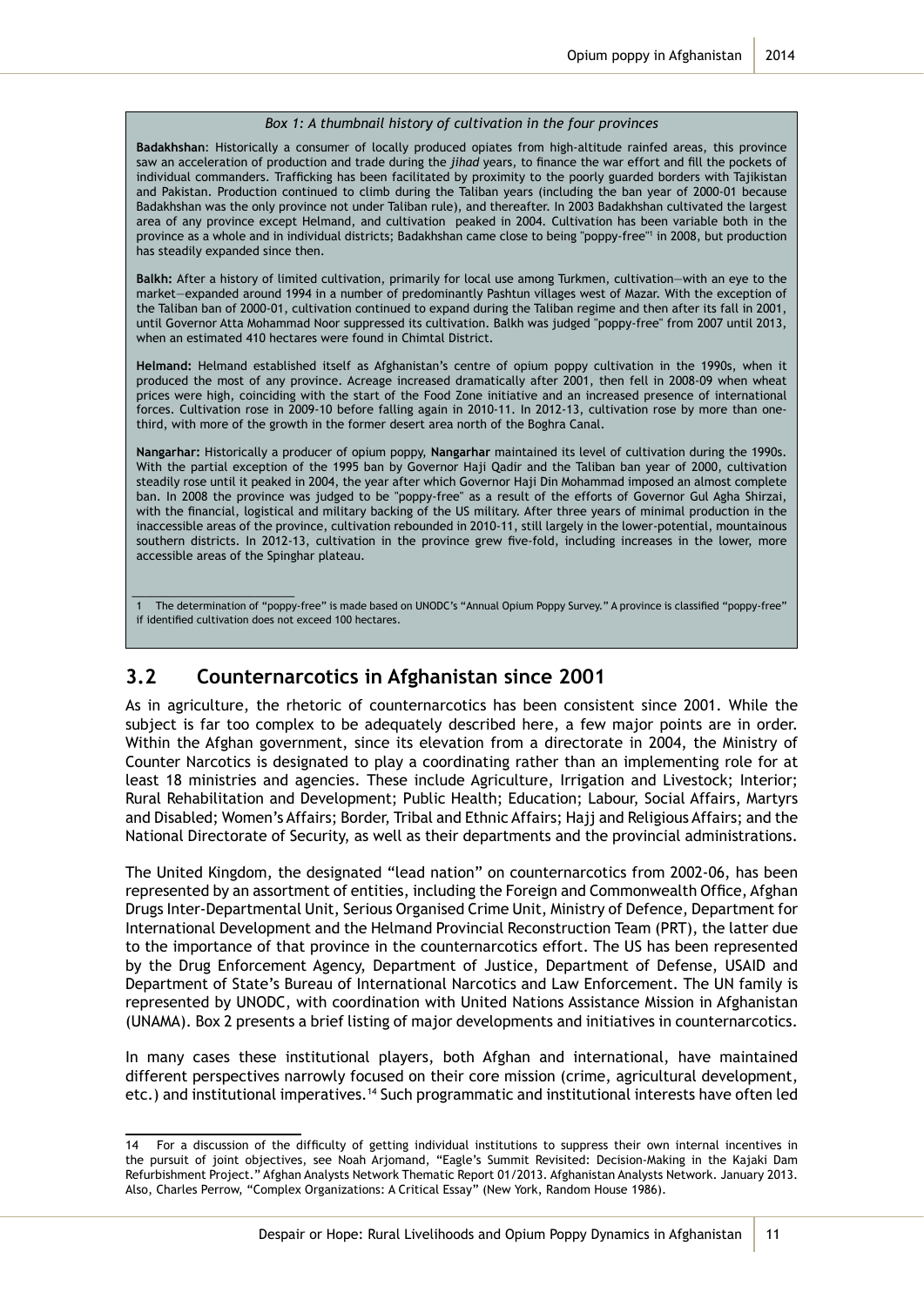*Box 1: A thumbnail history of cultivation in the four provinces*

**Badakhshan**: Historically a consumer of locally produced opiates from high-altitude rainfed areas, this province saw an acceleration of production and trade during the *jihad* years, to finance the war effort and fill the pockets of individual commanders. Trafficking has been facilitated by proximity to the poorly guarded borders with Tajikistan and Pakistan. Production continued to climb during the Taliban years (including the ban year of 2000-01 because Badakhshan was the only province not under Taliban rule), and thereafter. In 2003 Badakhshan cultivated the largest area of any province except Helmand, and cultivation peaked in 2004. Cultivation has been variable both in the province as a whole and in individual districts; Badakhshan came close to being "poppy-free"[1] in 2008, but production has steadily expanded since then.

**Balkh:** After a history of limited cultivation, primarily for local use among Turkmen, cultivation—with an eye to the market—expanded around 1994 in a number of predominantly Pashtun villages west of Mazar. With the exception of the Taliban ban of 2000-01, cultivation continued to expand during the Taliban regime and then after its fall in 2001, until Governor Atta Mohammad Noor suppressed its cultivation. Balkh was judged "poppy-free" from 2007 until 2013, when an estimated 410 hectares were found in Chimtal District.

**Helmand:** Helmand established itself as Afghanistan's centre of opium poppy cultivation in the 1990s, when it produced the most of any province. Acreage increased dramatically after 2001, then fell in 2008-09 when wheat prices were high, coinciding with the start of the Food Zone initiative and an increased presence of international forces. Cultivation rose in 2009-10 before falling again in 2010-11. In 2012-13, cultivation rose by more than one-third, with more of the growth in the former desert area north of the Boghra Canal.

**Nangarhar:** Historically a producer of opium poppy, **Nangarhar** maintained its level of cultivation during the 1990s. With the partial exception of the 1995 ban by Governor Haji Qadir and the Taliban ban year of 2000, cultivation steadily rose until it peaked in 2004, the year after which Governor Haji Din Mohammad imposed an almost complete ban. In 2008 the province was judged to be "poppy-free" as a result of the efforts of Governor Gul Agha Shirzai, with the financial, logistical and military backing of the US military. After three years of minimal production in the inaccessible areas of the province, cultivation rebounded in 2010-11, still largely in the lower-potential, mountainous southern districts. In 2012-13, cultivation in the province grew five-fold, including increases in the lower, more accessible areas of the Spinghar plateau.

1 The determination of "poppy-free" is made based on UNODC's "Annual Opium Poppy Survey." A province is classified "poppy-free" if identified cultivation does not exceed 100 hectares.

## 3.2 Counternarcotics in Afghanistan since 2001

As in agriculture, the rhetoric of counternarcotics has been consistent since 2001. While the subject is far too complex to be adequately described here, a few major points are in order. Within the Afghan government, since its elevation from a directorate in 2004, the Ministry of Counter Narcotics is designated to play a coordinating rather than an implementing role for at least 18 ministries and agencies. These include Agriculture, Irrigation and Livestock; Interior; Rural Rehabilitation and Development; Public Health; Education; Labour, Social Affairs, Martyrs and Disabled; Women's Affairs; Border, Tribal and Ethnic Affairs; Hajj and Religious Affairs; and the National Directorate of Security, as well as their departments and the provincial administrations.

The United Kingdom, the designated "lead nation" on counternarcotics from 2002-06, has been represented by an assortment of entities, including the Foreign and Commonwealth Office, Afghan Drugs Inter-Departmental Unit, Serious Organised Crime Unit, Ministry of Defence, Department for International Development and the Helmand Provincial Reconstruction Team (PRT), the latter due to the importance of that province in the counternarcotics effort. The US has been represented by the Drug Enforcement Agency, Department of Justice, Department of Defense, USAID and Department of State's Bureau of International Narcotics and Law Enforcement. The UN family is represented by UNODC, with coordination with United Nations Assistance Mission in Afghanistan (UNAMA). Box 2 presents a brief listing of major developments and initiatives in counternarcotics.

In many cases these institutional players, both Afghan and international, have maintained different perspectives narrowly focused on their core mission (crime, agricultural development, etc.) and institutional imperatives.[14] Such programmatic and institutional interests have often led

14 For a discussion of the difficulty of getting individual institutions to suppress their own internal incentives in the pursuit of joint objectives, see Noah Arjomand, "Eagle's Summit Revisited: Decision-Making in the Kajaki Dam Refurbishment Project." Afghan Analysts Network Thematic Report 01/2013. Afghanistan Analysts Network. January 2013. Also, Charles Perrow, "Complex Organizations: A Critical Essay" (New York, Random House 1986).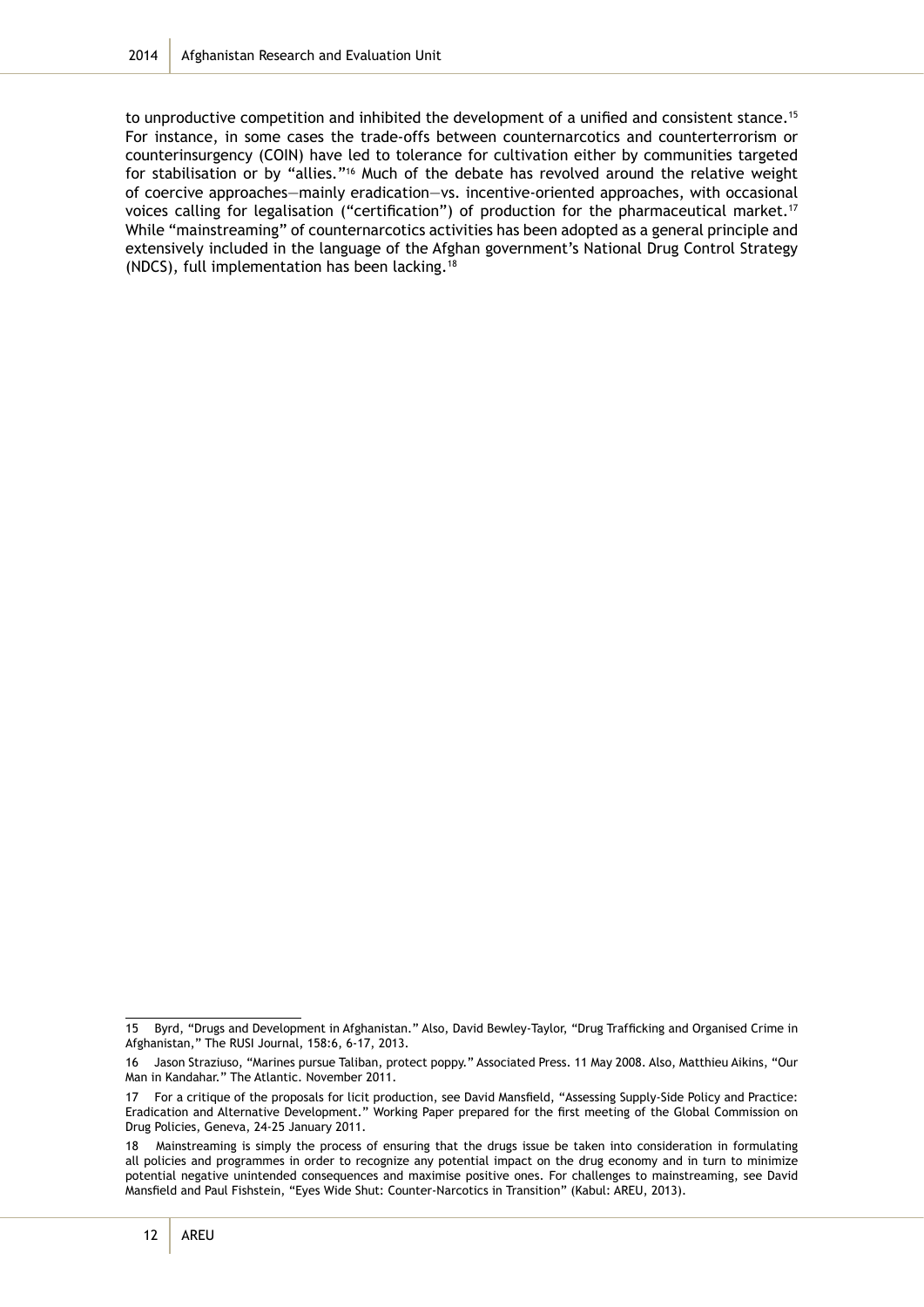to unproductive competition and inhibited the development of a unified and consistent stance.[15] For instance, in some cases the trade-offs between counternarcotics and counterterrorism or counterinsurgency (COIN) have led to tolerance for cultivation either by communities targeted for stabilisation or by "allies."[16] Much of the debate has revolved around the relative weight of coercive approaches—mainly eradication—vs. incentive-oriented approaches, with occasional voices calling for legalisation ("certification") of production for the pharmaceutical market.[17] While "mainstreaming" of counternarcotics activities has been adopted as a general principle and extensively included in the language of the Afghan government's National Drug Control Strategy (NDCS), full implementation has been lacking.[18]

---

15 Byrd, "Drugs and Development in Afghanistan." Also, David Bewley-Taylor, "Drug Trafficking and Organised Crime in Afghanistan," The RUSI Journal, 158:6, 6-17, 2013.

16 Jason Straziuso, "Marines pursue Taliban, protect poppy." Associated Press. 11 May 2008. Also, Matthieu Aikins, "Our Man in Kandahar." The Atlantic. November 2011.

17 For a critique of the proposals for licit production, see David Mansfield, "Assessing Supply-Side Policy and Practice: Eradication and Alternative Development." Working Paper prepared for the first meeting of the Global Commission on Drug Policies, Geneva, 24-25 January 2011.

18 Mainstreaming is simply the process of ensuring that the drugs issue be taken into consideration in formulating all policies and programmes in order to recognize any potential impact on the drug economy and in turn to minimize potential negative unintended consequences and maximise positive ones. For challenges to mainstreaming, see David Mansfield and Paul Fishstein, "Eyes Wide Shut: Counter-Narcotics in Transition" (Kabul: AREU, 2013).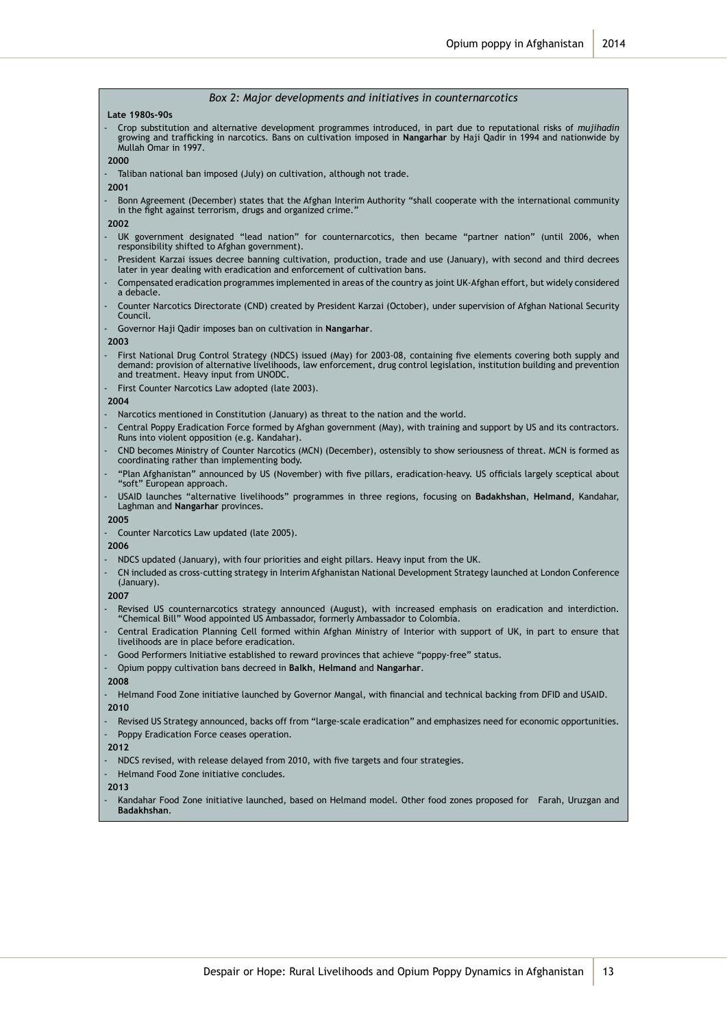*Box 2: Major developments and initiatives in counternarcotics*

**Late 1980s-90s**

- Crop substitution and alternative development programmes introduced, in part due to reputational risks of *mujihadin* growing and trafficking in narcotics. Bans on cultivation imposed in **Nangarhar** by Haji Qadir in 1994 and nationwide by Mullah Omar in 1997.

**2000**

- Taliban national ban imposed (July) on cultivation, although not trade.

**2001**

- Bonn Agreement (December) states that the Afghan Interim Authority "shall cooperate with the international community in the fight against terrorism, drugs and organized crime."

**2002**

- UK government designated "lead nation" for counternarcotics, then became "partner nation" (until 2006, when responsibility shifted to Afghan government).
- President Karzai issues decree banning cultivation, production, trade and use (January), with second and third decrees later in year dealing with eradication and enforcement of cultivation bans.
- Compensated eradication programmes implemented in areas of the country as joint UK-Afghan effort, but widely considered a debacle.
- Counter Narcotics Directorate (CND) created by President Karzai (October), under supervision of Afghan National Security Council.
- Governor Haji Qadir imposes ban on cultivation in **Nangarhar**.

**2003**

- First National Drug Control Strategy (NDCS) issued (May) for 2003-08, containing five elements covering both supply and demand: provision of alternative livelihoods, law enforcement, drug control legislation, institution building and prevention and treatment. Heavy input from UNODC.
- First Counter Narcotics Law adopted (late 2003).

**2004**

- Narcotics mentioned in Constitution (January) as threat to the nation and the world.
- Central Poppy Eradication Force formed by Afghan government (May), with training and support by US and its contractors. Runs into violent opposition (e.g. Kandahar).
- CND becomes Ministry of Counter Narcotics (MCN) (December), ostensibly to show seriousness of threat. MCN is formed as coordinating rather than implementing body.
- "Plan Afghanistan" announced by US (November) with five pillars, eradication-heavy. US officials largely sceptical about "soft" European approach.
- USAID launches "alternative livelihoods" programmes in three regions, focusing on **Badakhshan**, **Helmand**, Kandahar, Laghman and **Nangarhar** provinces.

**2005**

- Counter Narcotics Law updated (late 2005).

**2006**

- NDCS updated (January), with four priorities and eight pillars. Heavy input from the UK.
- CN included as cross-cutting strategy in Interim Afghanistan National Development Strategy launched at London Conference (January).

**2007**

- Revised US counternarcotics strategy announced (August), with increased emphasis on eradication and interdiction. "Chemical Bill" Wood appointed US Ambassador, formerly Ambassador to Colombia.
- Central Eradication Planning Cell formed within Afghan Ministry of Interior with support of UK, in part to ensure that livelihoods are in place before eradication.
- Good Performers Initiative established to reward provinces that achieve "poppy-free" status.
- Opium poppy cultivation bans decreed in **Balkh**, **Helmand** and **Nangarhar**.

**2008**

- Helmand Food Zone initiative launched by Governor Mangal, with financial and technical backing from DFID and USAID.

**2010**

- Revised US Strategy announced, backs off from "large-scale eradication" and emphasizes need for economic opportunities.
- Poppy Eradication Force ceases operation.

**2012**

- NDCS revised, with release delayed from 2010, with five targets and four strategies.
- Helmand Food Zone initiative concludes.

**2013**

- Kandahar Food Zone initiative launched, based on Helmand model. Other food zones proposed for Farah, Uruzgan and **Badakhshan**.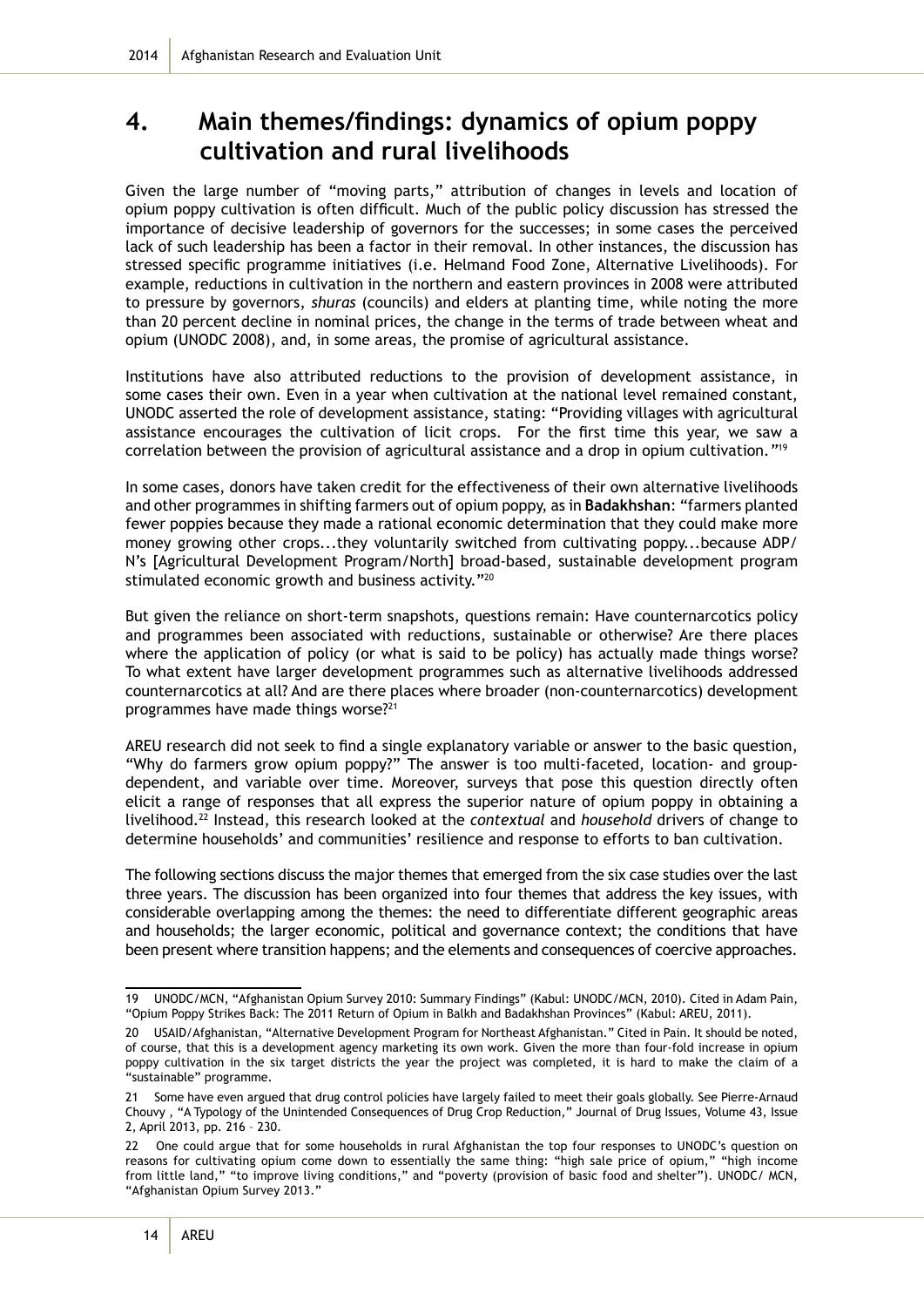# 4. Main themes/findings: dynamics of opium poppy cultivation and rural livelihoods

Given the large number of "moving parts," attribution of changes in levels and location of opium poppy cultivation is often difficult. Much of the public policy discussion has stressed the importance of decisive leadership of governors for the successes; in some cases the perceived lack of such leadership has been a factor in their removal. In other instances, the discussion has stressed specific programme initiatives (i.e. Helmand Food Zone, Alternative Livelihoods). For example, reductions in cultivation in the northern and eastern provinces in 2008 were attributed to pressure by governors, *shuras* (councils) and elders at planting time, while noting the more than 20 percent decline in nominal prices, the change in the terms of trade between wheat and opium (UNODC 2008), and, in some areas, the promise of agricultural assistance.

Institutions have also attributed reductions to the provision of development assistance, in some cases their own. Even in a year when cultivation at the national level remained constant, UNODC asserted the role of development assistance, stating: "Providing villages with agricultural assistance encourages the cultivation of licit crops. For the first time this year, we saw a correlation between the provision of agricultural assistance and a drop in opium cultivation."[19]

In some cases, donors have taken credit for the effectiveness of their own alternative livelihoods and other programmes in shifting farmers out of opium poppy, as in **Badakhshan**: "farmers planted fewer poppies because they made a rational economic determination that they could make more money growing other crops...they voluntarily switched from cultivating poppy...because ADP/N's [Agricultural Development Program/North] broad-based, sustainable development program stimulated economic growth and business activity."[20]

But given the reliance on short-term snapshots, questions remain: Have counternarcotics policy and programmes been associated with reductions, sustainable or otherwise? Are there places where the application of policy (or what is said to be policy) has actually made things worse? To what extent have larger development programmes such as alternative livelihoods addressed counternarcotics at all? And are there places where broader (non-counternarcotics) development programmes have made things worse?[21]

AREU research did not seek to find a single explanatory variable or answer to the basic question, "Why do farmers grow opium poppy?" The answer is too multi-faceted, location- and group-dependent, and variable over time. Moreover, surveys that pose this question directly often elicit a range of responses that all express the superior nature of opium poppy in obtaining a livelihood.[22] Instead, this research looked at the *contextual* and *household* drivers of change to determine households' and communities' resilience and response to efforts to ban cultivation.

The following sections discuss the major themes that emerged from the six case studies over the last three years. The discussion has been organized into four themes that address the key issues, with considerable overlapping among the themes: the need to differentiate different geographic areas and households; the larger economic, political and governance context; the conditions that have been present where transition happens; and the elements and consequences of coercive approaches.

---

19 UNODC/MCN, "Afghanistan Opium Survey 2010: Summary Findings" (Kabul: UNODC/MCN, 2010). Cited in Adam Pain, "Opium Poppy Strikes Back: The 2011 Return of Opium in Balkh and Badakhshan Provinces" (Kabul: AREU, 2011).

20 USAID/Afghanistan, "Alternative Development Program for Northeast Afghanistan." Cited in Pain. It should be noted, of course, that this is a development agency marketing its own work. Given the more than four-fold increase in opium poppy cultivation in the six target districts the year the project was completed, it is hard to make the claim of a "sustainable" programme.

21 Some have even argued that drug control policies have largely failed to meet their goals globally. See Pierre-Arnaud Chouvy , "A Typology of the Unintended Consequences of Drug Crop Reduction," Journal of Drug Issues, Volume 43, Issue 2, April 2013, pp. 216 – 230.

22 One could argue that for some households in rural Afghanistan the top four responses to UNODC's question on reasons for cultivating opium come down to essentially the same thing: "high sale price of opium," "high income from little land," "to improve living conditions," and "poverty (provision of basic food and shelter"). UNODC/ MCN, "Afghanistan Opium Survey 2013."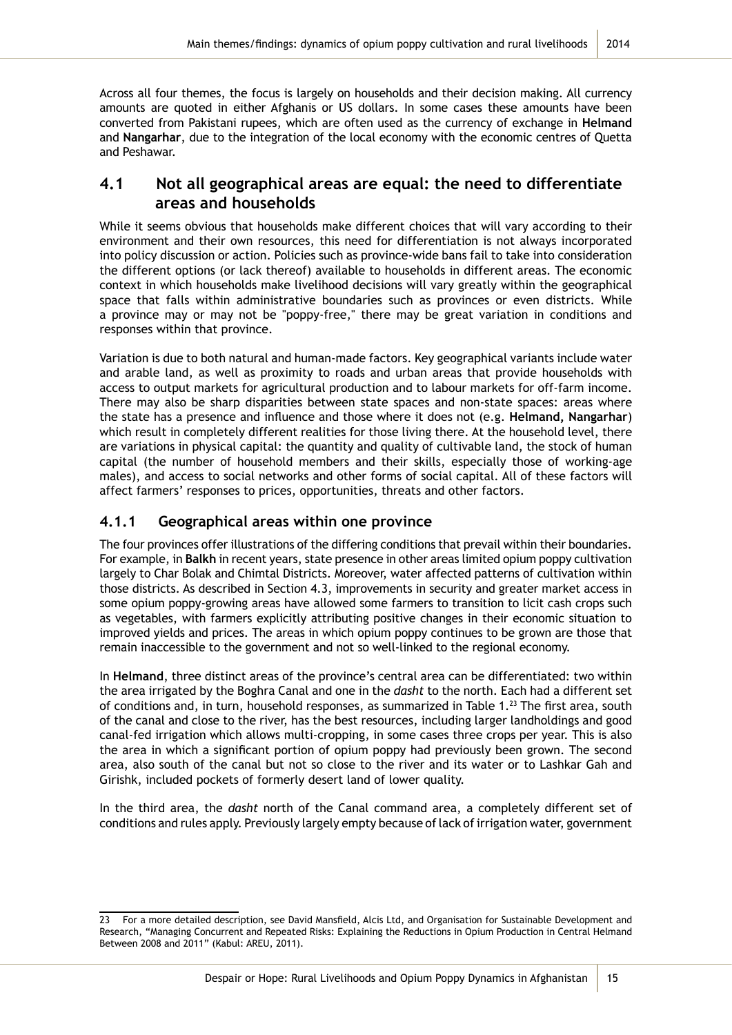Across all four themes, the focus is largely on households and their decision making. All currency amounts are quoted in either Afghanis or US dollars. In some cases these amounts have been converted from Pakistani rupees, which are often used as the currency of exchange in **Helmand** and **Nangarhar**, due to the integration of the local economy with the economic centres of Quetta and Peshawar.

## 4.1 Not all geographical areas are equal: the need to differentiate areas and households

While it seems obvious that households make different choices that will vary according to their environment and their own resources, this need for differentiation is not always incorporated into policy discussion or action. Policies such as province-wide bans fail to take into consideration the different options (or lack thereof) available to households in different areas. The economic context in which households make livelihood decisions will vary greatly within the geographical space that falls within administrative boundaries such as provinces or even districts. While a province may or may not be "poppy-free," there may be great variation in conditions and responses within that province.

Variation is due to both natural and human-made factors. Key geographical variants include water and arable land, as well as proximity to roads and urban areas that provide households with access to output markets for agricultural production and to labour markets for off-farm income. There may also be sharp disparities between state spaces and non-state spaces: areas where the state has a presence and influence and those where it does not (e.g. **Helmand, Nangarhar**) which result in completely different realities for those living there. At the household level, there are variations in physical capital: the quantity and quality of cultivable land, the stock of human capital (the number of household members and their skills, especially those of working-age males), and access to social networks and other forms of social capital. All of these factors will affect farmers' responses to prices, opportunities, threats and other factors.

### 4.1.1 Geographical areas within one province

The four provinces offer illustrations of the differing conditions that prevail within their boundaries. For example, in **Balkh** in recent years, state presence in other areas limited opium poppy cultivation largely to Char Bolak and Chimtal Districts. Moreover, water affected patterns of cultivation within those districts. As described in Section 4.3, improvements in security and greater market access in some opium poppy-growing areas have allowed some farmers to transition to licit cash crops such as vegetables, with farmers explicitly attributing positive changes in their economic situation to improved yields and prices. The areas in which opium poppy continues to be grown are those that remain inaccessible to the government and not so well-linked to the regional economy.

In **Helmand**, three distinct areas of the province's central area can be differentiated: two within the area irrigated by the Boghra Canal and one in the *dasht* to the north. Each had a different set of conditions and, in turn, household responses, as summarized in Table 1.[23] The first area, south of the canal and close to the river, has the best resources, including larger landholdings and good canal-fed irrigation which allows multi-cropping, in some cases three crops per year. This is also the area in which a significant portion of opium poppy had previously been grown. The second area, also south of the canal but not so close to the river and its water or to Lashkar Gah and Girishk, included pockets of formerly desert land of lower quality.

In the third area, the *dasht* north of the Canal command area, a completely different set of conditions and rules apply. Previously largely empty because of lack of irrigation water, government

---

23 For a more detailed description, see David Mansfield, Alcis Ltd, and Organisation for Sustainable Development and Research, "Managing Concurrent and Repeated Risks: Explaining the Reductions in Opium Production in Central Helmand Between 2008 and 2011" (Kabul: AREU, 2011).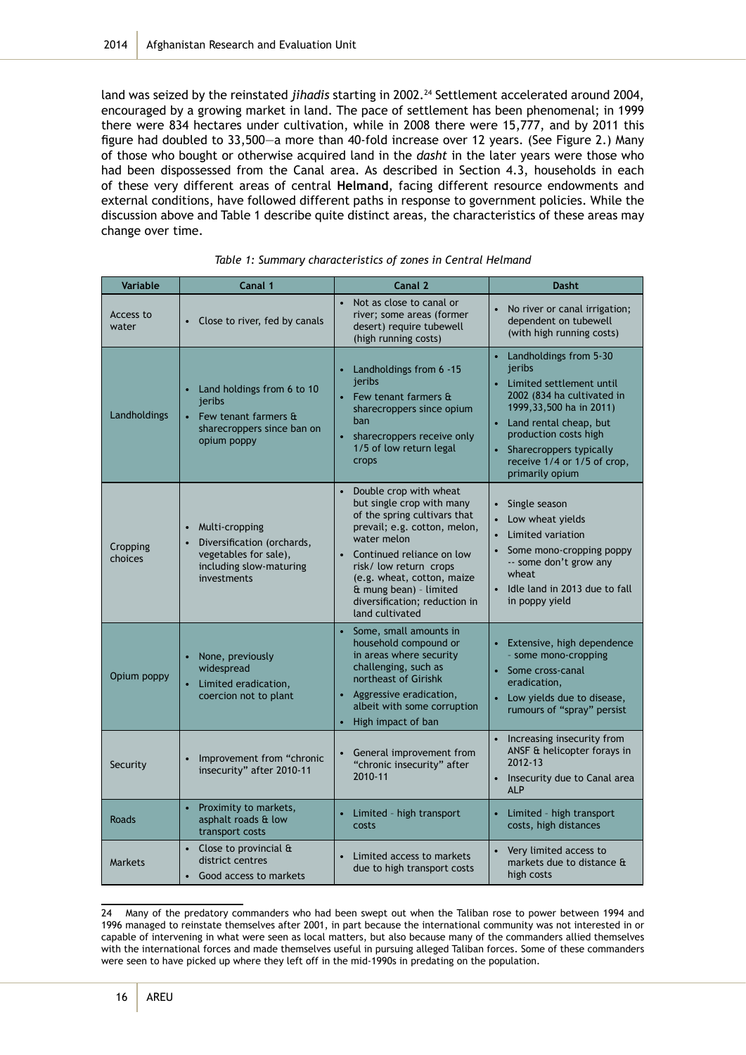land was seized by the reinstated *jihadis* starting in 2002.[24] Settlement accelerated around 2004, encouraged by a growing market in land. The pace of settlement has been phenomenal; in 1999 there were 834 hectares under cultivation, while in 2008 there were 15,777, and by 2011 this figure had doubled to 33,500—a more than 40-fold increase over 12 years. (See Figure 2.) Many of those who bought or otherwise acquired land in the *dasht* in the later years were those who had been dispossessed from the Canal area. As described in Section 4.3, households in each of these very different areas of central **Helmand**, facing different resource endowments and external conditions, have followed different paths in response to government policies. While the discussion above and Table 1 describe quite distinct areas, the characteristics of these areas may change over time.

*Table 1: Summary characteristics of zones in Central Helmand*

| Variable | Canal 1 | Canal 2 | Dasht |
|---|---|---|---|
| Access to water | • Close to river, fed by canals | • Not as close to canal or river; some areas (former desert) require tubewell (high running costs) | • No river or canal irrigation; dependent on tubewell (with high running costs) |
| Landholdings | • Land holdings from 6 to 10 jeribs<br>• Few tenant farmers & sharecroppers since ban on opium poppy | • Landholdings from 6 -15 jeribs<br>• Few tenant farmers & sharecroppers since opium ban<br>• sharecroppers receive only 1/5 of low return legal crops | • Landholdings from 5-30 jeribs<br>• Limited settlement until 2002 (834 ha cultivated in 1999,33,500 ha in 2011)<br>• Land rental cheap, but production costs high<br>• Sharecroppers typically receive 1/4 or 1/5 of crop, primarily opium |
| Cropping choices | • Multi-cropping<br>• Diversification (orchards, vegetables for sale), including slow-maturing investments | • Double crop with wheat but single crop with many of the spring cultivars that prevail; e.g. cotton, melon, water melon<br>• Continued reliance on low risk/ low return crops (e.g. wheat, cotton, maize & mung bean) - limited diversification; reduction in land cultivated | • Single season<br>• Low wheat yields<br>• Limited variation<br>• Some mono-cropping poppy -- some don't grow any wheat<br>• Idle land in 2013 due to fall in poppy yield |
| Opium poppy | • None, previously widespread<br>• Limited eradication, coercion not to plant | • Some, small amounts in household compound or in areas where security challenging, such as northeast of Girishk<br>• Aggressive eradication, albeit with some corruption<br>• High impact of ban | • Extensive, high dependence - some mono-cropping<br>• Some cross-canal eradication,<br>• Low yields due to disease, rumours of "spray" persist |
| Security | • Improvement from "chronic insecurity" after 2010-11 | • General improvement from "chronic insecurity" after 2010-11 | • Increasing insecurity from ANSF & helicopter forays in 2012-13<br>• Insecurity due to Canal area ALP |
| Roads | • Proximity to markets, asphalt roads & low transport costs | • Limited - high transport costs | • Limited - high transport costs, high distances |
| Markets | • Close to provincial & district centres<br>• Good access to markets | • Limited access to markets due to high transport costs | • Very limited access to markets due to distance & high costs |

24 Many of the predatory commanders who had been swept out when the Taliban rose to power between 1994 and 1996 managed to reinstate themselves after 2001, in part because the international community was not interested in or capable of intervening in what were seen as local matters, but also because many of the commanders allied themselves with the international forces and made themselves useful in pursuing alleged Taliban forces. Some of these commanders were seen to have picked up where they left off in the mid-1990s in predating on the population.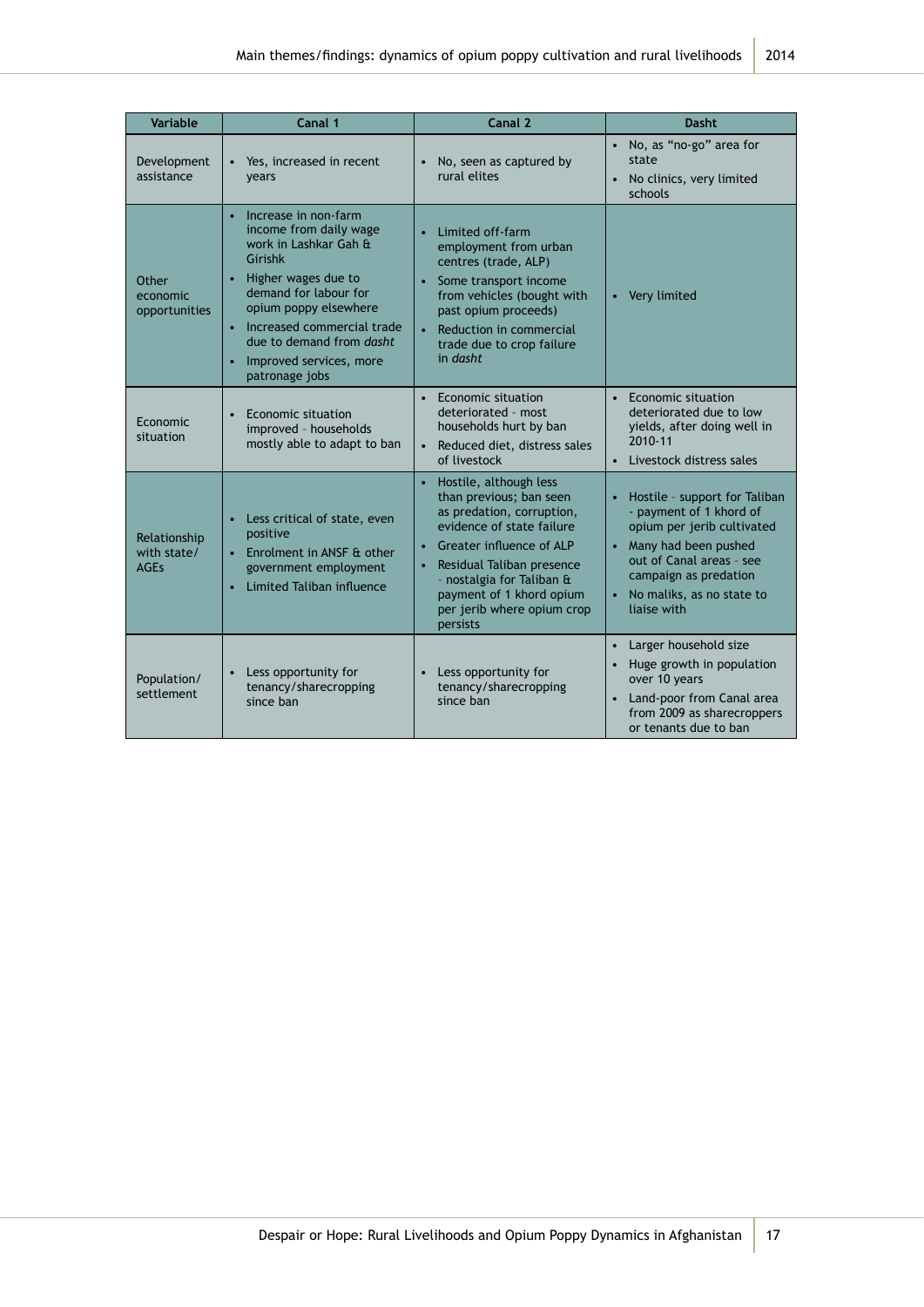| Variable | Canal 1 | Canal 2 | Dasht |
|---|---|---|---|
| Development assistance | • Yes, increased in recent years | • No, seen as captured by rural elites | • No, as "no-go" area for state<br>• No clinics, very limited schools |
| Other economic opportunities | • Increase in non-farm income from daily wage work in Lashkar Gah & Girishk<br>• Higher wages due to demand for labour for opium poppy elsewhere<br>• Increased commercial trade due to demand from *dasht*<br>• Improved services, more patronage jobs | • Limited off-farm employment from urban centres (trade, ALP)<br>• Some transport income from vehicles (bought with past opium proceeds)<br>• Reduction in commercial trade due to crop failure in *dasht* | • Very limited |
| Economic situation | • Economic situation improved - households mostly able to adapt to ban | • Economic situation deteriorated - most households hurt by ban<br>• Reduced diet, distress sales of livestock | • Economic situation deteriorated due to low yields, after doing well in 2010-11<br>• Livestock distress sales |
| Relationship with state/ AGEs | • Less critical of state, even positive<br>• Enrolment in ANSF & other government employment<br>• Limited Taliban influence | • Hostile, although less than previous; ban seen as predation, corruption, evidence of state failure<br>• Greater influence of ALP<br>• Residual Taliban presence - nostalgia for Taliban & payment of 1 khord opium per jerib where opium crop persists | • Hostile - support for Taliban - payment of 1 khord of opium per jerib cultivated<br>• Many had been pushed out of Canal areas - see campaign as predation<br>• No maliks, as no state to liaise with |
| Population/ settlement | • Less opportunity for tenancy/sharecropping since ban | • Less opportunity for tenancy/sharecropping since ban | • Larger household size<br>• Huge growth in population over 10 years<br>• Land-poor from Canal area from 2009 as sharecroppers or tenants due to ban |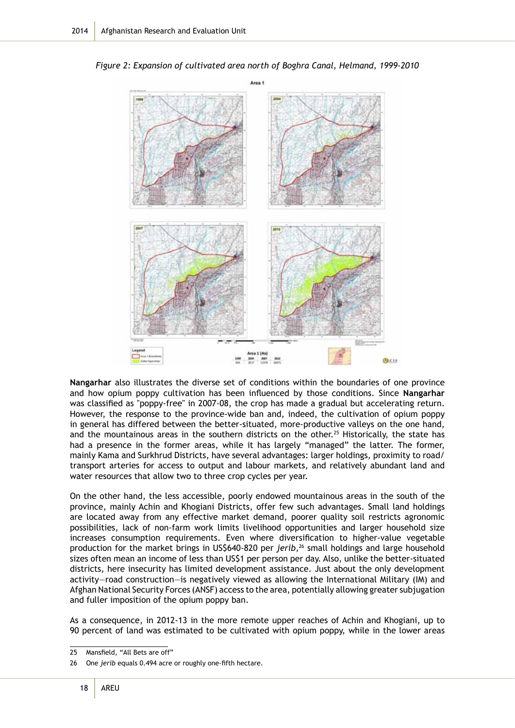*Figure 2: Expansion of cultivated area north of Boghra Canal, Helmand, 1999-2010*

**Nangarhar** also illustrates the diverse set of conditions within the boundaries of one province and how opium poppy cultivation has been influenced by those conditions. Since **Nangarhar** was classified as "poppy-free" in 2007-08, the crop has made a gradual but accelerating return. However, the response to the province-wide ban and, indeed, the cultivation of opium poppy in general has differed between the better-situated, more-productive valleys on the one hand, and the mountainous areas in the southern districts on the other.[25] Historically, the state has had a presence in the former areas, while it has largely "managed" the latter. The former, mainly Kama and Surkhrud Districts, have several advantages: larger holdings, proximity to road/transport arteries for access to output and labour markets, and relatively abundant land and water resources that allow two to three crop cycles per year.

On the other hand, the less accessible, poorly endowed mountainous areas in the south of the province, mainly Achin and Khogiani Districts, offer few such advantages. Small land holdings are located away from any effective market demand, poorer quality soil restricts agronomic possibilities, lack of non-farm work limits livelihood opportunities and larger household size increases consumption requirements. Even where diversification to higher-value vegetable production for the market brings in US$640-820 per *jerib*,[26] small holdings and large household sizes often mean an income of less than US$1 per person per day. Also, unlike the better-situated districts, here insecurity has limited development assistance. Just about the only development activity—road construction—is negatively viewed as allowing the International Military (IM) and Afghan National Security Forces (ANSF) access to the area, potentially allowing greater subjugation and fuller imposition of the opium poppy ban.

As a consequence, in 2012-13 in the more remote upper reaches of Achin and Khogiani, up to 90 percent of land was estimated to be cultivated with opium poppy, while in the lower areas

25 Mansfield, "All Bets are off"

26 One *jerib* equals 0.494 acre or roughly one-fifth hectare.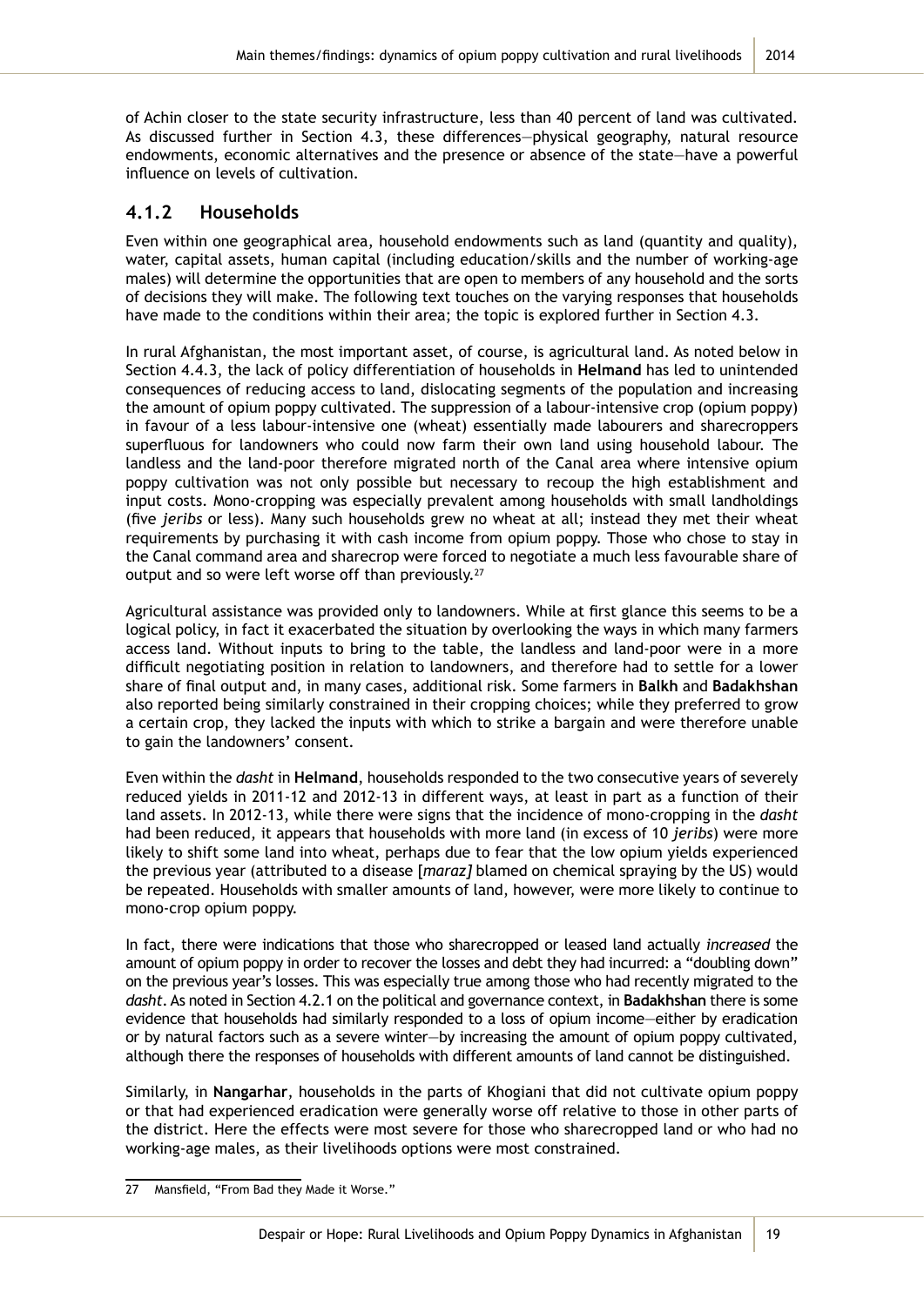of Achin closer to the state security infrastructure, less than 40 percent of land was cultivated. As discussed further in Section 4.3, these differences—physical geography, natural resource endowments, economic alternatives and the presence or absence of the state—have a powerful influence on levels of cultivation.

### 4.1.2 Households

Even within one geographical area, household endowments such as land (quantity and quality), water, capital assets, human capital (including education/skills and the number of working-age males) will determine the opportunities that are open to members of any household and the sorts of decisions they will make. The following text touches on the varying responses that households have made to the conditions within their area; the topic is explored further in Section 4.3.

In rural Afghanistan, the most important asset, of course, is agricultural land. As noted below in Section 4.4.3, the lack of policy differentiation of households in **Helmand** has led to unintended consequences of reducing access to land, dislocating segments of the population and increasing the amount of opium poppy cultivated. The suppression of a labour-intensive crop (opium poppy) in favour of a less labour-intensive one (wheat) essentially made labourers and sharecroppers superfluous for landowners who could now farm their own land using household labour. The landless and the land-poor therefore migrated north of the Canal area where intensive opium poppy cultivation was not only possible but necessary to recoup the high establishment and input costs. Mono-cropping was especially prevalent among households with small landholdings (five *jeribs* or less). Many such households grew no wheat at all; instead they met their wheat requirements by purchasing it with cash income from opium poppy. Those who chose to stay in the Canal command area and sharecrop were forced to negotiate a much less favourable share of output and so were left worse off than previously.[27]

Agricultural assistance was provided only to landowners. While at first glance this seems to be a logical policy, in fact it exacerbated the situation by overlooking the ways in which many farmers access land. Without inputs to bring to the table, the landless and land-poor were in a more difficult negotiating position in relation to landowners, and therefore had to settle for a lower share of final output and, in many cases, additional risk. Some farmers in **Balkh** and **Badakhshan** also reported being similarly constrained in their cropping choices; while they preferred to grow a certain crop, they lacked the inputs with which to strike a bargain and were therefore unable to gain the landowners' consent.

Even within the *dasht* in **Helmand**, households responded to the two consecutive years of severely reduced yields in 2011-12 and 2012-13 in different ways, at least in part as a function of their land assets. In 2012-13, while there were signs that the incidence of mono-cropping in the *dasht* had been reduced, it appears that households with more land (in excess of 10 *jeribs*) were more likely to shift some land into wheat, perhaps due to fear that the low opium yields experienced the previous year (attributed to a disease [*maraz]* blamed on chemical spraying by the US) would be repeated. Households with smaller amounts of land, however, were more likely to continue to mono-crop opium poppy.

In fact, there were indications that those who sharecropped or leased land actually *increased* the amount of opium poppy in order to recover the losses and debt they had incurred: a "doubling down" on the previous year's losses. This was especially true among those who had recently migrated to the *dasht*. As noted in Section 4.2.1 on the political and governance context, in **Badakhshan** there is some evidence that households had similarly responded to a loss of opium income—either by eradication or by natural factors such as a severe winter—by increasing the amount of opium poppy cultivated, although there the responses of households with different amounts of land cannot be distinguished.

Similarly, in **Nangarhar**, households in the parts of Khogiani that did not cultivate opium poppy or that had experienced eradication were generally worse off relative to those in other parts of the district. Here the effects were most severe for those who sharecropped land or who had no working-age males, as their livelihoods options were most constrained.

---

27 Mansfield, "From Bad they Made it Worse."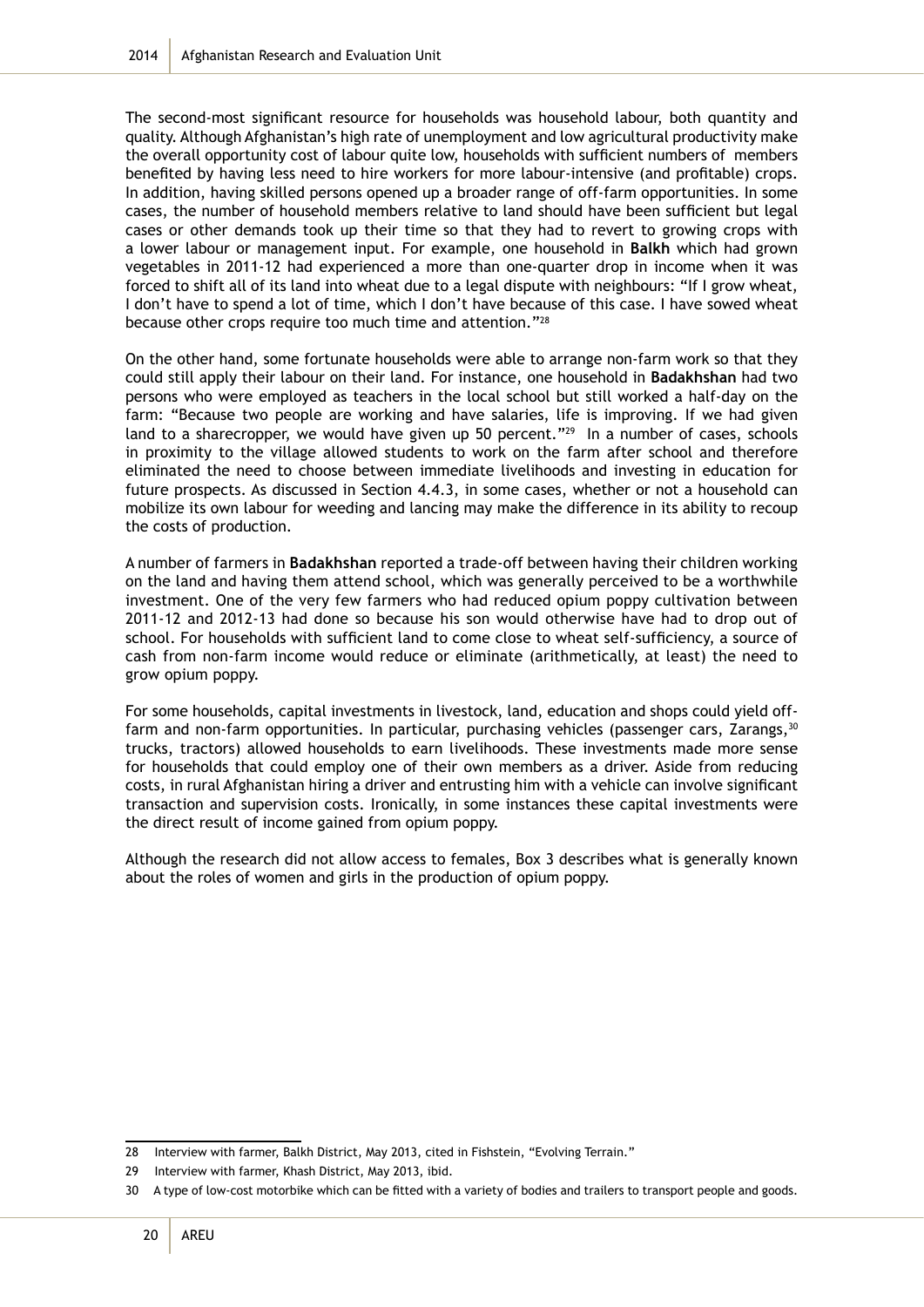The second-most significant resource for households was household labour, both quantity and quality. Although Afghanistan's high rate of unemployment and low agricultural productivity make the overall opportunity cost of labour quite low, households with sufficient numbers of members benefited by having less need to hire workers for more labour-intensive (and profitable) crops. In addition, having skilled persons opened up a broader range of off-farm opportunities. In some cases, the number of household members relative to land should have been sufficient but legal cases or other demands took up their time so that they had to revert to growing crops with a lower labour or management input. For example, one household in **Balkh** which had grown vegetables in 2011-12 had experienced a more than one-quarter drop in income when it was forced to shift all of its land into wheat due to a legal dispute with neighbours: "If I grow wheat, I don't have to spend a lot of time, which I don't have because of this case. I have sowed wheat because other crops require too much time and attention."[28]

On the other hand, some fortunate households were able to arrange non-farm work so that they could still apply their labour on their land. For instance, one household in **Badakhshan** had two persons who were employed as teachers in the local school but still worked a half-day on the farm: "Because two people are working and have salaries, life is improving. If we had given land to a sharecropper, we would have given up 50 percent."[29] In a number of cases, schools in proximity to the village allowed students to work on the farm after school and therefore eliminated the need to choose between immediate livelihoods and investing in education for future prospects. As discussed in Section 4.4.3, in some cases, whether or not a household can mobilize its own labour for weeding and lancing may make the difference in its ability to recoup the costs of production.

A number of farmers in **Badakhshan** reported a trade-off between having their children working on the land and having them attend school, which was generally perceived to be a worthwhile investment. One of the very few farmers who had reduced opium poppy cultivation between 2011-12 and 2012-13 had done so because his son would otherwise have had to drop out of school. For households with sufficient land to come close to wheat self-sufficiency, a source of cash from non-farm income would reduce or eliminate (arithmetically, at least) the need to grow opium poppy.

For some households, capital investments in livestock, land, education and shops could yield off-farm and non-farm opportunities. In particular, purchasing vehicles (passenger cars, Zarangs,[30] trucks, tractors) allowed households to earn livelihoods. These investments made more sense for households that could employ one of their own members as a driver. Aside from reducing costs, in rural Afghanistan hiring a driver and entrusting him with a vehicle can involve significant transaction and supervision costs. Ironically, in some instances these capital investments were the direct result of income gained from opium poppy.

Although the research did not allow access to females, Box 3 describes what is generally known about the roles of women and girls in the production of opium poppy.

---

28 Interview with farmer, Balkh District, May 2013, cited in Fishstein, "Evolving Terrain."

29 Interview with farmer, Khash District, May 2013, ibid.

30 A type of low-cost motorbike which can be fitted with a variety of bodies and trailers to transport people and goods.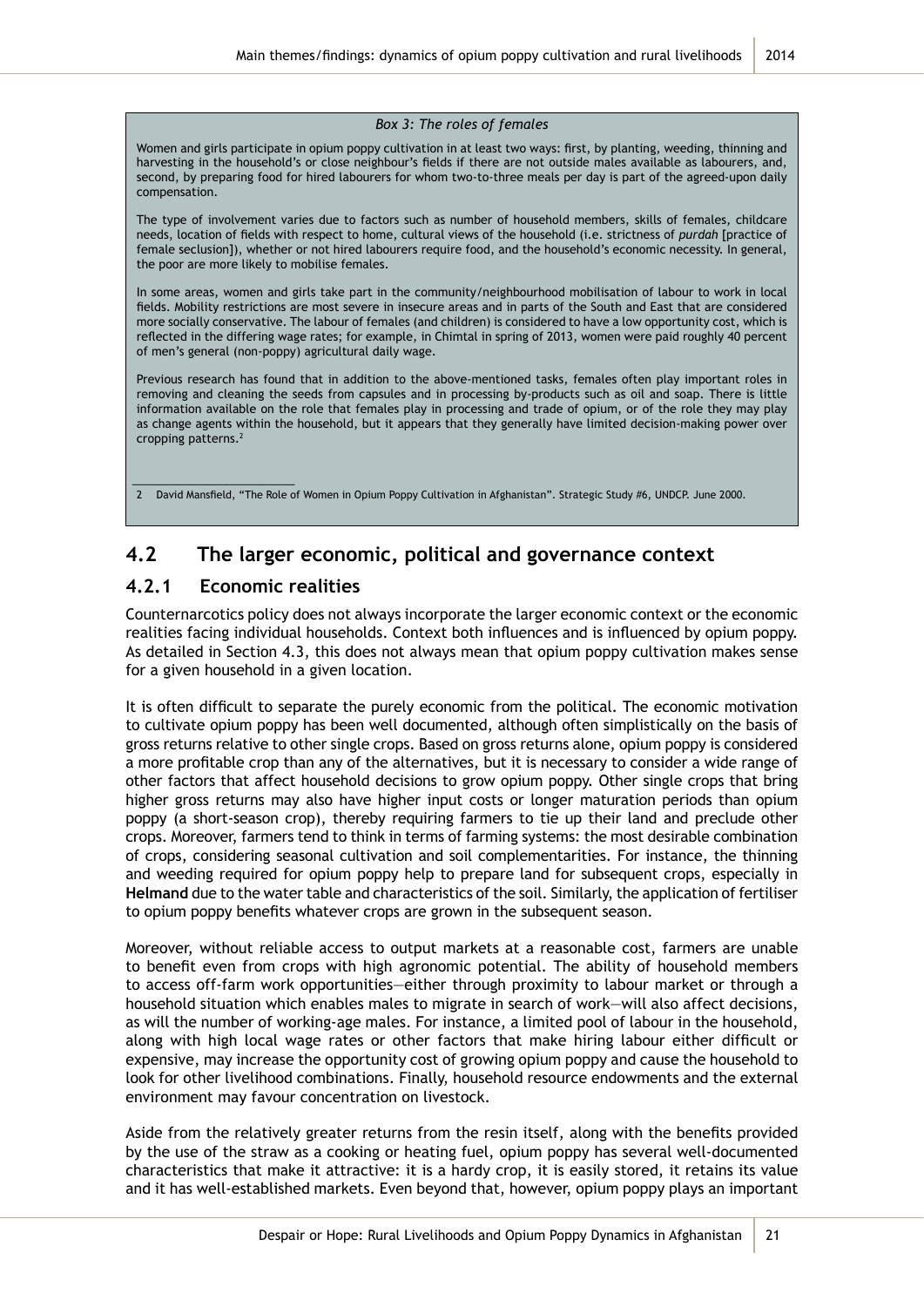*Box 3: The roles of females*

Women and girls participate in opium poppy cultivation in at least two ways: first, by planting, weeding, thinning and harvesting in the household's or close neighbour's fields if there are not outside males available as labourers, and, second, by preparing food for hired labourers for whom two-to-three meals per day is part of the agreed-upon daily compensation.

The type of involvement varies due to factors such as number of household members, skills of females, childcare needs, location of fields with respect to home, cultural views of the household (i.e. strictness of *purdah* [practice of female seclusion]), whether or not hired labourers require food, and the household's economic necessity. In general, the poor are more likely to mobilise females.

In some areas, women and girls take part in the community/neighbourhood mobilisation of labour to work in local fields. Mobility restrictions are most severe in insecure areas and in parts of the South and East that are considered more socially conservative. The labour of females (and children) is considered to have a low opportunity cost, which is reflected in the differing wage rates; for example, in Chimtal in spring of 2013, women were paid roughly 40 percent of men's general (non-poppy) agricultural daily wage.

Previous research has found that in addition to the above-mentioned tasks, females often play important roles in removing and cleaning the seeds from capsules and in processing by-products such as oil and soap. There is little information available on the role that females play in processing and trade of opium, or of the role they may play as change agents within the household, but it appears that they generally have limited decision-making power over cropping patterns.[2]

2 David Mansfield, "The Role of Women in Opium Poppy Cultivation in Afghanistan". Strategic Study #6, UNDCP. June 2000.

## 4.2 The larger economic, political and governance context

### 4.2.1 Economic realities

Counternarcotics policy does not always incorporate the larger economic context or the economic realities facing individual households. Context both influences and is influenced by opium poppy. As detailed in Section 4.3, this does not always mean that opium poppy cultivation makes sense for a given household in a given location.

It is often difficult to separate the purely economic from the political. The economic motivation to cultivate opium poppy has been well documented, although often simplistically on the basis of gross returns relative to other single crops. Based on gross returns alone, opium poppy is considered a more profitable crop than any of the alternatives, but it is necessary to consider a wide range of other factors that affect household decisions to grow opium poppy. Other single crops that bring higher gross returns may also have higher input costs or longer maturation periods than opium poppy (a short-season crop), thereby requiring farmers to tie up their land and preclude other crops. Moreover, farmers tend to think in terms of farming systems: the most desirable combination of crops, considering seasonal cultivation and soil complementarities. For instance, the thinning and weeding required for opium poppy help to prepare land for subsequent crops, especially in **Helmand** due to the water table and characteristics of the soil. Similarly, the application of fertiliser to opium poppy benefits whatever crops are grown in the subsequent season.

Moreover, without reliable access to output markets at a reasonable cost, farmers are unable to benefit even from crops with high agronomic potential. The ability of household members to access off-farm work opportunities—either through proximity to labour market or through a household situation which enables males to migrate in search of work—will also affect decisions, as will the number of working-age males. For instance, a limited pool of labour in the household, along with high local wage rates or other factors that make hiring labour either difficult or expensive, may increase the opportunity cost of growing opium poppy and cause the household to look for other livelihood combinations. Finally, household resource endowments and the external environment may favour concentration on livestock.

Aside from the relatively greater returns from the resin itself, along with the benefits provided by the use of the straw as a cooking or heating fuel, opium poppy has several well-documented characteristics that make it attractive: it is a hardy crop, it is easily stored, it retains its value and it has well-established markets. Even beyond that, however, opium poppy plays an important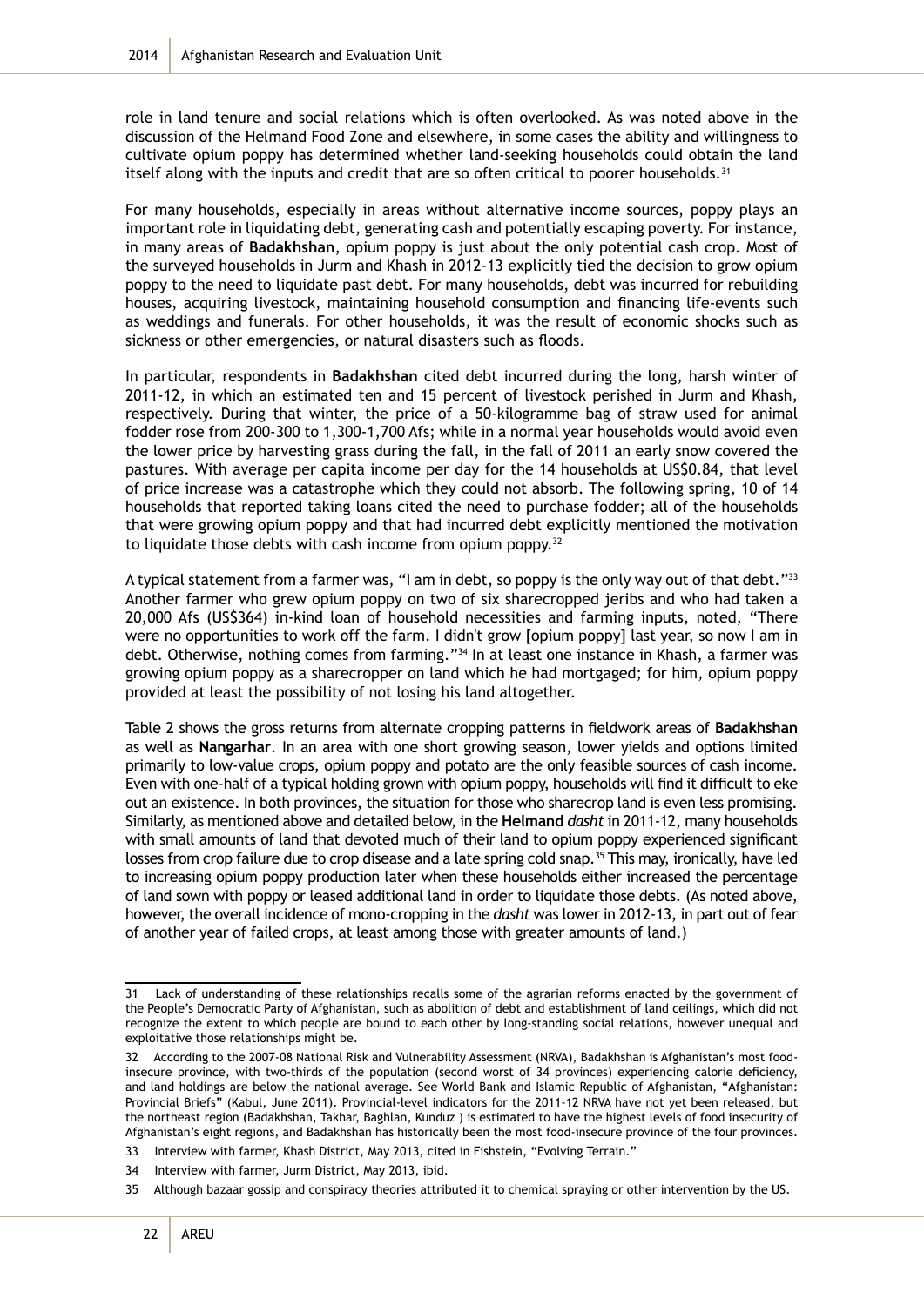role in land tenure and social relations which is often overlooked. As was noted above in the discussion of the Helmand Food Zone and elsewhere, in some cases the ability and willingness to cultivate opium poppy has determined whether land-seeking households could obtain the land itself along with the inputs and credit that are so often critical to poorer households.[31]

For many households, especially in areas without alternative income sources, poppy plays an important role in liquidating debt, generating cash and potentially escaping poverty. For instance, in many areas of **Badakhshan**, opium poppy is just about the only potential cash crop. Most of the surveyed households in Jurm and Khash in 2012-13 explicitly tied the decision to grow opium poppy to the need to liquidate past debt. For many households, debt was incurred for rebuilding houses, acquiring livestock, maintaining household consumption and financing life-events such as weddings and funerals. For other households, it was the result of economic shocks such as sickness or other emergencies, or natural disasters such as floods.

In particular, respondents in **Badakhshan** cited debt incurred during the long, harsh winter of 2011-12, in which an estimated ten and 15 percent of livestock perished in Jurm and Khash, respectively. During that winter, the price of a 50-kilogramme bag of straw used for animal fodder rose from 200-300 to 1,300-1,700 Afs; while in a normal year households would avoid even the lower price by harvesting grass during the fall, in the fall of 2011 an early snow covered the pastures. With average per capita income per day for the 14 households at US$0.84, that level of price increase was a catastrophe which they could not absorb. The following spring, 10 of 14 households that reported taking loans cited the need to purchase fodder; all of the households that were growing opium poppy and that had incurred debt explicitly mentioned the motivation to liquidate those debts with cash income from opium poppy.[32]

A typical statement from a farmer was, "I am in debt, so poppy is the only way out of that debt."[33] Another farmer who grew opium poppy on two of six sharecropped jeribs and who had taken a 20,000 Afs (US$364) in-kind loan of household necessities and farming inputs, noted, "There were no opportunities to work off the farm. I didn't grow [opium poppy] last year, so now I am in debt. Otherwise, nothing comes from farming."[34] In at least one instance in Khash, a farmer was growing opium poppy as a sharecropper on land which he had mortgaged; for him, opium poppy provided at least the possibility of not losing his land altogether.

Table 2 shows the gross returns from alternate cropping patterns in fieldwork areas of **Badakhshan** as well as **Nangarhar**. In an area with one short growing season, lower yields and options limited primarily to low-value crops, opium poppy and potato are the only feasible sources of cash income. Even with one-half of a typical holding grown with opium poppy, households will find it difficult to eke out an existence. In both provinces, the situation for those who sharecrop land is even less promising. Similarly, as mentioned above and detailed below, in the **Helmand** *dasht* in 2011-12, many households with small amounts of land that devoted much of their land to opium poppy experienced significant losses from crop failure due to crop disease and a late spring cold snap.[35] This may, ironically, have led to increasing opium poppy production later when these households either increased the percentage of land sown with poppy or leased additional land in order to liquidate those debts. (As noted above, however, the overall incidence of mono-cropping in the *dasht* was lower in 2012-13, in part out of fear of another year of failed crops, at least among those with greater amounts of land.)

---

31 Lack of understanding of these relationships recalls some of the agrarian reforms enacted by the government of the People's Democratic Party of Afghanistan, such as abolition of debt and establishment of land ceilings, which did not recognize the extent to which people are bound to each other by long-standing social relations, however unequal and exploitative those relationships might be.

32 According to the 2007-08 National Risk and Vulnerability Assessment (NRVA), Badakhshan is Afghanistan's most food-insecure province, with two-thirds of the population (second worst of 34 provinces) experiencing calorie deficiency, and land holdings are below the national average. See World Bank and Islamic Republic of Afghanistan, "Afghanistan: Provincial Briefs" (Kabul, June 2011). Provincial-level indicators for the 2011-12 NRVA have not yet been released, but the northeast region (Badakhshan, Takhar, Baghlan, Kunduz ) is estimated to have the highest levels of food insecurity of Afghanistan's eight regions, and Badakhshan has historically been the most food-insecure province of the four provinces.

33 Interview with farmer, Khash District, May 2013, cited in Fishstein, "Evolving Terrain."

34 Interview with farmer, Jurm District, May 2013, ibid.

35 Although bazaar gossip and conspiracy theories attributed it to chemical spraying or other intervention by the US.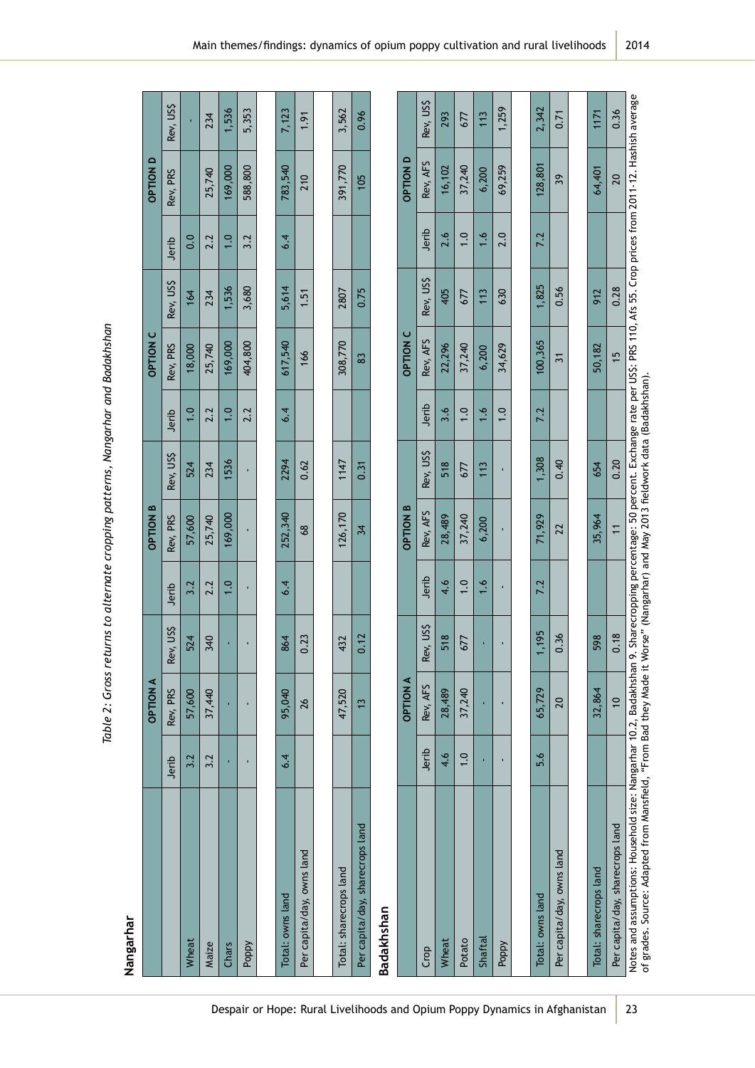*Table 2: Gross returns to alternate cropping patterns, Nangarhar and Badakhshan*

**Nangarhar**

| | OPTION A | | | OPTION B | | | OPTION C | | | OPTION D | | |
|---|---|---|---|---|---|---|---|---|---|---|---|---|
| | Jerib | Rev, PRS | Rev, US$ | Jerib | Rev, PRS | Rev, US$ | Jerib | Rev, PRS | Rev, US$ | Jerib | Rev, PRS | Rev, US$ |
| Wheat | 3.2 | 57,600 | 524 | 3.2 | 57,600 | 524 | 1.0 | 18,000 | 164 | 0.0 | | - |
| Maize | 3.2 | 37,440 | 340 | 2.2 | 25,740 | 234 | 2.2 | 25,740 | 234 | 2.2 | 25,740 | 234 |
| Chars | - | - | - | 1.0 | 169,000 | 1536 | 1.0 | 169,000 | 1,536 | 1.0 | 169,000 | 1,536 |
| Poppy | - | - | - | - | - | - | 2.2 | 404,800 | 3,680 | 3.2 | 588,800 | 5,353 |
| | | | | | | | | | | | | |
| Total: owns land | 6.4 | 95,040 | 864 | 6.4 | 252,340 | 2294 | 6.4 | 617,540 | 5,614 | 6.4 | 783,540 | 7,123 |
| Per capita/day, owns land | | 26 | 0.23 | | 68 | 0.62 | | 166 | 1.51 | | 210 | 1.91 |
| | | | | | | | | | | | | |
| Total: sharecrops land | | 47,520 | 432 | | 126,170 | 1147 | | 308,770 | 2807 | | 391,770 | 3,562 |
| Per capita/day, sharecrops land | | 13 | 0.12 | | 34 | 0.31 | | 83 | 0.75 | | 105 | 0.96 |

**Badakhshan**

| | OPTION A | | | OPTION B | | | OPTION C | | | OPTION D | | |
|---|---|---|---|---|---|---|---|---|---|---|---|---|
| Crop | Jerib | Rev, AFS | Rev, US$ | Jerib | Rev, AFS | Rev, US$ | Jerib | Rev, AFS | Rev, US$ | Jerib | Rev, AFS | Rev, US$ |
| Wheat | 4.6 | 28,489 | 518 | 4.6 | 28,489 | 518 | 3.6 | 22,296 | 405 | 2.6 | 16,102 | 293 |
| Potato | 1.0 | 37,240 | 677 | 1.0 | 37,240 | 677 | 1.0 | 37,240 | 677 | 1.0 | 37,240 | 677 |
| Shaftal | - | - | - | 1.6 | 6,200 | 113 | 1.6 | 6,200 | 113 | 1.6 | 6,200 | 113 |
| Poppy | - | - | - | - | - | - | 1.0 | 34,629 | 630 | 2.0 | 69,259 | 1,259 |
| | | | | | | | | | | | | |
| Total: owns land | 5.6 | 65,729 | 1,195 | 7.2 | 71,929 | 1,308 | 7.2 | 100,365 | 1,825 | 7.2 | 128,801 | 2,342 |
| Per capita/day, owns land | | 20 | 0.36 | | 22 | 0.40 | | 31 | 0.56 | | 39 | 0.71 |
| | | | | | | | | | | | | |
| Total: sharecrops land | | 32,864 | 598 | | 35,964 | 654 | | 50,182 | 912 | | 64,401 | 1171 |
| Per capita/day, sharecrops land | | 10 | 0.18 | | 11 | 0.20 | | 15 | 0.28 | | 20 | 0.36 |

Notes and assumptions: Household size: Nangarhar 10.2, Badakhshan 9. Sharecropping percentage: 50 percent. Exchange rate per US$: PRS 110, Afs 55. Crop prices from 2011-12. Hashish average of grades. Source: Adapted from Mansfield, "From Bad they Made it Worse" (Nangarhar) and May 2013 fieldwork data (Badakhshan).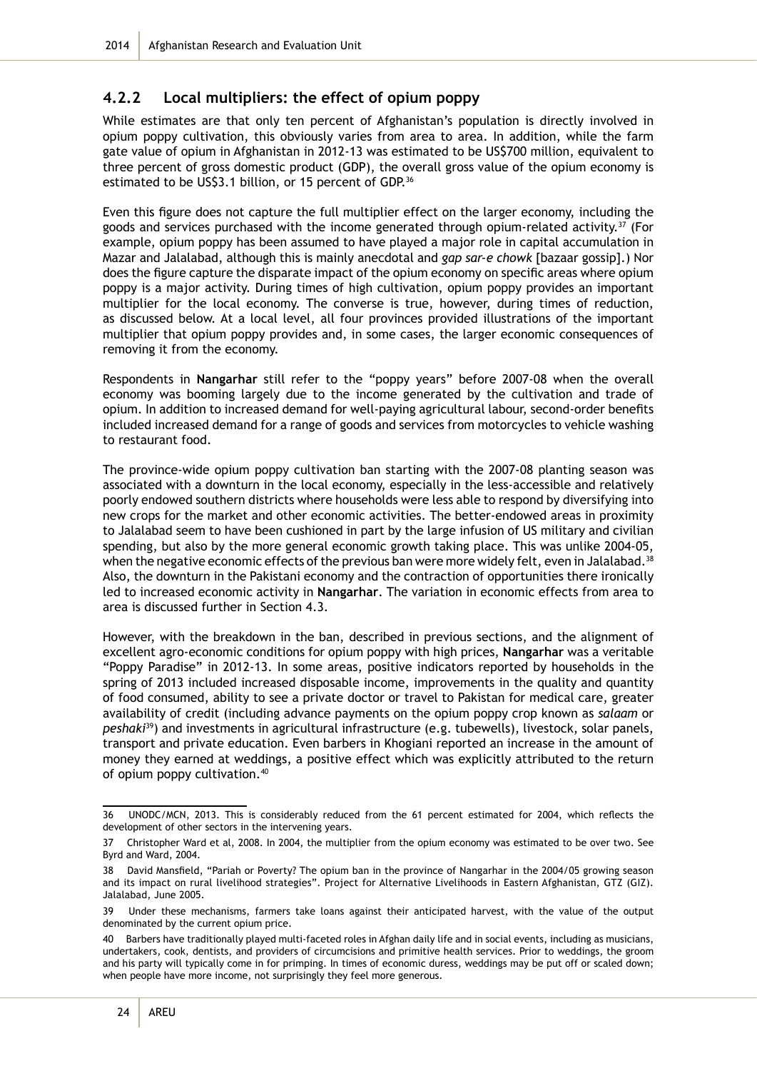### 4.2.2 Local multipliers: the effect of opium poppy

While estimates are that only ten percent of Afghanistan's population is directly involved in opium poppy cultivation, this obviously varies from area to area. In addition, while the farm gate value of opium in Afghanistan in 2012-13 was estimated to be US$700 million, equivalent to three percent of gross domestic product (GDP), the overall gross value of the opium economy is estimated to be US$3.1 billion, or 15 percent of GDP.[36]

Even this figure does not capture the full multiplier effect on the larger economy, including the goods and services purchased with the income generated through opium-related activity.[37] (For example, opium poppy has been assumed to have played a major role in capital accumulation in Mazar and Jalalabad, although this is mainly anecdotal and *gap sar-e chowk* [bazaar gossip].) Nor does the figure capture the disparate impact of the opium economy on specific areas where opium poppy is a major activity. During times of high cultivation, opium poppy provides an important multiplier for the local economy. The converse is true, however, during times of reduction, as discussed below. At a local level, all four provinces provided illustrations of the important multiplier that opium poppy provides and, in some cases, the larger economic consequences of removing it from the economy.

Respondents in **Nangarhar** still refer to the "poppy years" before 2007-08 when the overall economy was booming largely due to the income generated by the cultivation and trade of opium. In addition to increased demand for well-paying agricultural labour, second-order benefits included increased demand for a range of goods and services from motorcycles to vehicle washing to restaurant food.

The province-wide opium poppy cultivation ban starting with the 2007-08 planting season was associated with a downturn in the local economy, especially in the less-accessible and relatively poorly endowed southern districts where households were less able to respond by diversifying into new crops for the market and other economic activities. The better-endowed areas in proximity to Jalalabad seem to have been cushioned in part by the large infusion of US military and civilian spending, but also by the more general economic growth taking place. This was unlike 2004-05, when the negative economic effects of the previous ban were more widely felt, even in Jalalabad.[38] Also, the downturn in the Pakistani economy and the contraction of opportunities there ironically led to increased economic activity in **Nangarhar**. The variation in economic effects from area to area is discussed further in Section 4.3.

However, with the breakdown in the ban, described in previous sections, and the alignment of excellent agro-economic conditions for opium poppy with high prices, **Nangarhar** was a veritable "Poppy Paradise" in 2012-13. In some areas, positive indicators reported by households in the spring of 2013 included increased disposable income, improvements in the quality and quantity of food consumed, ability to see a private doctor or travel to Pakistan for medical care, greater availability of credit (including advance payments on the opium poppy crop known as *salaam* or *peshaki*[39]) and investments in agricultural infrastructure (e.g. tubewells), livestock, solar panels, transport and private education. Even barbers in Khogiani reported an increase in the amount of money they earned at weddings, a positive effect which was explicitly attributed to the return of opium poppy cultivation.[40]

---

36 UNODC/MCN, 2013. This is considerably reduced from the 61 percent estimated for 2004, which reflects the development of other sectors in the intervening years.

37 Christopher Ward et al, 2008. In 2004, the multiplier from the opium economy was estimated to be over two. See Byrd and Ward, 2004.

38 David Mansfield, "Pariah or Poverty? The opium ban in the province of Nangarhar in the 2004/05 growing season and its impact on rural livelihood strategies". Project for Alternative Livelihoods in Eastern Afghanistan, GTZ (GIZ). Jalalabad, June 2005.

39 Under these mechanisms, farmers take loans against their anticipated harvest, with the value of the output denominated by the current opium price.

40 Barbers have traditionally played multi-faceted roles in Afghan daily life and in social events, including as musicians, undertakers, cook, dentists, and providers of circumcisions and primitive health services. Prior to weddings, the groom and his party will typically come in for primping. In times of economic duress, weddings may be put off or scaled down; when people have more income, not surprisingly they feel more generous.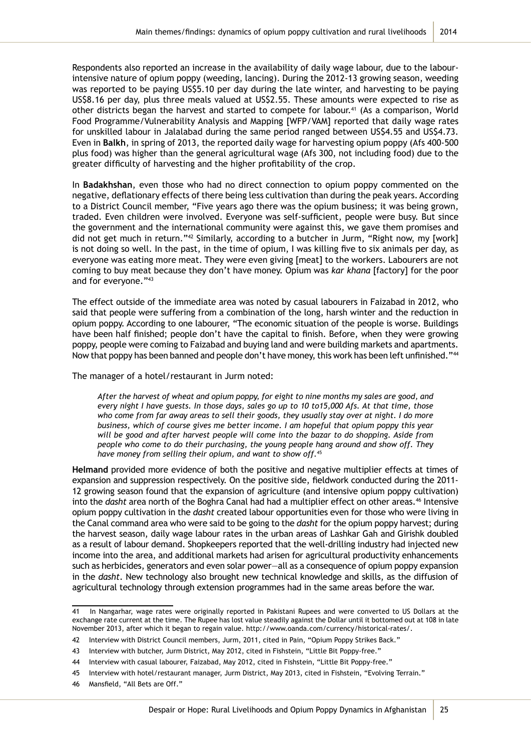Respondents also reported an increase in the availability of daily wage labour, due to the labour-intensive nature of opium poppy (weeding, lancing). During the 2012-13 growing season, weeding was reported to be paying US$5.10 per day during the late winter, and harvesting to be paying US$8.16 per day, plus three meals valued at US$2.55. These amounts were expected to rise as other districts began the harvest and started to compete for labour.[41] (As a comparison, World Food Programme/Vulnerability Analysis and Mapping [WFP/VAM] reported that daily wage rates for unskilled labour in Jalalabad during the same period ranged between US$4.55 and US$4.73. Even in **Balkh**, in spring of 2013, the reported daily wage for harvesting opium poppy (Afs 400-500 plus food) was higher than the general agricultural wage (Afs 300, not including food) due to the greater difficulty of harvesting and the higher profitability of the crop.

In **Badakhshan**, even those who had no direct connection to opium poppy commented on the negative, deflationary effects of there being less cultivation than during the peak years. According to a District Council member, "Five years ago there was the opium business; it was being grown, traded. Even children were involved. Everyone was self-sufficient, people were busy. But since the government and the international community were against this, we gave them promises and did not get much in return."[42] Similarly, according to a butcher in Jurm, "Right now, my [work] is not doing so well. In the past, in the time of opium, I was killing five to six animals per day, as everyone was eating more meat. They were even giving [meat] to the workers. Labourers are not coming to buy meat because they don't have money. Opium was *kar khana* [factory] for the poor and for everyone."[43]

The effect outside of the immediate area was noted by casual labourers in Faizabad in 2012, who said that people were suffering from a combination of the long, harsh winter and the reduction in opium poppy. According to one labourer, "The economic situation of the people is worse. Buildings have been half finished; people don't have the capital to finish. Before, when they were growing poppy, people were coming to Faizabad and buying land and were building markets and apartments. Now that poppy has been banned and people don't have money, this work has been left unfinished."[44]

The manager of a hotel/restaurant in Jurm noted:

> *After the harvest of wheat and opium poppy, for eight to nine months my sales are good, and every night I have guests. In those days, sales go up to 10 to15,000 Afs. At that time, those who come from far away areas to sell their goods, they usually stay over at night. I do more business, which of course gives me better income. I am hopeful that opium poppy this year will be good and after harvest people will come into the bazar to do shopping. Aside from people who come to do their purchasing, the young people hang around and show off. They have money from selling their opium, and want to show off.*[45]

**Helmand** provided more evidence of both the positive and negative multiplier effects at times of expansion and suppression respectively. On the positive side, fieldwork conducted during the 2011-12 growing season found that the expansion of agriculture (and intensive opium poppy cultivation) into the *dasht* area north of the Boghra Canal had had a multiplier effect on other areas.[46] Intensive opium poppy cultivation in the *dasht* created labour opportunities even for those who were living in the Canal command area who were said to be going to the *dasht* for the opium poppy harvest; during the harvest season, daily wage labour rates in the urban areas of Lashkar Gah and Girishk doubled as a result of labour demand. Shopkeepers reported that the well-drilling industry had injected new income into the area, and additional markets had arisen for agricultural productivity enhancements such as herbicides, generators and even solar power—all as a consequence of opium poppy expansion in the *dasht*. New technology also brought new technical knowledge and skills, as the diffusion of agricultural technology through extension programmes had in the same areas before the war.

---

41 In Nangarhar, wage rates were originally reported in Pakistani Rupees and were converted to US Dollars at the exchange rate current at the time. The Rupee has lost value steadily against the Dollar until it bottomed out at 108 in late November 2013, after which it began to regain value. http://www.oanda.com/currency/historical-rates/.

42 Interview with District Council members, Jurm, 2011, cited in Pain, "Opium Poppy Strikes Back."

43 Interview with butcher, Jurm District, May 2012, cited in Fishstein, "Little Bit Poppy-free."

44 Interview with casual labourer, Faizabad, May 2012, cited in Fishstein, "Little Bit Poppy-free."

45 Interview with hotel/restaurant manager, Jurm District, May 2013, cited in Fishstein, "Evolving Terrain."

46 Mansfield, "All Bets are Off."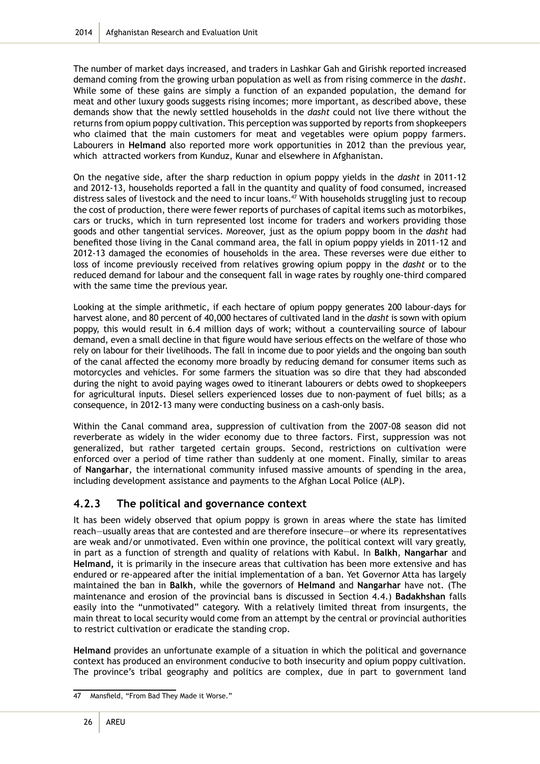The number of market days increased, and traders in Lashkar Gah and Girishk reported increased demand coming from the growing urban population as well as from rising commerce in the *dasht*. While some of these gains are simply a function of an expanded population, the demand for meat and other luxury goods suggests rising incomes; more important, as described above, these demands show that the newly settled households in the *dasht* could not live there without the returns from opium poppy cultivation. This perception was supported by reports from shopkeepers who claimed that the main customers for meat and vegetables were opium poppy farmers. Labourers in **Helmand** also reported more work opportunities in 2012 than the previous year, which attracted workers from Kunduz, Kunar and elsewhere in Afghanistan.

On the negative side, after the sharp reduction in opium poppy yields in the *dasht* in 2011-12 and 2012-13, households reported a fall in the quantity and quality of food consumed, increased distress sales of livestock and the need to incur loans.[47] With households struggling just to recoup the cost of production, there were fewer reports of purchases of capital items such as motorbikes, cars or trucks, which in turn represented lost income for traders and workers providing those goods and other tangential services. Moreover, just as the opium poppy boom in the *dasht* had benefited those living in the Canal command area, the fall in opium poppy yields in 2011-12 and 2012-13 damaged the economies of households in the area. These reverses were due either to loss of income previously received from relatives growing opium poppy in the *dasht* or to the reduced demand for labour and the consequent fall in wage rates by roughly one-third compared with the same time the previous year.

Looking at the simple arithmetic, if each hectare of opium poppy generates 200 labour-days for harvest alone, and 80 percent of 40,000 hectares of cultivated land in the *dasht* is sown with opium poppy, this would result in 6.4 million days of work; without a countervailing source of labour demand, even a small decline in that figure would have serious effects on the welfare of those who rely on labour for their livelihoods. The fall in income due to poor yields and the ongoing ban south of the canal affected the economy more broadly by reducing demand for consumer items such as motorcycles and vehicles. For some farmers the situation was so dire that they had absconded during the night to avoid paying wages owed to itinerant labourers or debts owed to shopkeepers for agricultural inputs. Diesel sellers experienced losses due to non-payment of fuel bills; as a consequence, in 2012-13 many were conducting business on a cash-only basis.

Within the Canal command area, suppression of cultivation from the 2007-08 season did not reverberate as widely in the wider economy due to three factors. First, suppression was not generalized, but rather targeted certain groups. Second, restrictions on cultivation were enforced over a period of time rather than suddenly at one moment. Finally, similar to areas of **Nangarhar**, the international community infused massive amounts of spending in the area, including development assistance and payments to the Afghan Local Police (ALP).

### 4.2.3 The political and governance context

It has been widely observed that opium poppy is grown in areas where the state has limited reach—usually areas that are contested and are therefore insecure—or where its representatives are weak and/or unmotivated. Even within one province, the political context will vary greatly, in part as a function of strength and quality of relations with Kabul. In **Balkh**, **Nangarhar** and **Helmand**, it is primarily in the insecure areas that cultivation has been more extensive and has endured or re-appeared after the initial implementation of a ban. Yet Governor Atta has largely maintained the ban in **Balkh**, while the governors of **Helmand** and **Nangarhar** have not. (The maintenance and erosion of the provincial bans is discussed in Section 4.4.) **Badakhshan** falls easily into the "unmotivated" category. With a relatively limited threat from insurgents, the main threat to local security would come from an attempt by the central or provincial authorities to restrict cultivation or eradicate the standing crop.

**Helmand** provides an unfortunate example of a situation in which the political and governance context has produced an environment conducive to both insecurity and opium poppy cultivation. The province's tribal geography and politics are complex, due in part to government land

---

47 Mansfield, "From Bad They Made it Worse."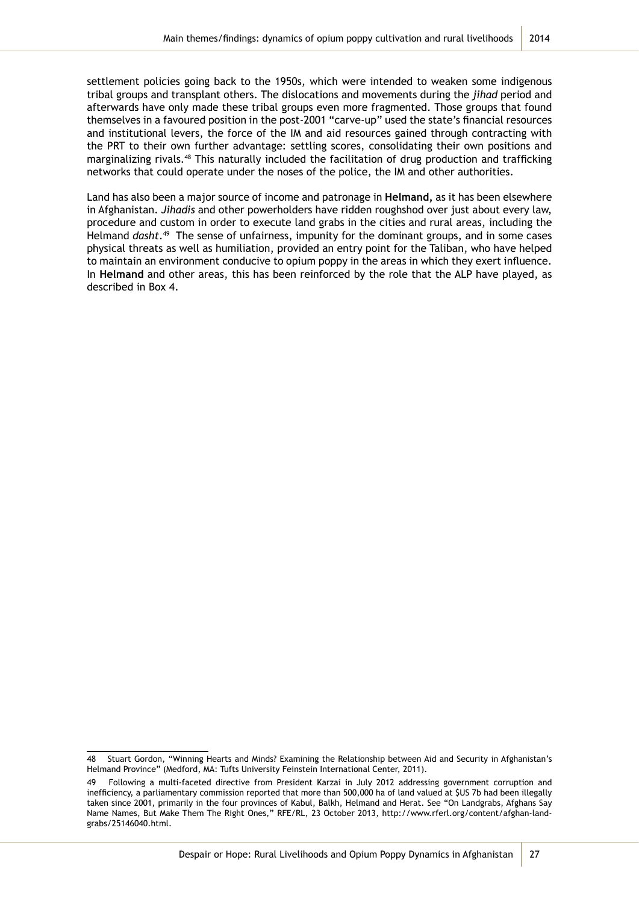settlement policies going back to the 1950s, which were intended to weaken some indigenous tribal groups and transplant others. The dislocations and movements during the *jihad* period and afterwards have only made these tribal groups even more fragmented. Those groups that found themselves in a favoured position in the post-2001 "carve-up" used the state's financial resources and institutional levers, the force of the IM and aid resources gained through contracting with the PRT to their own further advantage: settling scores, consolidating their own positions and marginalizing rivals.[48] This naturally included the facilitation of drug production and trafficking networks that could operate under the noses of the police, the IM and other authorities.

Land has also been a major source of income and patronage in **Helmand,** as it has been elsewhere in Afghanistan. *Jihadis* and other powerholders have ridden roughshod over just about every law, procedure and custom in order to execute land grabs in the cities and rural areas, including the Helmand *dasht*.[49] The sense of unfairness, impunity for the dominant groups, and in some cases physical threats as well as humiliation, provided an entry point for the Taliban, who have helped to maintain an environment conducive to opium poppy in the areas in which they exert influence. In **Helmand** and other areas, this has been reinforced by the role that the ALP have played, as described in Box 4.

---

48 Stuart Gordon, "Winning Hearts and Minds? Examining the Relationship between Aid and Security in Afghanistan's Helmand Province" (Medford, MA: Tufts University Feinstein International Center, 2011).

49 Following a multi-faceted directive from President Karzai in July 2012 addressing government corruption and inefficiency, a parliamentary commission reported that more than 500,000 ha of land valued at $US 7b had been illegally taken since 2001, primarily in the four provinces of Kabul, Balkh, Helmand and Herat. See "On Landgrabs, Afghans Say Name Names, But Make Them The Right Ones," RFE/RL, 23 October 2013, http://www.rferl.org/content/afghan-land-grabs/25146040.html.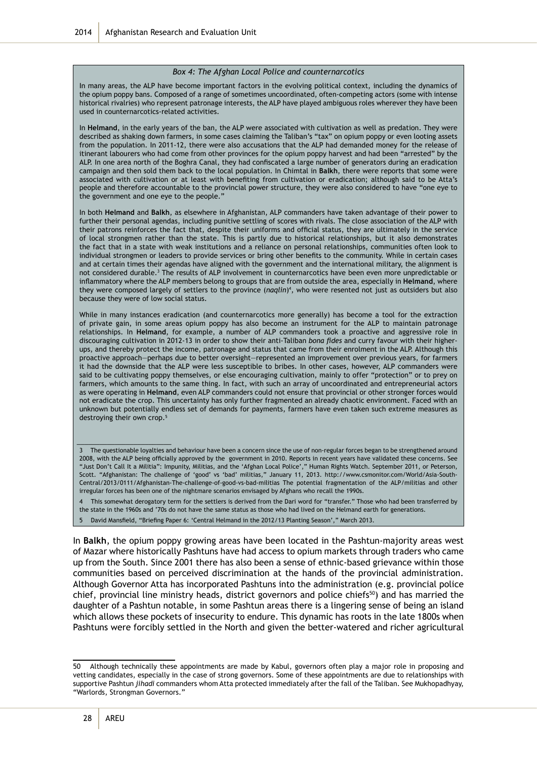*Box 4: The Afghan Local Police and counternarcotics*

In many areas, the ALP have become important factors in the evolving political context, including the dynamics of the opium poppy bans. Composed of a range of sometimes uncoordinated, often-competing actors (some with intense historical rivalries) who represent patronage interests, the ALP have played ambiguous roles wherever they have been used in counternarcotics-related activities.

In **Helmand**, in the early years of the ban, the ALP were associated with cultivation as well as predation. They were described as shaking down farmers, in some cases claiming the Taliban's "tax" on opium poppy or even looting assets from the population. In 2011-12, there were also accusations that the ALP had demanded money for the release of itinerant labourers who had come from other provinces for the opium poppy harvest and had been "arrested" by the ALP. In one area north of the Boghra Canal, they had confiscated a large number of generators during an eradication campaign and then sold them back to the local population. In Chimtal in **Balkh**, there were reports that some were associated with cultivation or at least with benefiting from cultivation or eradication; although said to be Atta's people and therefore accountable to the provincial power structure, they were also considered to have "one eye to the government and one eye to the people."

In both **Helmand** and **Balkh**, as elsewhere in Afghanistan, ALP commanders have taken advantage of their power to further their personal agendas, including punitive settling of scores with rivals. The close association of the ALP with their patrons reinforces the fact that, despite their uniforms and official status, they are ultimately in the service of local strongmen rather than the state. This is partly due to historical relationships, but it also demonstrates the fact that in a state with weak institutions and a reliance on personal relationships, communities often look to individual strongmen or leaders to provide services or bring other benefits to the community. While in certain cases and at certain times their agendas have aligned with the government and the international military, the alignment is not considered durable.[3] The results of ALP involvement in counternarcotics have been even more unpredictable or inflammatory where the ALP members belong to groups that are from outside the area, especially in **Helmand**, where they were composed largely of settlers to the province (*naqlin*)[4], who were resented not just as outsiders but also because they were of low social status.

While in many instances eradication (and counternarcotics more generally) has become a tool for the extraction of private gain, in some areas opium poppy has also become an instrument for the ALP to maintain patronage relationships. In **Helmand**, for example, a number of ALP commanders took a proactive and aggressive role in discouraging cultivation in 2012-13 in order to show their anti-Taliban *bona fides* and curry favour with their higher-ups, and thereby protect the income, patronage and status that came from their enrolment in the ALP. Although this proactive approach—perhaps due to better oversight—represented an improvement over previous years, for farmers it had the downside that the ALP were less susceptible to bribes. In other cases, however, ALP commanders were said to be cultivating poppy themselves, or else encouraging cultivation, mainly to offer "protection" or to prey on farmers, which amounts to the same thing. In fact, with such an array of uncoordinated and entrepreneurial actors as were operating in **Helmand**, even ALP commanders could not ensure that provincial or other stronger forces would not eradicate the crop. This uncertainty has only further fragmented an already chaotic environment. Faced with an unknown but potentially endless set of demands for payments, farmers have even taken such extreme measures as destroying their own crop.[5]

3 The questionable loyalties and behaviour have been a concern since the use of non-regular forces began to be strengthened around 2008, with the ALP being officially approved by the government in 2010. Reports in recent years have validated these concerns. See "Just Don't Call It a Militia": Impunity, Militias, and the 'Afghan Local Police'," Human Rights Watch. September 2011, or Peterson, Scott. "Afghanistan: The challenge of 'good' vs 'bad' militias," January 11, 2013. http://www.csmonitor.com/World/Asia-South-Central/2013/0111/Afghanistan-The-challenge-of-good-vs-bad-militias The potential fragmentation of the ALP/militias and other irregular forces has been one of the nightmare scenarios envisaged by Afghans who recall the 1990s.

4 This somewhat derogatory term for the settlers is derived from the Dari word for "transfer." Those who had been transferred by the state in the 1960s and '70s do not have the same status as those who had lived on the Helmand earth for generations.

5 David Mansfield, "Briefing Paper 6: 'Central Helmand in the 2012/13 Planting Season'," March 2013.

In **Balkh**, the opium poppy growing areas have been located in the Pashtun-majority areas west of Mazar where historically Pashtuns have had access to opium markets through traders who came up from the South. Since 2001 there has also been a sense of ethnic-based grievance within those communities based on perceived discrimination at the hands of the provincial administration. Although Governor Atta has incorporated Pashtuns into the administration (e.g. provincial police chief, provincial line ministry heads, district governors and police chiefs[50]) and has married the daughter of a Pashtun notable, in some Pashtun areas there is a lingering sense of being an island which allows these pockets of insecurity to endure. This dynamic has roots in the late 1800s when Pashtuns were forcibly settled in the North and given the better-watered and richer agricultural

50 Although technically these appointments are made by Kabul, governors often play a major role in proposing and vetting candidates, especially in the case of strong governors. Some of these appointments are due to relationships with supportive Pashtun *jihadi* commanders whom Atta protected immediately after the fall of the Taliban. See Mukhopadhyay, "Warlords, Strongman Governors."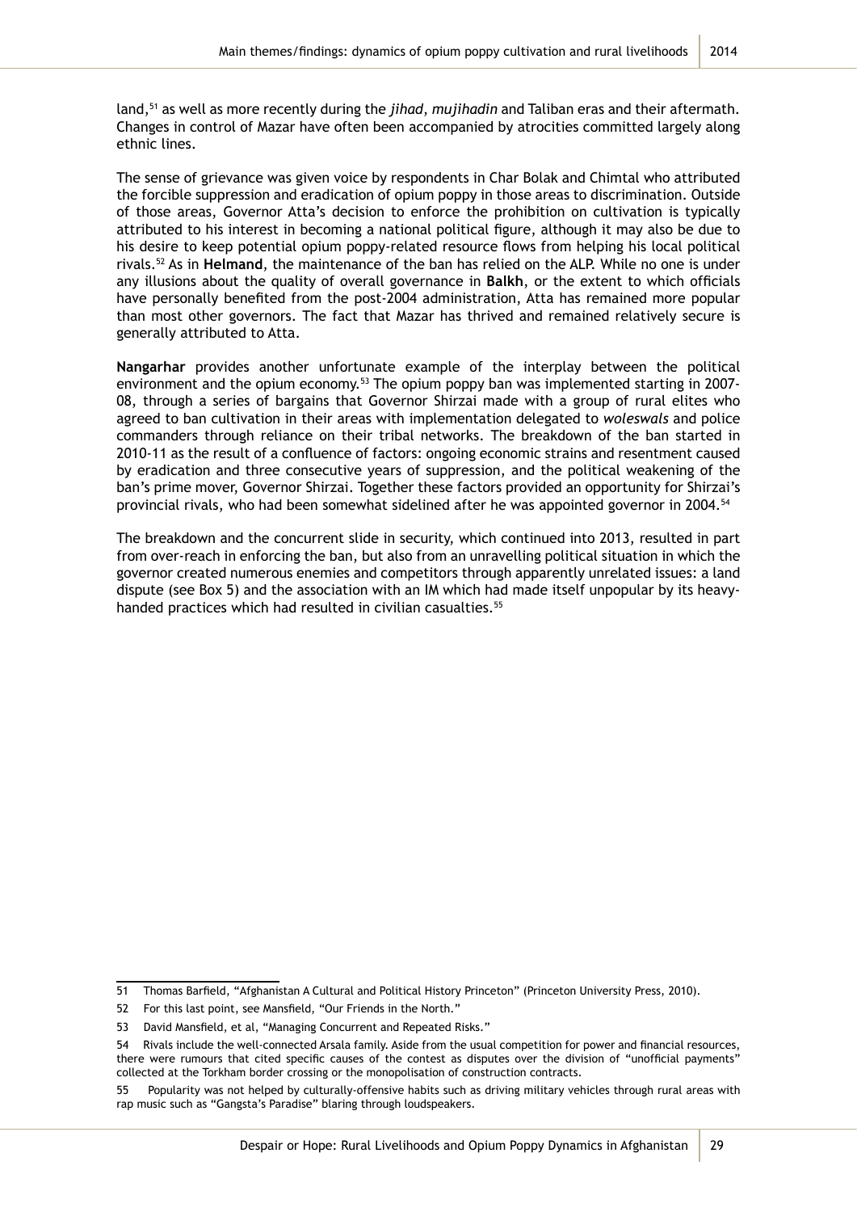land,[51] as well as more recently during the *jihad*, *mujihadin* and Taliban eras and their aftermath. Changes in control of Mazar have often been accompanied by atrocities committed largely along ethnic lines.

The sense of grievance was given voice by respondents in Char Bolak and Chimtal who attributed the forcible suppression and eradication of opium poppy in those areas to discrimination. Outside of those areas, Governor Atta's decision to enforce the prohibition on cultivation is typically attributed to his interest in becoming a national political figure, although it may also be due to his desire to keep potential opium poppy-related resource flows from helping his local political rivals.[52] As in **Helmand**, the maintenance of the ban has relied on the ALP. While no one is under any illusions about the quality of overall governance in **Balkh**, or the extent to which officials have personally benefited from the post-2004 administration, Atta has remained more popular than most other governors. The fact that Mazar has thrived and remained relatively secure is generally attributed to Atta.

**Nangarhar** provides another unfortunate example of the interplay between the political environment and the opium economy.[53] The opium poppy ban was implemented starting in 2007-08, through a series of bargains that Governor Shirzai made with a group of rural elites who agreed to ban cultivation in their areas with implementation delegated to *woleswals* and police commanders through reliance on their tribal networks. The breakdown of the ban started in 2010-11 as the result of a confluence of factors: ongoing economic strains and resentment caused by eradication and three consecutive years of suppression, and the political weakening of the ban's prime mover, Governor Shirzai. Together these factors provided an opportunity for Shirzai's provincial rivals, who had been somewhat sidelined after he was appointed governor in 2004.[54]

The breakdown and the concurrent slide in security, which continued into 2013, resulted in part from over-reach in enforcing the ban, but also from an unravelling political situation in which the governor created numerous enemies and competitors through apparently unrelated issues: a land dispute (see Box 5) and the association with an IM which had made itself unpopular by its heavy-handed practices which had resulted in civilian casualties.[55]

---

51 Thomas Barfield, "Afghanistan A Cultural and Political History Princeton" (Princeton University Press, 2010).

52 For this last point, see Mansfield, "Our Friends in the North."

53 David Mansfield, et al, "Managing Concurrent and Repeated Risks."

54 Rivals include the well-connected Arsala family. Aside from the usual competition for power and financial resources, there were rumours that cited specific causes of the contest as disputes over the division of "unofficial payments" collected at the Torkham border crossing or the monopolisation of construction contracts.

55 Popularity was not helped by culturally-offensive habits such as driving military vehicles through rural areas with rap music such as "Gangsta's Paradise" blaring through loudspeakers.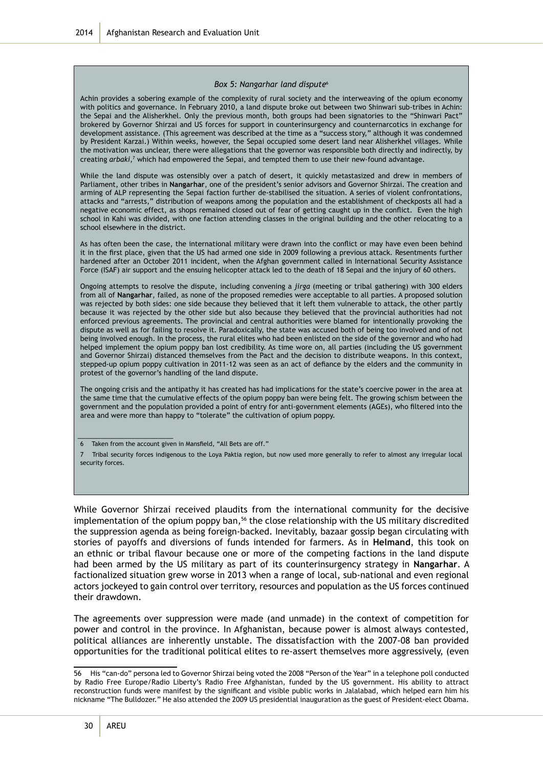*Box 5: Nangarhar land dispute*[6]

Achin provides a sobering example of the complexity of rural society and the interweaving of the opium economy with politics and governance. In February 2010, a land dispute broke out between two Shinwari sub-tribes in Achin: the Sepai and the Alisherkhel. Only the previous month, both groups had been signatories to the "Shinwari Pact" brokered by Governor Shirzai and US forces for support in counterinsurgency and counternarcotics in exchange for development assistance. (This agreement was described at the time as a "success story," although it was condemned by President Karzai.) Within weeks, however, the Sepai occupied some desert land near Alisherkhel villages. While the motivation was unclear, there were allegations that the governor was responsible both directly and indirectly, by creating *arbaki*,[7] which had empowered the Sepai, and tempted them to use their new-found advantage.

While the land dispute was ostensibly over a patch of desert, it quickly metastasized and drew in members of Parliament, other tribes in **Nangarhar**, one of the president's senior advisors and Governor Shirzai. The creation and arming of ALP representing the Sepai faction further de-stabilised the situation. A series of violent confrontations, attacks and "arrests," distribution of weapons among the population and the establishment of checkposts all had a negative economic effect, as shops remained closed out of fear of getting caught up in the conflict. Even the high school in Kahi was divided, with one faction attending classes in the original building and the other relocating to a school elsewhere in the district.

As has often been the case, the international military were drawn into the conflict or may have even been behind it in the first place, given that the US had armed one side in 2009 following a previous attack. Resentments further hardened after an October 2011 incident, when the Afghan government called in International Security Assistance Force (ISAF) air support and the ensuing helicopter attack led to the death of 18 Sepai and the injury of 60 others.

Ongoing attempts to resolve the dispute, including convening a *jirga* (meeting or tribal gathering) with 300 elders from all of **Nangarhar**, failed, as none of the proposed remedies were acceptable to all parties. A proposed solution was rejected by both sides: one side because they believed that it left them vulnerable to attack, the other partly because it was rejected by the other side but also because they believed that the provincial authorities had not enforced previous agreements. The provincial and central authorities were blamed for intentionally provoking the dispute as well as for failing to resolve it. Paradoxically, the state was accused both of being too involved and of not being involved enough. In the process, the rural elites who had been enlisted on the side of the governor and who had helped implement the opium poppy ban lost credibility. As time wore on, all parties (including the US government and Governor Shirzai) distanced themselves from the Pact and the decision to distribute weapons. In this context, stepped-up opium poppy cultivation in 2011-12 was seen as an act of defiance by the elders and the community in protest of the governor's handling of the land dispute.

The ongoing crisis and the antipathy it has created has had implications for the state's coercive power in the area at the same time that the cumulative effects of the opium poppy ban were being felt. The growing schism between the government and the population provided a point of entry for anti-government elements (AGEs), who filtered into the area and were more than happy to "tolerate" the cultivation of opium poppy.

6 Taken from the account given in Mansfield, "All Bets are off."

7 Tribal security forces indigenous to the Loya Paktia region, but now used more generally to refer to almost any irregular local security forces.

While Governor Shirzai received plaudits from the international community for the decisive implementation of the opium poppy ban,[56] the close relationship with the US military discredited the suppression agenda as being foreign-backed. Inevitably, bazaar gossip began circulating with stories of payoffs and diversions of funds intended for farmers. As in **Helmand**, this took on an ethnic or tribal flavour because one or more of the competing factions in the land dispute had been armed by the US military as part of its counterinsurgency strategy in **Nangarhar**. A factionalized situation grew worse in 2013 when a range of local, sub-national and even regional actors jockeyed to gain control over territory, resources and population as the US forces continued their drawdown.

The agreements over suppression were made (and unmade) in the context of competition for power and control in the province. In Afghanistan, because power is almost always contested, political alliances are inherently unstable. The dissatisfaction with the 2007-08 ban provided opportunities for the traditional political elites to re-assert themselves more aggressively, (even

56 His "can-do" persona led to Governor Shirzai being voted the 2008 "Person of the Year" in a telephone poll conducted by Radio Free Europe/Radio Liberty's Radio Free Afghanistan, funded by the US government. His ability to attract reconstruction funds were manifest by the significant and visible public works in Jalalabad, which helped earn him his nickname "The Bulldozer." He also attended the 2009 US presidential inauguration as the guest of President-elect Obama.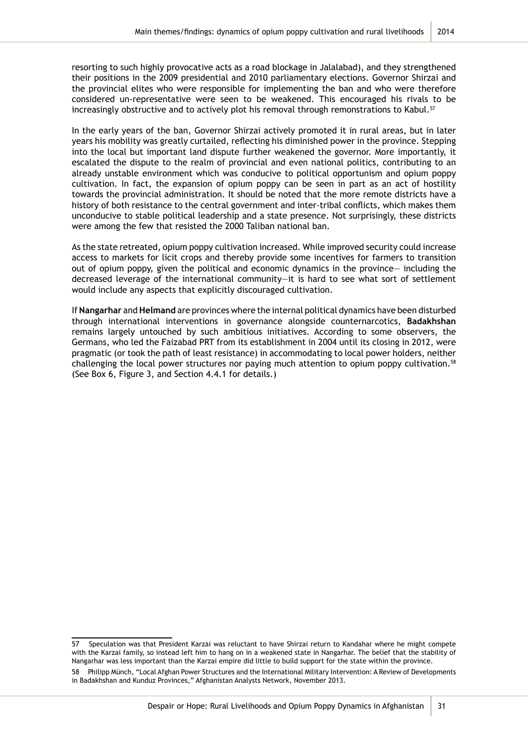resorting to such highly provocative acts as a road blockage in Jalalabad), and they strengthened their positions in the 2009 presidential and 2010 parliamentary elections. Governor Shirzai and the provincial elites who were responsible for implementing the ban and who were therefore considered un-representative were seen to be weakened. This encouraged his rivals to be increasingly obstructive and to actively plot his removal through remonstrations to Kabul.[57]

In the early years of the ban, Governor Shirzai actively promoted it in rural areas, but in later years his mobility was greatly curtailed, reflecting his diminished power in the province. Stepping into the local but important land dispute further weakened the governor. More importantly, it escalated the dispute to the realm of provincial and even national politics, contributing to an already unstable environment which was conducive to political opportunism and opium poppy cultivation. In fact, the expansion of opium poppy can be seen in part as an act of hostility towards the provincial administration. It should be noted that the more remote districts have a history of both resistance to the central government and inter-tribal conflicts, which makes them unconducive to stable political leadership and a state presence. Not surprisingly, these districts were among the few that resisted the 2000 Taliban national ban.

As the state retreated, opium poppy cultivation increased. While improved security could increase access to markets for licit crops and thereby provide some incentives for farmers to transition out of opium poppy, given the political and economic dynamics in the province— including the decreased leverage of the international community—it is hard to see what sort of settlement would include any aspects that explicitly discouraged cultivation.

If **Nangarhar** and **Helmand** are provinces where the internal political dynamics have been disturbed through international interventions in governance alongside counternarcotics, **Badakhshan** remains largely untouched by such ambitious initiatives. According to some observers, the Germans, who led the Faizabad PRT from its establishment in 2004 until its closing in 2012, were pragmatic (or took the path of least resistance) in accommodating to local power holders, neither challenging the local power structures nor paying much attention to opium poppy cultivation.[58] (See Box 6, Figure 3, and Section 4.4.1 for details.)

---

57 Speculation was that President Karzai was reluctant to have Shirzai return to Kandahar where he might compete with the Karzai family, so instead left him to hang on in a weakened state in Nangarhar. The belief that the stability of Nangarhar was less important than the Karzai empire did little to build support for the state within the province.

58 Philipp Münch, "Local Afghan Power Structures and the International Military Intervention: A Review of Developments in Badakhshan and Kunduz Provinces," Afghanistan Analysts Network, November 2013.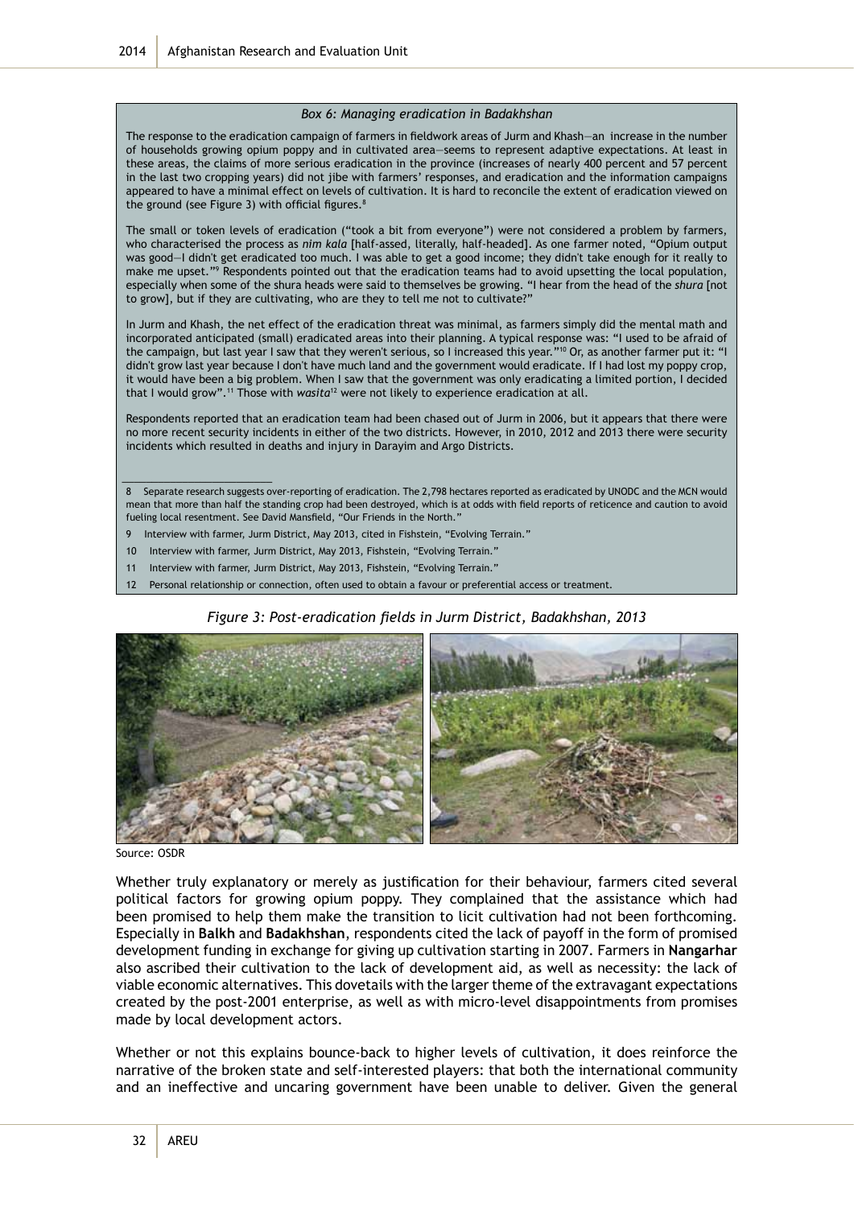*Box 6: Managing eradication in Badakhshan*

The response to the eradication campaign of farmers in fieldwork areas of Jurm and Khash—an increase in the number of households growing opium poppy and in cultivated area—seems to represent adaptive expectations. At least in these areas, the claims of more serious eradication in the province (increases of nearly 400 percent and 57 percent in the last two cropping years) did not jibe with farmers' responses, and eradication and the information campaigns appeared to have a minimal effect on levels of cultivation. It is hard to reconcile the extent of eradication viewed on the ground (see Figure 3) with official figures.[8]

The small or token levels of eradication ("took a bit from everyone") were not considered a problem by farmers, who characterised the process as *nim kala* [half-assed, literally, half-headed]. As one farmer noted, "Opium output was good—I didn't get eradicated too much. I was able to get a good income; they didn't take enough for it really to make me upset."[9] Respondents pointed out that the eradication teams had to avoid upsetting the local population, especially when some of the shura heads were said to themselves be growing. "I hear from the head of the *shura* [not to grow], but if they are cultivating, who are they to tell me not to cultivate?"

In Jurm and Khash, the net effect of the eradication threat was minimal, as farmers simply did the mental math and incorporated anticipated (small) eradicated areas into their planning. A typical response was: "I used to be afraid of the campaign, but last year I saw that they weren't serious, so I increased this year."[10] Or, as another farmer put it: "I didn't grow last year because I don't have much land and the government would eradicate. If I had lost my poppy crop, it would have been a big problem. When I saw that the government was only eradicating a limited portion, I decided that I would grow".[11] Those with *wasita*[12] were not likely to experience eradication at all.

Respondents reported that an eradication team had been chased out of Jurm in 2006, but it appears that there were no more recent security incidents in either of the two districts. However, in 2010, 2012 and 2013 there were security incidents which resulted in deaths and injury in Darayim and Argo Districts.

---

8 Separate research suggests over-reporting of eradication. The 2,798 hectares reported as eradicated by UNODC and the MCN would mean that more than half the standing crop had been destroyed, which is at odds with field reports of reticence and caution to avoid fueling local resentment. See David Mansfield, "Our Friends in the North."

9 Interview with farmer, Jurm District, May 2013, cited in Fishstein, "Evolving Terrain."

10 Interview with farmer, Jurm District, May 2013, Fishstein, "Evolving Terrain."

11 Interview with farmer, Jurm District, May 2013, Fishstein, "Evolving Terrain."

12 Personal relationship or connection, often used to obtain a favour or preferential access or treatment.

*Figure 3: Post-eradication fields in Jurm District, Badakhshan, 2013*

Source: OSDR

Whether truly explanatory or merely as justification for their behaviour, farmers cited several political factors for growing opium poppy. They complained that the assistance which had been promised to help them make the transition to licit cultivation had not been forthcoming. Especially in **Balkh** and **Badakhshan**, respondents cited the lack of payoff in the form of promised development funding in exchange for giving up cultivation starting in 2007. Farmers in **Nangarhar** also ascribed their cultivation to the lack of development aid, as well as necessity: the lack of viable economic alternatives. This dovetails with the larger theme of the extravagant expectations created by the post-2001 enterprise, as well as with micro-level disappointments from promises made by local development actors.

Whether or not this explains bounce-back to higher levels of cultivation, it does reinforce the narrative of the broken state and self-interested players: that both the international community and an ineffective and uncaring government have been unable to deliver. Given the general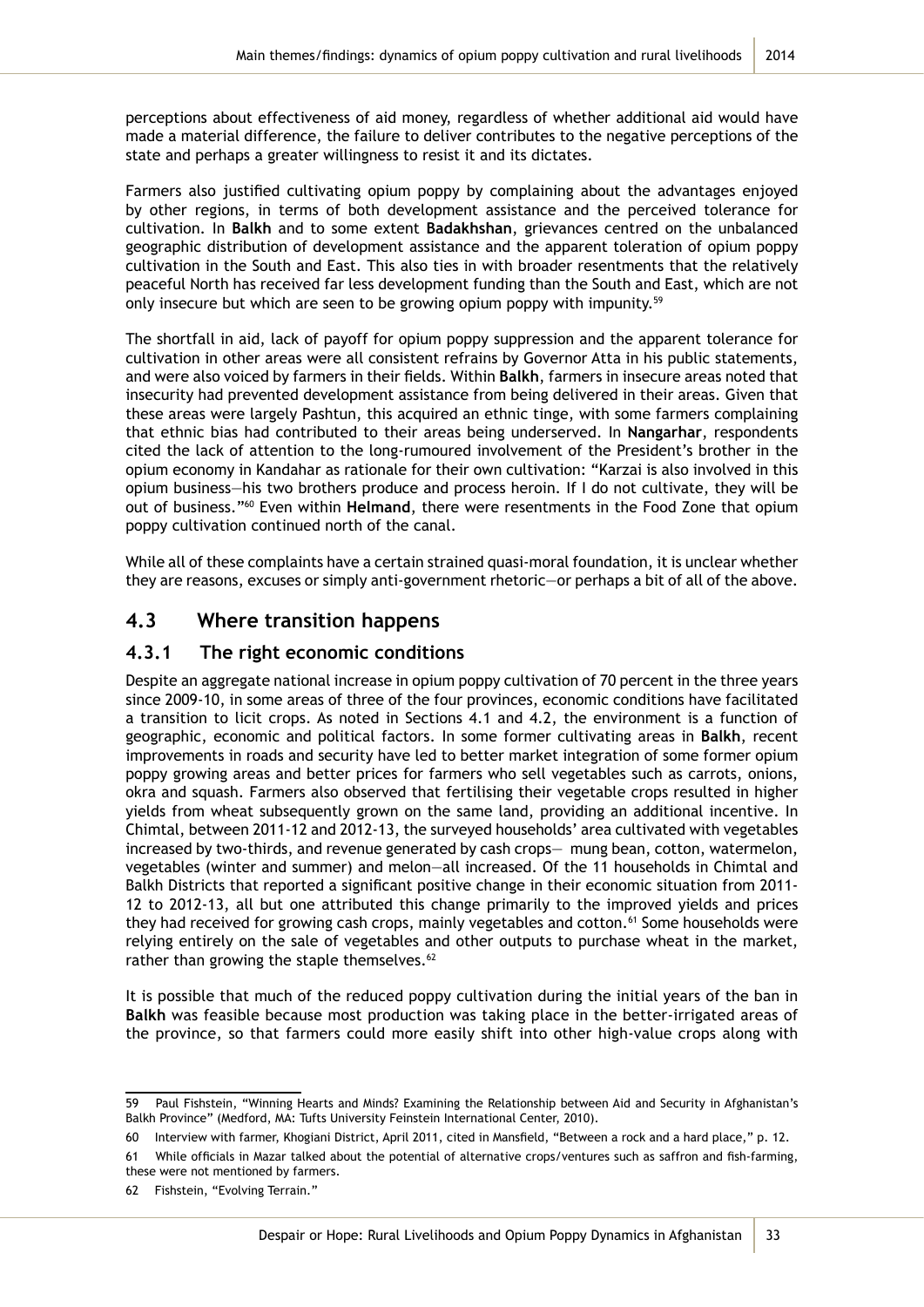perceptions about effectiveness of aid money, regardless of whether additional aid would have made a material difference, the failure to deliver contributes to the negative perceptions of the state and perhaps a greater willingness to resist it and its dictates.

Farmers also justified cultivating opium poppy by complaining about the advantages enjoyed by other regions, in terms of both development assistance and the perceived tolerance for cultivation. In **Balkh** and to some extent **Badakhshan**, grievances centred on the unbalanced geographic distribution of development assistance and the apparent toleration of opium poppy cultivation in the South and East. This also ties in with broader resentments that the relatively peaceful North has received far less development funding than the South and East, which are not only insecure but which are seen to be growing opium poppy with impunity.[59]

The shortfall in aid, lack of payoff for opium poppy suppression and the apparent tolerance for cultivation in other areas were all consistent refrains by Governor Atta in his public statements, and were also voiced by farmers in their fields. Within **Balkh**, farmers in insecure areas noted that insecurity had prevented development assistance from being delivered in their areas. Given that these areas were largely Pashtun, this acquired an ethnic tinge, with some farmers complaining that ethnic bias had contributed to their areas being underserved. In **Nangarhar**, respondents cited the lack of attention to the long-rumoured involvement of the President's brother in the opium economy in Kandahar as rationale for their own cultivation: "Karzai is also involved in this opium business—his two brothers produce and process heroin. If I do not cultivate, they will be out of business."[60] Even within **Helmand**, there were resentments in the Food Zone that opium poppy cultivation continued north of the canal.

While all of these complaints have a certain strained quasi-moral foundation, it is unclear whether they are reasons, excuses or simply anti-government rhetoric—or perhaps a bit of all of the above.

## 4.3 Where transition happens

### 4.3.1 The right economic conditions

Despite an aggregate national increase in opium poppy cultivation of 70 percent in the three years since 2009-10, in some areas of three of the four provinces, economic conditions have facilitated a transition to licit crops. As noted in Sections 4.1 and 4.2, the environment is a function of geographic, economic and political factors. In some former cultivating areas in **Balkh**, recent improvements in roads and security have led to better market integration of some former opium poppy growing areas and better prices for farmers who sell vegetables such as carrots, onions, okra and squash. Farmers also observed that fertilising their vegetable crops resulted in higher yields from wheat subsequently grown on the same land, providing an additional incentive. In Chimtal, between 2011-12 and 2012-13, the surveyed households' area cultivated with vegetables increased by two-thirds, and revenue generated by cash crops— mung bean, cotton, watermelon, vegetables (winter and summer) and melon—all increased. Of the 11 households in Chimtal and Balkh Districts that reported a significant positive change in their economic situation from 2011-12 to 2012-13, all but one attributed this change primarily to the improved yields and prices they had received for growing cash crops, mainly vegetables and cotton.[61] Some households were relying entirely on the sale of vegetables and other outputs to purchase wheat in the market, rather than growing the staple themselves.[62]

It is possible that much of the reduced poppy cultivation during the initial years of the ban in **Balkh** was feasible because most production was taking place in the better-irrigated areas of the province, so that farmers could more easily shift into other high-value crops along with

---

59 Paul Fishstein, "Winning Hearts and Minds? Examining the Relationship between Aid and Security in Afghanistan's Balkh Province" (Medford, MA: Tufts University Feinstein International Center, 2010).

60 Interview with farmer, Khogiani District, April 2011, cited in Mansfield, "Between a rock and a hard place," p. 12.

61 While officials in Mazar talked about the potential of alternative crops/ventures such as saffron and fish-farming, these were not mentioned by farmers.

62 Fishstein, "Evolving Terrain."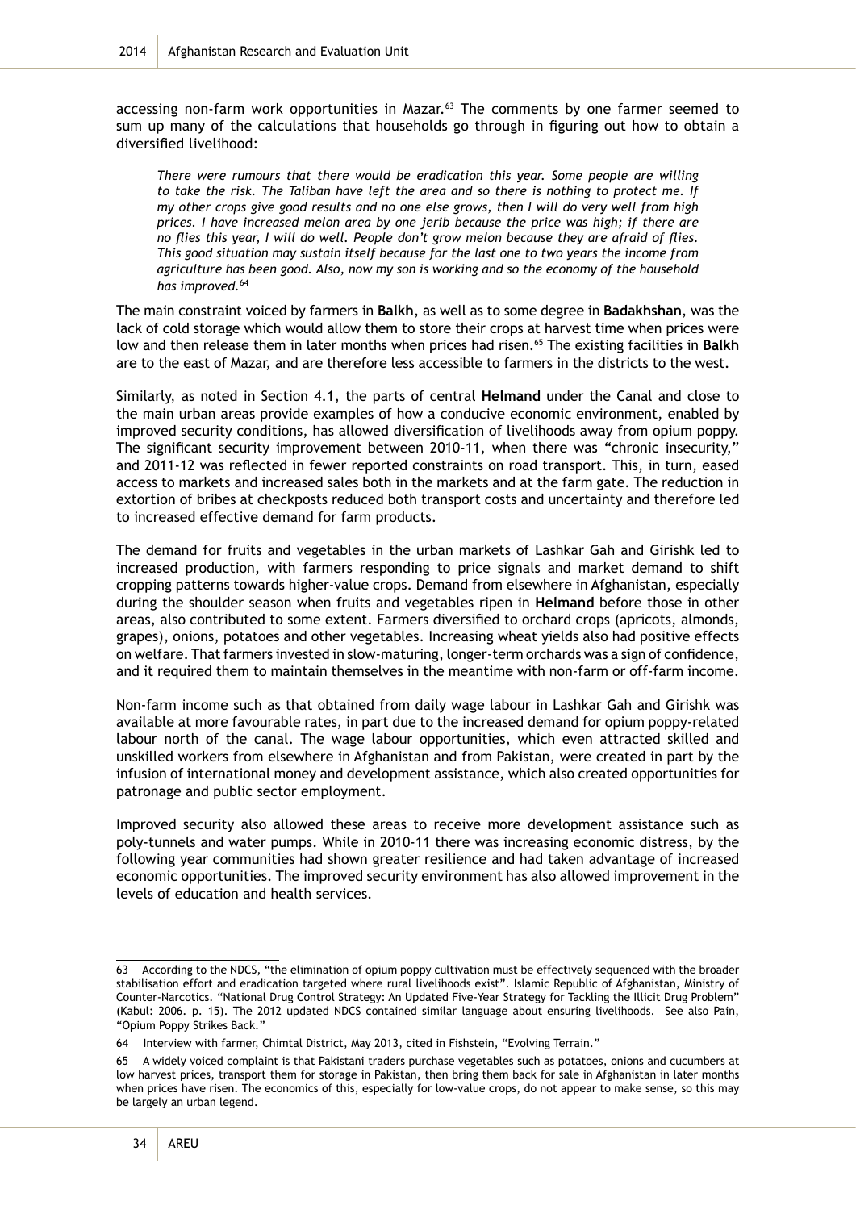accessing non-farm work opportunities in Mazar.[63] The comments by one farmer seemed to sum up many of the calculations that households go through in figuring out how to obtain a diversified livelihood:

> *There were rumours that there would be eradication this year. Some people are willing to take the risk. The Taliban have left the area and so there is nothing to protect me. If my other crops give good results and no one else grows, then I will do very well from high prices. I have increased melon area by one jerib because the price was high; if there are no flies this year, I will do well. People don't grow melon because they are afraid of flies. This good situation may sustain itself because for the last one to two years the income from agriculture has been good. Also, now my son is working and so the economy of the household has improved.*[64]

The main constraint voiced by farmers in **Balkh**, as well as to some degree in **Badakhshan**, was the lack of cold storage which would allow them to store their crops at harvest time when prices were low and then release them in later months when prices had risen.[65] The existing facilities in **Balkh** are to the east of Mazar, and are therefore less accessible to farmers in the districts to the west.

Similarly, as noted in Section 4.1, the parts of central **Helmand** under the Canal and close to the main urban areas provide examples of how a conducive economic environment, enabled by improved security conditions, has allowed diversification of livelihoods away from opium poppy. The significant security improvement between 2010-11, when there was "chronic insecurity," and 2011-12 was reflected in fewer reported constraints on road transport. This, in turn, eased access to markets and increased sales both in the markets and at the farm gate. The reduction in extortion of bribes at checkposts reduced both transport costs and uncertainty and therefore led to increased effective demand for farm products.

The demand for fruits and vegetables in the urban markets of Lashkar Gah and Girishk led to increased production, with farmers responding to price signals and market demand to shift cropping patterns towards higher-value crops. Demand from elsewhere in Afghanistan, especially during the shoulder season when fruits and vegetables ripen in **Helmand** before those in other areas, also contributed to some extent. Farmers diversified to orchard crops (apricots, almonds, grapes), onions, potatoes and other vegetables. Increasing wheat yields also had positive effects on welfare. That farmers invested in slow-maturing, longer-term orchards was a sign of confidence, and it required them to maintain themselves in the meantime with non-farm or off-farm income.

Non-farm income such as that obtained from daily wage labour in Lashkar Gah and Girishk was available at more favourable rates, in part due to the increased demand for opium poppy-related labour north of the canal. The wage labour opportunities, which even attracted skilled and unskilled workers from elsewhere in Afghanistan and from Pakistan, were created in part by the infusion of international money and development assistance, which also created opportunities for patronage and public sector employment.

Improved security also allowed these areas to receive more development assistance such as poly-tunnels and water pumps. While in 2010-11 there was increasing economic distress, by the following year communities had shown greater resilience and had taken advantage of increased economic opportunities. The improved security environment has also allowed improvement in the levels of education and health services.

---

63 According to the NDCS, "the elimination of opium poppy cultivation must be effectively sequenced with the broader stabilisation effort and eradication targeted where rural livelihoods exist". Islamic Republic of Afghanistan, Ministry of Counter-Narcotics. "National Drug Control Strategy: An Updated Five-Year Strategy for Tackling the Illicit Drug Problem" (Kabul: 2006. p. 15). The 2012 updated NDCS contained similar language about ensuring livelihoods. See also Pain, "Opium Poppy Strikes Back."

64 Interview with farmer, Chimtal District, May 2013, cited in Fishstein, "Evolving Terrain."

65 A widely voiced complaint is that Pakistani traders purchase vegetables such as potatoes, onions and cucumbers at low harvest prices, transport them for storage in Pakistan, then bring them back for sale in Afghanistan in later months when prices have risen. The economics of this, especially for low-value crops, do not appear to make sense, so this may be largely an urban legend.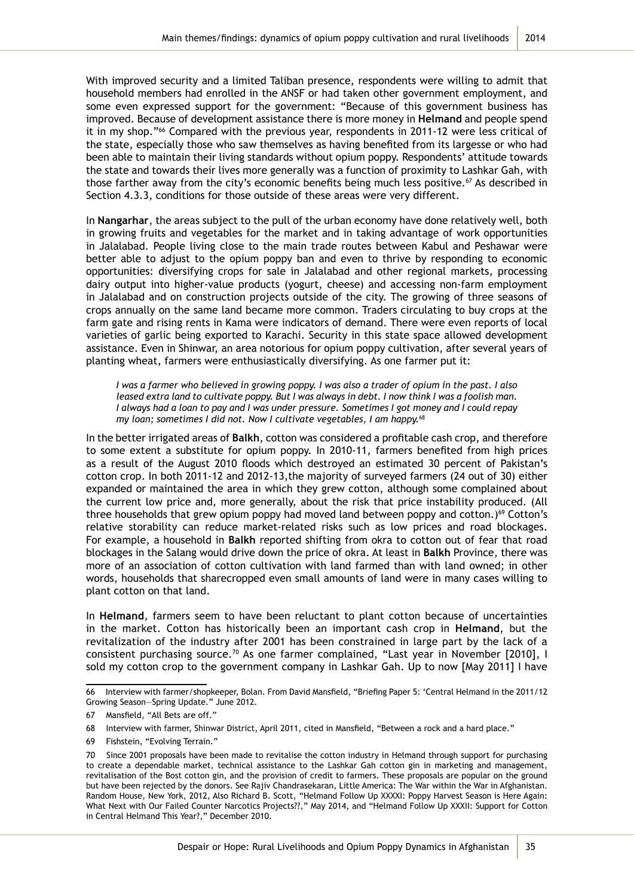With improved security and a limited Taliban presence, respondents were willing to admit that household members had enrolled in the ANSF or had taken other government employment, and some even expressed support for the government: "Because of this government business has improved. Because of development assistance there is more money in **Helmand** and people spend it in my shop."[66] Compared with the previous year, respondents in 2011-12 were less critical of the state, especially those who saw themselves as having benefited from its largesse or who had been able to maintain their living standards without opium poppy. Respondents' attitude towards the state and towards their lives more generally was a function of proximity to Lashkar Gah, with those farther away from the city's economic benefits being much less positive.[67] As described in Section 4.3.3, conditions for those outside of these areas were very different.

In **Nangarhar**, the areas subject to the pull of the urban economy have done relatively well, both in growing fruits and vegetables for the market and in taking advantage of work opportunities in Jalalabad. People living close to the main trade routes between Kabul and Peshawar were better able to adjust to the opium poppy ban and even to thrive by responding to economic opportunities: diversifying crops for sale in Jalalabad and other regional markets, processing dairy output into higher-value products (yogurt, cheese) and accessing non-farm employment in Jalalabad and on construction projects outside of the city. The growing of three seasons of crops annually on the same land became more common. Traders circulating to buy crops at the farm gate and rising rents in Kama were indicators of demand. There were even reports of local varieties of garlic being exported to Karachi. Security in this state space allowed development assistance. Even in Shinwar, an area notorious for opium poppy cultivation, after several years of planting wheat, farmers were enthusiastically diversifying. As one farmer put it:

> *I was a farmer who believed in growing poppy. I was also a trader of opium in the past. I also leased extra land to cultivate poppy. But I was always in debt. I now think I was a foolish man. I always had a loan to pay and I was under pressure. Sometimes I got money and I could repay my loan; sometimes I did not. Now I cultivate vegetables, I am happy.*[68]

In the better irrigated areas of **Balkh**, cotton was considered a profitable cash crop, and therefore to some extent a substitute for opium poppy. In 2010-11, farmers benefited from high prices as a result of the August 2010 floods which destroyed an estimated 30 percent of Pakistan's cotton crop. In both 2011-12 and 2012-13,the majority of surveyed farmers (24 out of 30) either expanded or maintained the area in which they grew cotton, although some complained about the current low price and, more generally, about the risk that price instability produced. (All three households that grew opium poppy had moved land between poppy and cotton.)[69] Cotton's relative storability can reduce market-related risks such as low prices and road blockages. For example, a household in **Balkh** reported shifting from okra to cotton out of fear that road blockages in the Salang would drive down the price of okra. At least in **Balkh** Province, there was more of an association of cotton cultivation with land farmed than with land owned; in other words, households that sharecropped even small amounts of land were in many cases willing to plant cotton on that land.

In **Helmand**, farmers seem to have been reluctant to plant cotton because of uncertainties in the market. Cotton has historically been an important cash crop in **Helmand**, but the revitalization of the industry after 2001 has been constrained in large part by the lack of a consistent purchasing source.[70] As one farmer complained, "Last year in November [2010], I sold my cotton crop to the government company in Lashkar Gah. Up to now [May 2011] I have

---

66 Interview with farmer/shopkeeper, Bolan. From David Mansfield, "Briefing Paper 5: 'Central Helmand in the 2011/12 Growing Season—Spring Update." June 2012.

67 Mansfield, "All Bets are off."

68 Interview with farmer, Shinwar District, April 2011, cited in Mansfield, "Between a rock and a hard place."

69 Fishstein, "Evolving Terrain."

70 Since 2001 proposals have been made to revitalise the cotton industry in Helmand through support for purchasing to create a dependable market, technical assistance to the Lashkar Gah cotton gin in marketing and management, revitalisation of the Bost cotton gin, and the provision of credit to farmers. These proposals are popular on the ground but have been rejected by the donors. See Rajiv Chandrasekaran, Little America: The War within the War in Afghanistan. Random House, New York, 2012, Also Richard B. Scott, "Helmand Follow Up XXXXI: Poppy Harvest Season is Here Again: What Next with Our Failed Counter Narcotics Projects??," May 2014, and "Helmand Follow Up XXXII: Support for Cotton in Central Helmand This Year?," December 2010.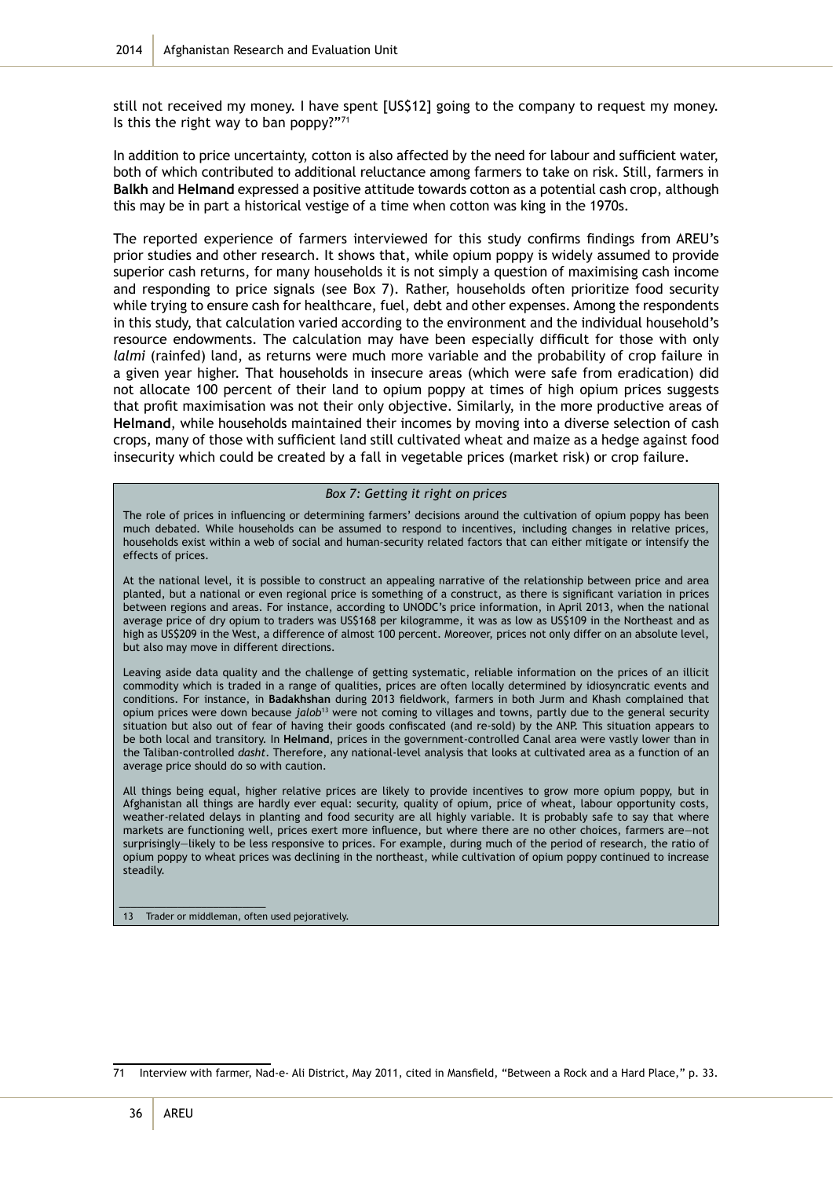still not received my money. I have spent [US$12] going to the company to request my money. Is this the right way to ban poppy?"[71]

In addition to price uncertainty, cotton is also affected by the need for labour and sufficient water, both of which contributed to additional reluctance among farmers to take on risk. Still, farmers in **Balkh** and **Helmand** expressed a positive attitude towards cotton as a potential cash crop, although this may be in part a historical vestige of a time when cotton was king in the 1970s.

The reported experience of farmers interviewed for this study confirms findings from AREU's prior studies and other research. It shows that, while opium poppy is widely assumed to provide superior cash returns, for many households it is not simply a question of maximising cash income and responding to price signals (see Box 7). Rather, households often prioritize food security while trying to ensure cash for healthcare, fuel, debt and other expenses. Among the respondents in this study, that calculation varied according to the environment and the individual household's resource endowments. The calculation may have been especially difficult for those with only *lalmi* (rainfed) land, as returns were much more variable and the probability of crop failure in a given year higher. That households in insecure areas (which were safe from eradication) did not allocate 100 percent of their land to opium poppy at times of high opium prices suggests that profit maximisation was not their only objective. Similarly, in the more productive areas of **Helmand**, while households maintained their incomes by moving into a diverse selection of cash crops, many of those with sufficient land still cultivated wheat and maize as a hedge against food insecurity which could be created by a fall in vegetable prices (market risk) or crop failure.

*Box 7: Getting it right on prices*

The role of prices in influencing or determining farmers' decisions around the cultivation of opium poppy has been much debated. While households can be assumed to respond to incentives, including changes in relative prices, households exist within a web of social and human-security related factors that can either mitigate or intensify the effects of prices.

At the national level, it is possible to construct an appealing narrative of the relationship between price and area planted, but a national or even regional price is something of a construct, as there is significant variation in prices between regions and areas. For instance, according to UNODC's price information, in April 2013, when the national average price of dry opium to traders was US$168 per kilogramme, it was as low as US$109 in the Northeast and as high as US$209 in the West, a difference of almost 100 percent. Moreover, prices not only differ on an absolute level, but also may move in different directions.

Leaving aside data quality and the challenge of getting systematic, reliable information on the prices of an illicit commodity which is traded in a range of qualities, prices are often locally determined by idiosyncratic events and conditions. For instance, in **Badakhshan** during 2013 fieldwork, farmers in both Jurm and Khash complained that opium prices were down because *jalob*[13] were not coming to villages and towns, partly due to the general security situation but also out of fear of having their goods confiscated (and re-sold) by the ANP. This situation appears to be both local and transitory. In **Helmand**, prices in the government-controlled Canal area were vastly lower than in the Taliban-controlled *dasht*. Therefore, any national-level analysis that looks at cultivated area as a function of an average price should do so with caution.

All things being equal, higher relative prices are likely to provide incentives to grow more opium poppy, but in Afghanistan all things are hardly ever equal: security, quality of opium, price of wheat, labour opportunity costs, weather-related delays in planting and food security are all highly variable. It is probably safe to say that where markets are functioning well, prices exert more influence, but where there are no other choices, farmers are—not surprisingly—likely to be less responsive to prices. For example, during much of the period of research, the ratio of opium poppy to wheat prices was declining in the northeast, while cultivation of opium poppy continued to increase steadily.

13 Trader or middleman, often used pejoratively.

71 Interview with farmer, Nad-e- Ali District, May 2011, cited in Mansfield, "Between a Rock and a Hard Place," p. 33.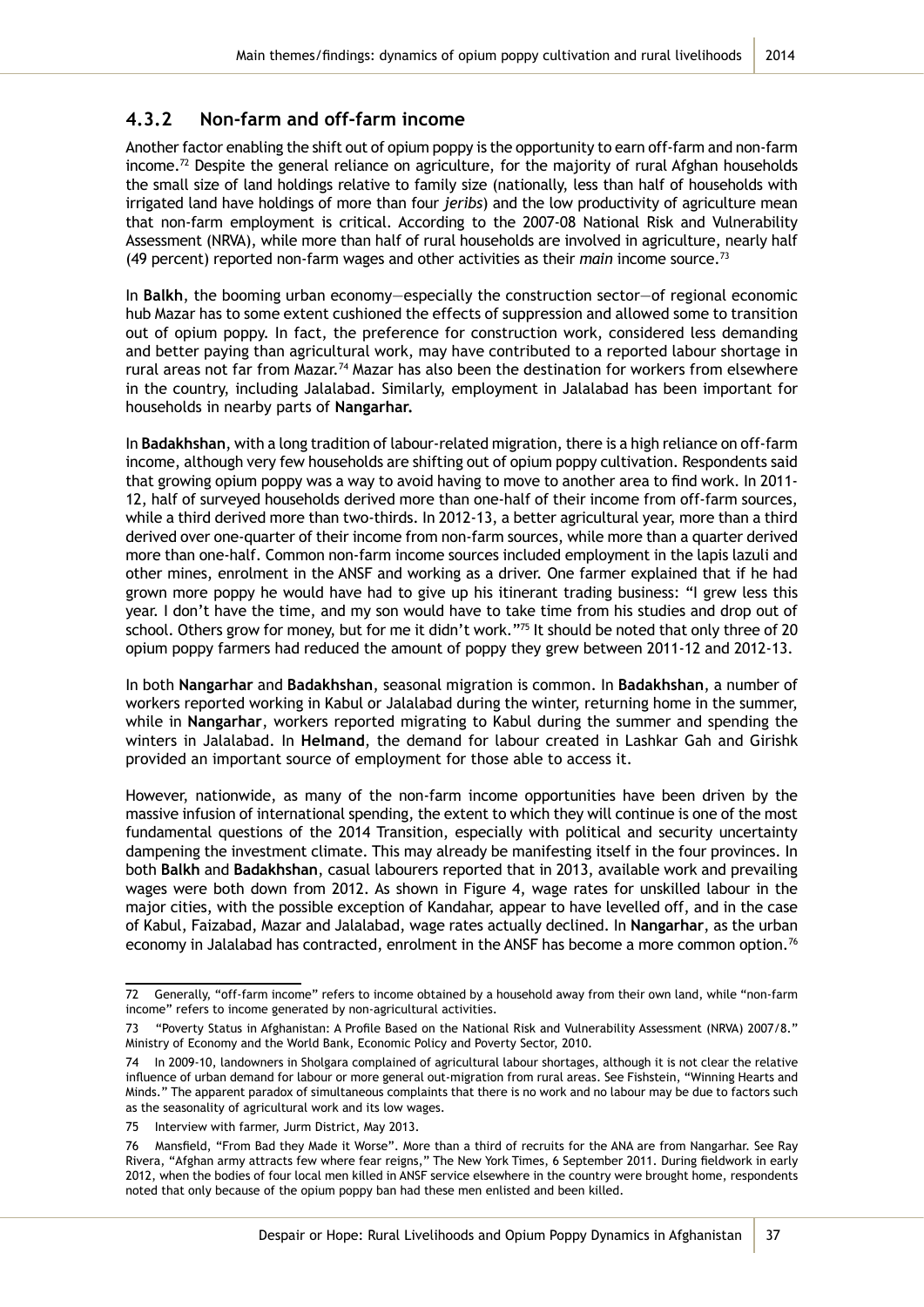### 4.3.2 Non-farm and off-farm income

Another factor enabling the shift out of opium poppy is the opportunity to earn off-farm and non-farm income.[72] Despite the general reliance on agriculture, for the majority of rural Afghan households the small size of land holdings relative to family size (nationally, less than half of households with irrigated land have holdings of more than four *jeribs*) and the low productivity of agriculture mean that non-farm employment is critical. According to the 2007-08 National Risk and Vulnerability Assessment (NRVA), while more than half of rural households are involved in agriculture, nearly half (49 percent) reported non-farm wages and other activities as their *main* income source.[73]

In **Balkh**, the booming urban economy—especially the construction sector—of regional economic hub Mazar has to some extent cushioned the effects of suppression and allowed some to transition out of opium poppy. In fact, the preference for construction work, considered less demanding and better paying than agricultural work, may have contributed to a reported labour shortage in rural areas not far from Mazar.[74] Mazar has also been the destination for workers from elsewhere in the country, including Jalalabad. Similarly, employment in Jalalabad has been important for households in nearby parts of **Nangarhar.**

In **Badakhshan**, with a long tradition of labour-related migration, there is a high reliance on off-farm income, although very few households are shifting out of opium poppy cultivation. Respondents said that growing opium poppy was a way to avoid having to move to another area to find work. In 2011-12, half of surveyed households derived more than one-half of their income from off-farm sources, while a third derived more than two-thirds. In 2012-13, a better agricultural year, more than a third derived over one-quarter of their income from non-farm sources, while more than a quarter derived more than one-half. Common non-farm income sources included employment in the lapis lazuli and other mines, enrolment in the ANSF and working as a driver. One farmer explained that if he had grown more poppy he would have had to give up his itinerant trading business: "I grew less this year. I don't have the time, and my son would have to take time from his studies and drop out of school. Others grow for money, but for me it didn't work."[75] It should be noted that only three of 20 opium poppy farmers had reduced the amount of poppy they grew between 2011-12 and 2012-13.

In both **Nangarhar** and **Badakhshan**, seasonal migration is common. In **Badakhshan**, a number of workers reported working in Kabul or Jalalabad during the winter, returning home in the summer, while in **Nangarhar**, workers reported migrating to Kabul during the summer and spending the winters in Jalalabad. In **Helmand**, the demand for labour created in Lashkar Gah and Girishk provided an important source of employment for those able to access it.

However, nationwide, as many of the non-farm income opportunities have been driven by the massive infusion of international spending, the extent to which they will continue is one of the most fundamental questions of the 2014 Transition, especially with political and security uncertainty dampening the investment climate. This may already be manifesting itself in the four provinces. In both **Balkh** and **Badakhshan**, casual labourers reported that in 2013, available work and prevailing wages were both down from 2012. As shown in Figure 4, wage rates for unskilled labour in the major cities, with the possible exception of Kandahar, appear to have levelled off, and in the case of Kabul, Faizabad, Mazar and Jalalabad, wage rates actually declined. In **Nangarhar**, as the urban economy in Jalalabad has contracted, enrolment in the ANSF has become a more common option.[76]

---

72 Generally, "off-farm income" refers to income obtained by a household away from their own land, while "non-farm income" refers to income generated by non-agricultural activities.

73 "Poverty Status in Afghanistan: A Profile Based on the National Risk and Vulnerability Assessment (NRVA) 2007/8." Ministry of Economy and the World Bank, Economic Policy and Poverty Sector, 2010.

74 In 2009-10, landowners in Sholgara complained of agricultural labour shortages, although it is not clear the relative influence of urban demand for labour or more general out-migration from rural areas. See Fishstein, "Winning Hearts and Minds." The apparent paradox of simultaneous complaints that there is no work and no labour may be due to factors such as the seasonality of agricultural work and its low wages.

75 Interview with farmer, Jurm District, May 2013.

76 Mansfield, "From Bad they Made it Worse". More than a third of recruits for the ANA are from Nangarhar. See Ray Rivera, "Afghan army attracts few where fear reigns," The New York Times, 6 September 2011. During fieldwork in early 2012, when the bodies of four local men killed in ANSF service elsewhere in the country were brought home, respondents noted that only because of the opium poppy ban had these men enlisted and been killed.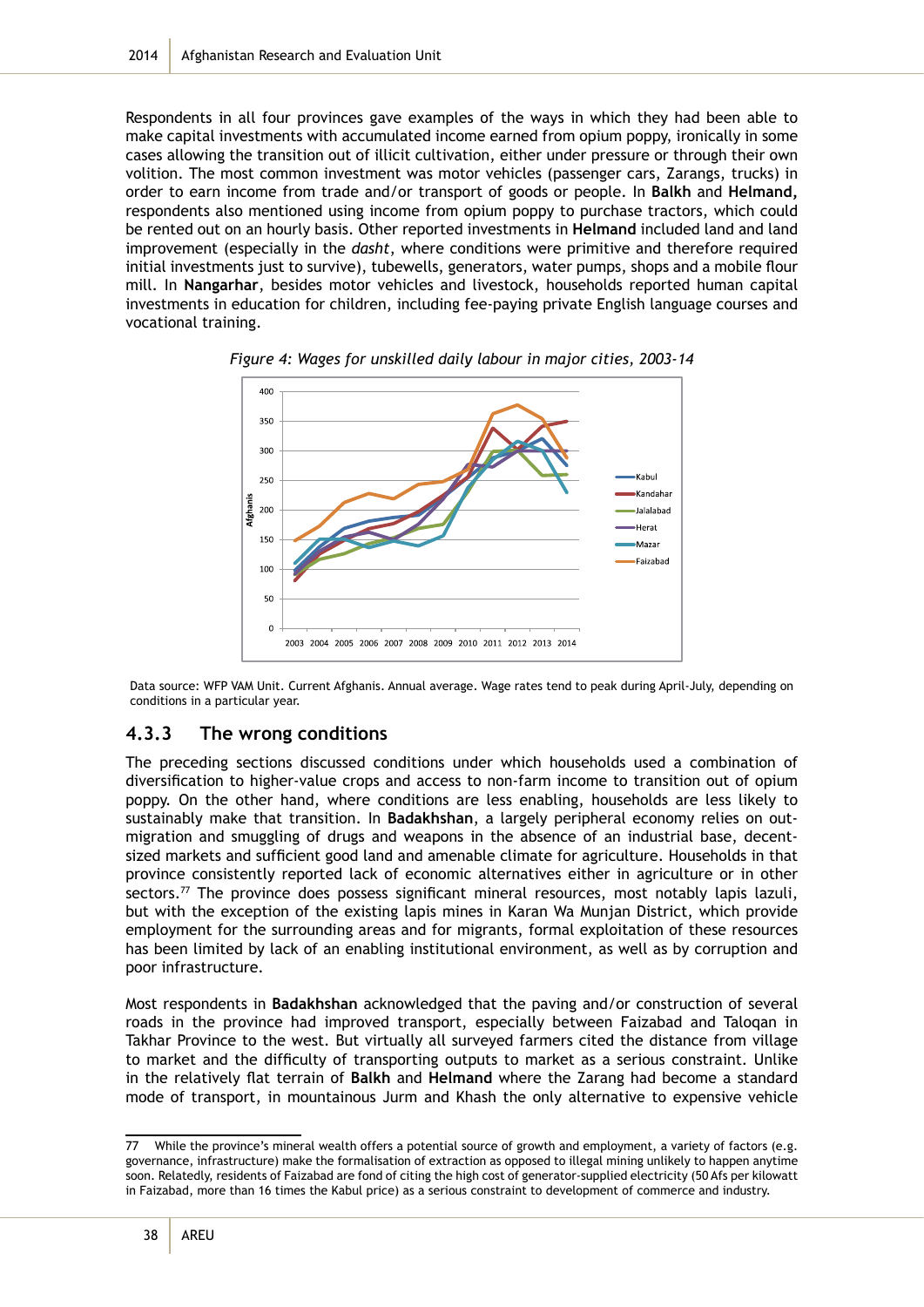Respondents in all four provinces gave examples of the ways in which they had been able to make capital investments with accumulated income earned from opium poppy, ironically in some cases allowing the transition out of illicit cultivation, either under pressure or through their own volition. The most common investment was motor vehicles (passenger cars, Zarangs, trucks) in order to earn income from trade and/or transport of goods or people. In **Balkh** and **Helmand**, respondents also mentioned using income from opium poppy to purchase tractors, which could be rented out on an hourly basis. Other reported investments in **Helmand** included land and land improvement (especially in the *dasht*, where conditions were primitive and therefore required initial investments just to survive), tubewells, generators, water pumps, shops and a mobile flour mill. In **Nangarhar**, besides motor vehicles and livestock, households reported human capital investments in education for children, including fee-paying private English language courses and vocational training.

*Figure 4: Wages for unskilled daily labour in major cities, 2003-14*

Data source: WFP VAM Unit. Current Afghanis. Annual average. Wage rates tend to peak during April-July, depending on conditions in a particular year.

### 4.3.3 The wrong conditions

The preceding sections discussed conditions under which households used a combination of diversification to higher-value crops and access to non-farm income to transition out of opium poppy. On the other hand, where conditions are less enabling, households are less likely to sustainably make that transition. In **Badakhshan**, a largely peripheral economy relies on out-migration and smuggling of drugs and weapons in the absence of an industrial base, decent-sized markets and sufficient good land and amenable climate for agriculture. Households in that province consistently reported lack of economic alternatives either in agriculture or in other sectors.[77] The province does possess significant mineral resources, most notably lapis lazuli, but with the exception of the existing lapis mines in Karan Wa Munjan District, which provide employment for the surrounding areas and for migrants, formal exploitation of these resources has been limited by lack of an enabling institutional environment, as well as by corruption and poor infrastructure.

Most respondents in **Badakhshan** acknowledged that the paving and/or construction of several roads in the province had improved transport, especially between Faizabad and Taloqan in Takhar Province to the west. But virtually all surveyed farmers cited the distance from village to market and the difficulty of transporting outputs to market as a serious constraint. Unlike in the relatively flat terrain of **Balkh** and **Helmand** where the Zarang had become a standard mode of transport, in mountainous Jurm and Khash the only alternative to expensive vehicle

---

77 While the province's mineral wealth offers a potential source of growth and employment, a variety of factors (e.g. governance, infrastructure) make the formalisation of extraction as opposed to illegal mining unlikely to happen anytime soon. Relatedly, residents of Faizabad are fond of citing the high cost of generator-supplied electricity (50 Afs per kilowatt in Faizabad, more than 16 times the Kabul price) as a serious constraint to development of commerce and industry.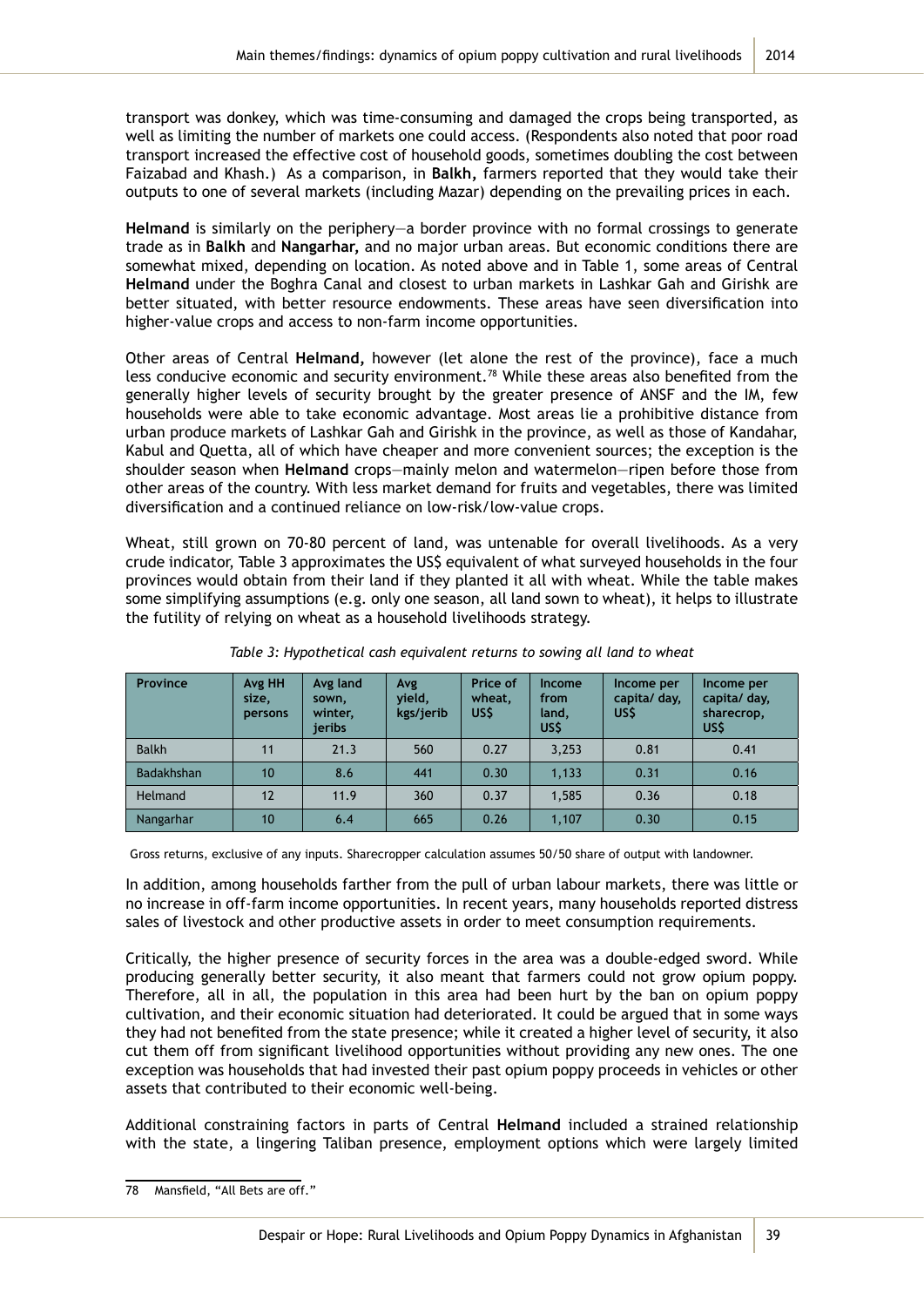transport was donkey, which was time-consuming and damaged the crops being transported, as well as limiting the number of markets one could access. (Respondents also noted that poor road transport increased the effective cost of household goods, sometimes doubling the cost between Faizabad and Khash.) As a comparison, in **Balkh,** farmers reported that they would take their outputs to one of several markets (including Mazar) depending on the prevailing prices in each.

**Helmand** is similarly on the periphery—a border province with no formal crossings to generate trade as in **Balkh** and **Nangarhar,** and no major urban areas. But economic conditions there are somewhat mixed, depending on location. As noted above and in Table 1, some areas of Central **Helmand** under the Boghra Canal and closest to urban markets in Lashkar Gah and Girishk are better situated, with better resource endowments. These areas have seen diversification into higher-value crops and access to non-farm income opportunities.

Other areas of Central **Helmand,** however (let alone the rest of the province), face a much less conducive economic and security environment.[78] While these areas also benefited from the generally higher levels of security brought by the greater presence of ANSF and the IM, few households were able to take economic advantage. Most areas lie a prohibitive distance from urban produce markets of Lashkar Gah and Girishk in the province, as well as those of Kandahar, Kabul and Quetta, all of which have cheaper and more convenient sources; the exception is the shoulder season when **Helmand** crops—mainly melon and watermelon—ripen before those from other areas of the country. With less market demand for fruits and vegetables, there was limited diversification and a continued reliance on low-risk/low-value crops.

Wheat, still grown on 70-80 percent of land, was untenable for overall livelihoods. As a very crude indicator, Table 3 approximates the US$ equivalent of what surveyed households in the four provinces would obtain from their land if they planted it all with wheat. While the table makes some simplifying assumptions (e.g. only one season, all land sown to wheat), it helps to illustrate the futility of relying on wheat as a household livelihoods strategy.

*Table 3: Hypothetical cash equivalent returns to sowing all land to wheat*

| Province | Avg HH size, persons | Avg land sown, winter, jeribs | Avg yield, kgs/jerib | Price of wheat, US$ | Income from land, US$ | Income per capita/ day, US$ | Income per capita/ day, sharecrop, US$ |
|---|---|---|---|---|---|---|---|
| Balkh | 11 | 21.3 | 560 | 0.27 | 3,253 | 0.81 | 0.41 |
| Badakhshan | 10 | 8.6 | 441 | 0.30 | 1,133 | 0.31 | 0.16 |
| Helmand | 12 | 11.9 | 360 | 0.37 | 1,585 | 0.36 | 0.18 |
| Nangarhar | 10 | 6.4 | 665 | 0.26 | 1,107 | 0.30 | 0.15 |

Gross returns, exclusive of any inputs. Sharecropper calculation assumes 50/50 share of output with landowner.

In addition, among households farther from the pull of urban labour markets, there was little or no increase in off-farm income opportunities. In recent years, many households reported distress sales of livestock and other productive assets in order to meet consumption requirements.

Critically, the higher presence of security forces in the area was a double-edged sword. While producing generally better security, it also meant that farmers could not grow opium poppy. Therefore, all in all, the population in this area had been hurt by the ban on opium poppy cultivation, and their economic situation had deteriorated. It could be argued that in some ways they had not benefited from the state presence; while it created a higher level of security, it also cut them off from significant livelihood opportunities without providing any new ones. The one exception was households that had invested their past opium poppy proceeds in vehicles or other assets that contributed to their economic well-being.

Additional constraining factors in parts of Central **Helmand** included a strained relationship with the state, a lingering Taliban presence, employment options which were largely limited

78 Mansfield, "All Bets are off."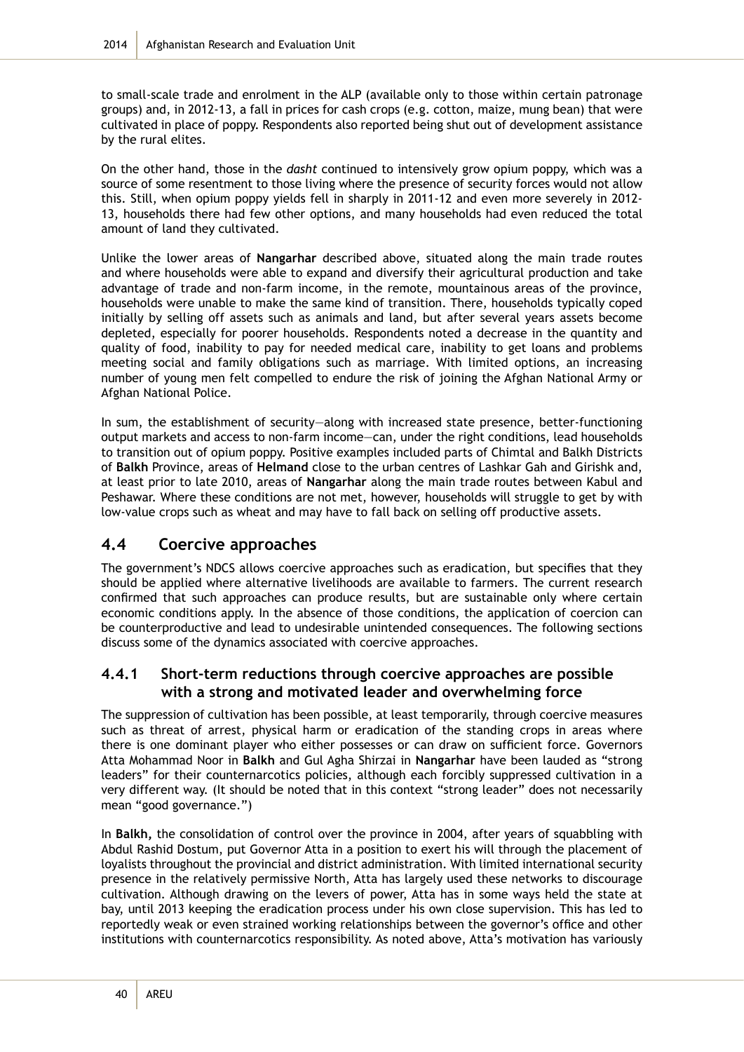to small-scale trade and enrolment in the ALP (available only to those within certain patronage groups) and, in 2012-13, a fall in prices for cash crops (e.g. cotton, maize, mung bean) that were cultivated in place of poppy. Respondents also reported being shut out of development assistance by the rural elites.

On the other hand, those in the *dasht* continued to intensively grow opium poppy, which was a source of some resentment to those living where the presence of security forces would not allow this. Still, when opium poppy yields fell in sharply in 2011-12 and even more severely in 2012-13, households there had few other options, and many households had even reduced the total amount of land they cultivated.

Unlike the lower areas of **Nangarhar** described above, situated along the main trade routes and where households were able to expand and diversify their agricultural production and take advantage of trade and non-farm income, in the remote, mountainous areas of the province, households were unable to make the same kind of transition. There, households typically coped initially by selling off assets such as animals and land, but after several years assets become depleted, especially for poorer households. Respondents noted a decrease in the quantity and quality of food, inability to pay for needed medical care, inability to get loans and problems meeting social and family obligations such as marriage. With limited options, an increasing number of young men felt compelled to endure the risk of joining the Afghan National Army or Afghan National Police.

In sum, the establishment of security—along with increased state presence, better-functioning output markets and access to non-farm income—can, under the right conditions, lead households to transition out of opium poppy. Positive examples included parts of Chimtal and Balkh Districts of **Balkh** Province, areas of **Helmand** close to the urban centres of Lashkar Gah and Girishk and, at least prior to late 2010, areas of **Nangarhar** along the main trade routes between Kabul and Peshawar. Where these conditions are not met, however, households will struggle to get by with low-value crops such as wheat and may have to fall back on selling off productive assets.

## 4.4 Coercive approaches

The government's NDCS allows coercive approaches such as eradication, but specifies that they should be applied where alternative livelihoods are available to farmers. The current research confirmed that such approaches can produce results, but are sustainable only where certain economic conditions apply. In the absence of those conditions, the application of coercion can be counterproductive and lead to undesirable unintended consequences. The following sections discuss some of the dynamics associated with coercive approaches.

### 4.4.1 Short-term reductions through coercive approaches are possible with a strong and motivated leader and overwhelming force

The suppression of cultivation has been possible, at least temporarily, through coercive measures such as threat of arrest, physical harm or eradication of the standing crops in areas where there is one dominant player who either possesses or can draw on sufficient force. Governors Atta Mohammad Noor in **Balkh** and Gul Agha Shirzai in **Nangarhar** have been lauded as "strong leaders" for their counternarcotics policies, although each forcibly suppressed cultivation in a very different way. (It should be noted that in this context "strong leader" does not necessarily mean "good governance.")

In **Balkh,** the consolidation of control over the province in 2004, after years of squabbling with Abdul Rashid Dostum, put Governor Atta in a position to exert his will through the placement of loyalists throughout the provincial and district administration. With limited international security presence in the relatively permissive North, Atta has largely used these networks to discourage cultivation. Although drawing on the levers of power, Atta has in some ways held the state at bay, until 2013 keeping the eradication process under his own close supervision. This has led to reportedly weak or even strained working relationships between the governor's office and other institutions with counternarcotics responsibility. As noted above, Atta's motivation has variously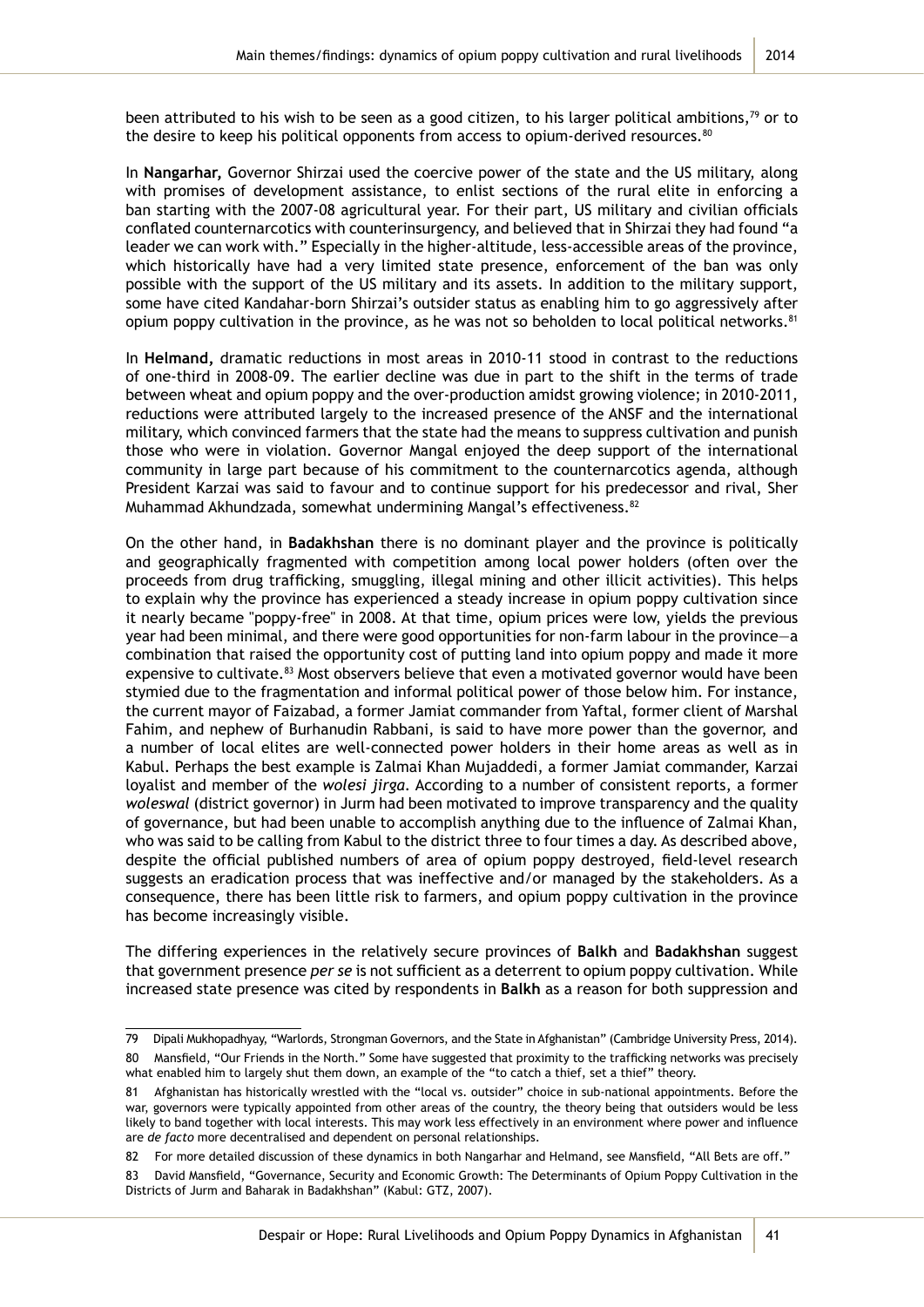been attributed to his wish to be seen as a good citizen, to his larger political ambitions,[79] or to the desire to keep his political opponents from access to opium-derived resources.[80]

In **Nangarhar,** Governor Shirzai used the coercive power of the state and the US military, along with promises of development assistance, to enlist sections of the rural elite in enforcing a ban starting with the 2007-08 agricultural year. For their part, US military and civilian officials conflated counternarcotics with counterinsurgency, and believed that in Shirzai they had found "a leader we can work with." Especially in the higher-altitude, less-accessible areas of the province, which historically have had a very limited state presence, enforcement of the ban was only possible with the support of the US military and its assets. In addition to the military support, some have cited Kandahar-born Shirzai's outsider status as enabling him to go aggressively after opium poppy cultivation in the province, as he was not so beholden to local political networks.[81]

In **Helmand,** dramatic reductions in most areas in 2010-11 stood in contrast to the reductions of one-third in 2008-09. The earlier decline was due in part to the shift in the terms of trade between wheat and opium poppy and the over-production amidst growing violence; in 2010-2011, reductions were attributed largely to the increased presence of the ANSF and the international military, which convinced farmers that the state had the means to suppress cultivation and punish those who were in violation. Governor Mangal enjoyed the deep support of the international community in large part because of his commitment to the counternarcotics agenda, although President Karzai was said to favour and to continue support for his predecessor and rival, Sher Muhammad Akhundzada, somewhat undermining Mangal's effectiveness.[82]

On the other hand, in **Badakhshan** there is no dominant player and the province is politically and geographically fragmented with competition among local power holders (often over the proceeds from drug trafficking, smuggling, illegal mining and other illicit activities). This helps to explain why the province has experienced a steady increase in opium poppy cultivation since it nearly became "poppy-free" in 2008. At that time, opium prices were low, yields the previous year had been minimal, and there were good opportunities for non-farm labour in the province—a combination that raised the opportunity cost of putting land into opium poppy and made it more expensive to cultivate.[83] Most observers believe that even a motivated governor would have been stymied due to the fragmentation and informal political power of those below him. For instance, the current mayor of Faizabad, a former Jamiat commander from Yaftal, former client of Marshal Fahim, and nephew of Burhanudin Rabbani, is said to have more power than the governor, and a number of local elites are well-connected power holders in their home areas as well as in Kabul. Perhaps the best example is Zalmai Khan Mujaddedi, a former Jamiat commander, Karzai loyalist and member of the *wolesi jirga*. According to a number of consistent reports, a former *woleswal* (district governor) in Jurm had been motivated to improve transparency and the quality of governance, but had been unable to accomplish anything due to the influence of Zalmai Khan, who was said to be calling from Kabul to the district three to four times a day. As described above, despite the official published numbers of area of opium poppy destroyed, field-level research suggests an eradication process that was ineffective and/or managed by the stakeholders. As a consequence, there has been little risk to farmers, and opium poppy cultivation in the province has become increasingly visible.

The differing experiences in the relatively secure provinces of **Balkh** and **Badakhshan** suggest that government presence *per se* is not sufficient as a deterrent to opium poppy cultivation. While increased state presence was cited by respondents in **Balkh** as a reason for both suppression and

---

79 Dipali Mukhopadhyay, "Warlords, Strongman Governors, and the State in Afghanistan" (Cambridge University Press, 2014).

80 Mansfield, "Our Friends in the North." Some have suggested that proximity to the trafficking networks was precisely what enabled him to largely shut them down, an example of the "to catch a thief, set a thief" theory.

81 Afghanistan has historically wrestled with the "local vs. outsider" choice in sub-national appointments. Before the war, governors were typically appointed from other areas of the country, the theory being that outsiders would be less likely to band together with local interests. This may work less effectively in an environment where power and influence are *de facto* more decentralised and dependent on personal relationships.

82 For more detailed discussion of these dynamics in both Nangarhar and Helmand, see Mansfield, "All Bets are off."

83 David Mansfield, "Governance, Security and Economic Growth: The Determinants of Opium Poppy Cultivation in the Districts of Jurm and Baharak in Badakhshan" (Kabul: GTZ, 2007).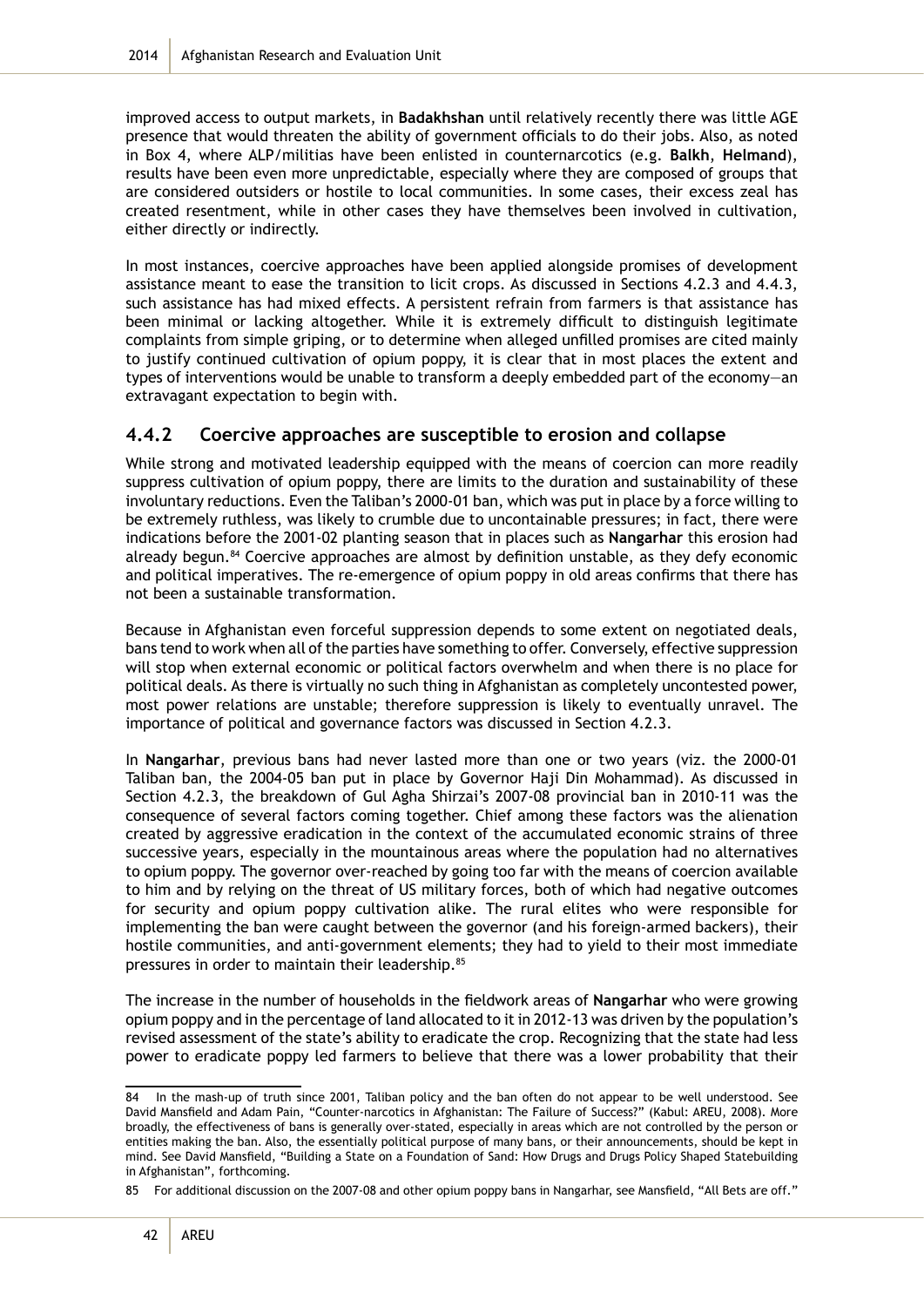improved access to output markets, in **Badakhshan** until relatively recently there was little AGE presence that would threaten the ability of government officials to do their jobs. Also, as noted in Box 4, where ALP/militias have been enlisted in counternarcotics (e.g. **Balkh**, **Helmand**), results have been even more unpredictable, especially where they are composed of groups that are considered outsiders or hostile to local communities. In some cases, their excess zeal has created resentment, while in other cases they have themselves been involved in cultivation, either directly or indirectly.

In most instances, coercive approaches have been applied alongside promises of development assistance meant to ease the transition to licit crops. As discussed in Sections 4.2.3 and 4.4.3, such assistance has had mixed effects. A persistent refrain from farmers is that assistance has been minimal or lacking altogether. While it is extremely difficult to distinguish legitimate complaints from simple griping, or to determine when alleged unfilled promises are cited mainly to justify continued cultivation of opium poppy, it is clear that in most places the extent and types of interventions would be unable to transform a deeply embedded part of the economy—an extravagant expectation to begin with.

### 4.4.2 Coercive approaches are susceptible to erosion and collapse

While strong and motivated leadership equipped with the means of coercion can more readily suppress cultivation of opium poppy, there are limits to the duration and sustainability of these involuntary reductions. Even the Taliban's 2000-01 ban, which was put in place by a force willing to be extremely ruthless, was likely to crumble due to uncontainable pressures; in fact, there were indications before the 2001-02 planting season that in places such as **Nangarhar** this erosion had already begun.[84] Coercive approaches are almost by definition unstable, as they defy economic and political imperatives. The re-emergence of opium poppy in old areas confirms that there has not been a sustainable transformation.

Because in Afghanistan even forceful suppression depends to some extent on negotiated deals, bans tend to work when all of the parties have something to offer. Conversely, effective suppression will stop when external economic or political factors overwhelm and when there is no place for political deals. As there is virtually no such thing in Afghanistan as completely uncontested power, most power relations are unstable; therefore suppression is likely to eventually unravel. The importance of political and governance factors was discussed in Section 4.2.3.

In **Nangarhar**, previous bans had never lasted more than one or two years (viz. the 2000-01 Taliban ban, the 2004-05 ban put in place by Governor Haji Din Mohammad). As discussed in Section 4.2.3, the breakdown of Gul Agha Shirzai's 2007-08 provincial ban in 2010-11 was the consequence of several factors coming together. Chief among these factors was the alienation created by aggressive eradication in the context of the accumulated economic strains of three successive years, especially in the mountainous areas where the population had no alternatives to opium poppy. The governor over-reached by going too far with the means of coercion available to him and by relying on the threat of US military forces, both of which had negative outcomes for security and opium poppy cultivation alike. The rural elites who were responsible for implementing the ban were caught between the governor (and his foreign-armed backers), their hostile communities, and anti-government elements; they had to yield to their most immediate pressures in order to maintain their leadership.[85]

The increase in the number of households in the fieldwork areas of **Nangarhar** who were growing opium poppy and in the percentage of land allocated to it in 2012-13 was driven by the population's revised assessment of the state's ability to eradicate the crop. Recognizing that the state had less power to eradicate poppy led farmers to believe that there was a lower probability that their

---

84 In the mash-up of truth since 2001, Taliban policy and the ban often do not appear to be well understood. See David Mansfield and Adam Pain, "Counter-narcotics in Afghanistan: The Failure of Success?" (Kabul: AREU, 2008). More broadly, the effectiveness of bans is generally over-stated, especially in areas which are not controlled by the person or entities making the ban. Also, the essentially political purpose of many bans, or their announcements, should be kept in mind. See David Mansfield, "Building a State on a Foundation of Sand: How Drugs and Drugs Policy Shaped Statebuilding in Afghanistan", forthcoming.

85 For additional discussion on the 2007-08 and other opium poppy bans in Nangarhar, see Mansfield, "All Bets are off."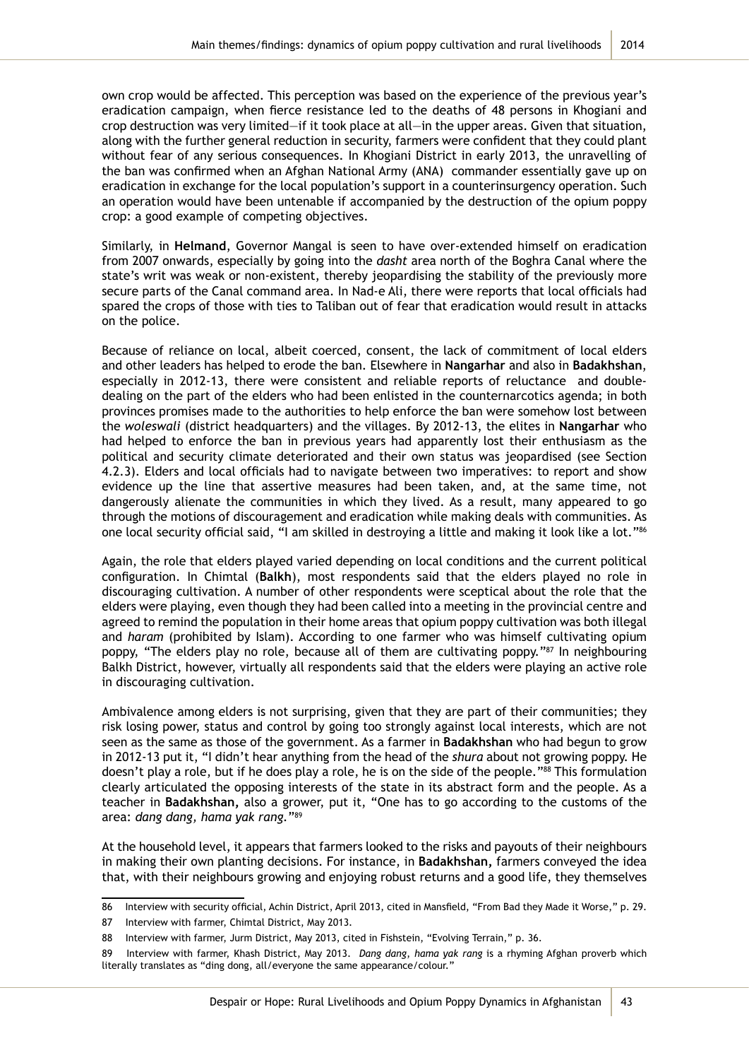own crop would be affected. This perception was based on the experience of the previous year's eradication campaign, when fierce resistance led to the deaths of 48 persons in Khogiani and crop destruction was very limited—if it took place at all—in the upper areas. Given that situation, along with the further general reduction in security, farmers were confident that they could plant without fear of any serious consequences. In Khogiani District in early 2013, the unravelling of the ban was confirmed when an Afghan National Army (ANA) commander essentially gave up on eradication in exchange for the local population's support in a counterinsurgency operation. Such an operation would have been untenable if accompanied by the destruction of the opium poppy crop: a good example of competing objectives.

Similarly, in **Helmand**, Governor Mangal is seen to have over-extended himself on eradication from 2007 onwards, especially by going into the *dasht* area north of the Boghra Canal where the state's writ was weak or non-existent, thereby jeopardising the stability of the previously more secure parts of the Canal command area. In Nad-e Ali, there were reports that local officials had spared the crops of those with ties to Taliban out of fear that eradication would result in attacks on the police.

Because of reliance on local, albeit coerced, consent, the lack of commitment of local elders and other leaders has helped to erode the ban. Elsewhere in **Nangarhar** and also in **Badakhshan**, especially in 2012-13, there were consistent and reliable reports of reluctance and double-dealing on the part of the elders who had been enlisted in the counternarcotics agenda; in both provinces promises made to the authorities to help enforce the ban were somehow lost between the *woleswali* (district headquarters) and the villages. By 2012-13, the elites in **Nangarhar** who had helped to enforce the ban in previous years had apparently lost their enthusiasm as the political and security climate deteriorated and their own status was jeopardised (see Section 4.2.3). Elders and local officials had to navigate between two imperatives: to report and show evidence up the line that assertive measures had been taken, and, at the same time, not dangerously alienate the communities in which they lived. As a result, many appeared to go through the motions of discouragement and eradication while making deals with communities. As one local security official said, "I am skilled in destroying a little and making it look like a lot."[86]

Again, the role that elders played varied depending on local conditions and the current political configuration. In Chimtal (**Balkh**), most respondents said that the elders played no role in discouraging cultivation. A number of other respondents were sceptical about the role that the elders were playing, even though they had been called into a meeting in the provincial centre and agreed to remind the population in their home areas that opium poppy cultivation was both illegal and *haram* (prohibited by Islam). According to one farmer who was himself cultivating opium poppy, "The elders play no role, because all of them are cultivating poppy."[87] In neighbouring Balkh District, however, virtually all respondents said that the elders were playing an active role in discouraging cultivation.

Ambivalence among elders is not surprising, given that they are part of their communities; they risk losing power, status and control by going too strongly against local interests, which are not seen as the same as those of the government. As a farmer in **Badakhshan** who had begun to grow in 2012-13 put it, "I didn't hear anything from the head of the *shura* about not growing poppy. He doesn't play a role, but if he does play a role, he is on the side of the people."[88] This formulation clearly articulated the opposing interests of the state in its abstract form and the people. As a teacher in **Badakhshan,** also a grower, put it, "One has to go according to the customs of the area: *dang dang, hama yak rang.*"[89]

At the household level, it appears that farmers looked to the risks and payouts of their neighbours in making their own planting decisions. For instance, in **Badakhshan,** farmers conveyed the idea that, with their neighbours growing and enjoying robust returns and a good life, they themselves

---

86 Interview with security official, Achin District, April 2013, cited in Mansfield, "From Bad they Made it Worse," p. 29.

87 Interview with farmer, Chimtal District, May 2013.

88 Interview with farmer, Jurm District, May 2013, cited in Fishstein, "Evolving Terrain," p. 36.

89 Interview with farmer, Khash District, May 2013. *Dang dang, hama yak rang* is a rhyming Afghan proverb which literally translates as "ding dong, all/everyone the same appearance/colour."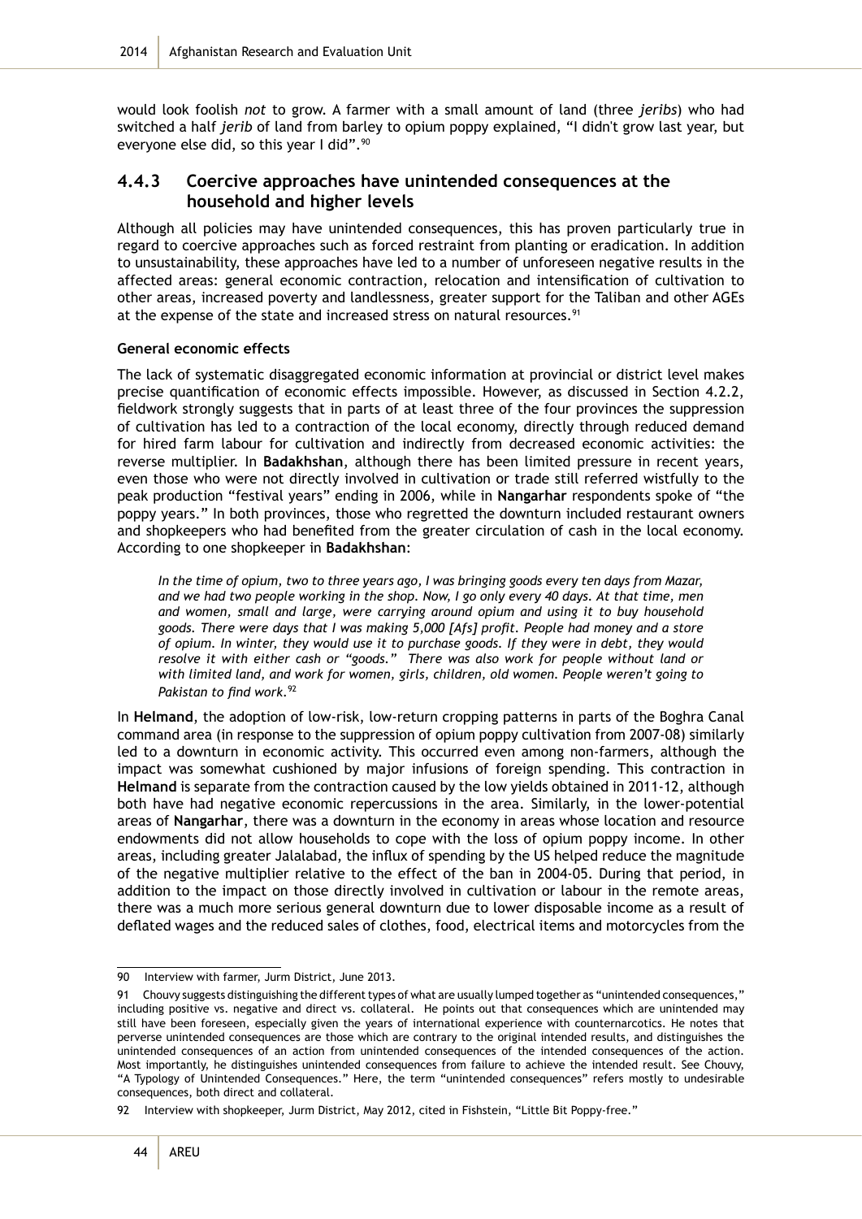would look foolish *not* to grow. A farmer with a small amount of land (three *jeribs*) who had switched a half *jerib* of land from barley to opium poppy explained, "I didn't grow last year, but everyone else did, so this year I did".[90]

### 4.4.3 Coercive approaches have unintended consequences at the household and higher levels

Although all policies may have unintended consequences, this has proven particularly true in regard to coercive approaches such as forced restraint from planting or eradication. In addition to unsustainability, these approaches have led to a number of unforeseen negative results in the affected areas: general economic contraction, relocation and intensification of cultivation to other areas, increased poverty and landlessness, greater support for the Taliban and other AGEs at the expense of the state and increased stress on natural resources.[91]

**General economic effects**

The lack of systematic disaggregated economic information at provincial or district level makes precise quantification of economic effects impossible. However, as discussed in Section 4.2.2, fieldwork strongly suggests that in parts of at least three of the four provinces the suppression of cultivation has led to a contraction of the local economy, directly through reduced demand for hired farm labour for cultivation and indirectly from decreased economic activities: the reverse multiplier. In **Badakhshan**, although there has been limited pressure in recent years, even those who were not directly involved in cultivation or trade still referred wistfully to the peak production "festival years" ending in 2006, while in **Nangarhar** respondents spoke of "the poppy years." In both provinces, those who regretted the downturn included restaurant owners and shopkeepers who had benefited from the greater circulation of cash in the local economy. According to one shopkeeper in **Badakhshan**:

> *In the time of opium, two to three years ago, I was bringing goods every ten days from Mazar, and we had two people working in the shop. Now, I go only every 40 days. At that time, men and women, small and large, were carrying around opium and using it to buy household goods. There were days that I was making 5,000 [Afs] profit. People had money and a store of opium. In winter, they would use it to purchase goods. If they were in debt, they would resolve it with either cash or "goods." There was also work for people without land or with limited land, and work for women, girls, children, old women. People weren't going to Pakistan to find work.*[92]

In **Helmand**, the adoption of low-risk, low-return cropping patterns in parts of the Boghra Canal command area (in response to the suppression of opium poppy cultivation from 2007-08) similarly led to a downturn in economic activity. This occurred even among non-farmers, although the impact was somewhat cushioned by major infusions of foreign spending. This contraction in **Helmand** is separate from the contraction caused by the low yields obtained in 2011-12, although both have had negative economic repercussions in the area. Similarly, in the lower-potential areas of **Nangarhar**, there was a downturn in the economy in areas whose location and resource endowments did not allow households to cope with the loss of opium poppy income. In other areas, including greater Jalalabad, the influx of spending by the US helped reduce the magnitude of the negative multiplier relative to the effect of the ban in 2004-05. During that period, in addition to the impact on those directly involved in cultivation or labour in the remote areas, there was a much more serious general downturn due to lower disposable income as a result of deflated wages and the reduced sales of clothes, food, electrical items and motorcycles from the

---

90 Interview with farmer, Jurm District, June 2013.

91 Chouvy suggests distinguishing the different types of what are usually lumped together as "unintended consequences," including positive vs. negative and direct vs. collateral. He points out that consequences which are unintended may still have been foreseen, especially given the years of international experience with counternarcotics. He notes that perverse unintended consequences are those which are contrary to the original intended results, and distinguishes the unintended consequences of an action from unintended consequences of the intended consequences of the action. Most importantly, he distinguishes unintended consequences from failure to achieve the intended result. See Chouvy, "A Typology of Unintended Consequences." Here, the term "unintended consequences" refers mostly to undesirable consequences, both direct and collateral.

92 Interview with shopkeeper, Jurm District, May 2012, cited in Fishstein, "Little Bit Poppy-free."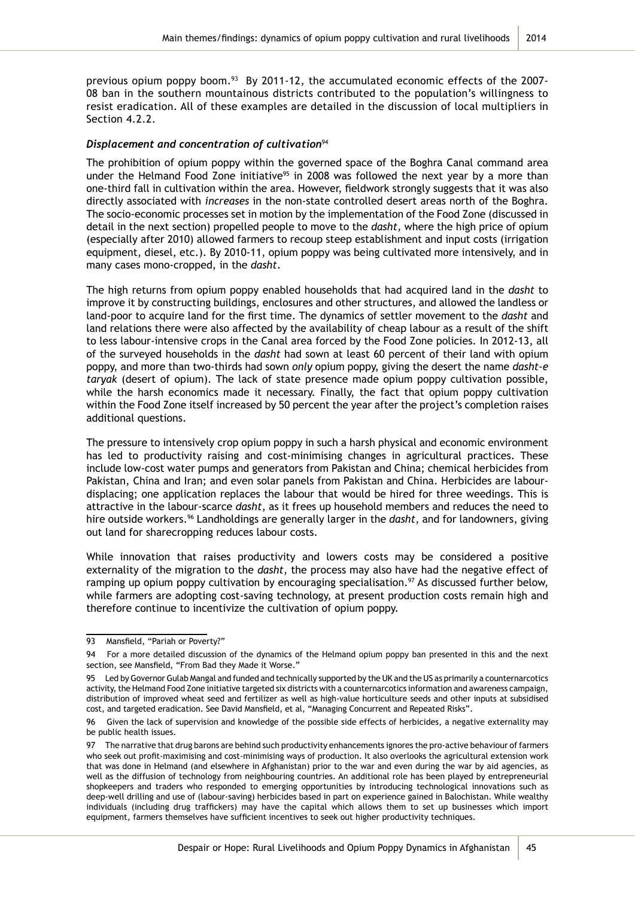previous opium poppy boom.[93] By 2011-12, the accumulated economic effects of the 2007-08 ban in the southern mountainous districts contributed to the population's willingness to resist eradication. All of these examples are detailed in the discussion of local multipliers in Section 4.2.2.

### *Displacement and concentration of cultivation*[94]

The prohibition of opium poppy within the governed space of the Boghra Canal command area under the Helmand Food Zone initiative[95] in 2008 was followed the next year by a more than one-third fall in cultivation within the area. However, fieldwork strongly suggests that it was also directly associated with *increases* in the non-state controlled desert areas north of the Boghra. The socio-economic processes set in motion by the implementation of the Food Zone (discussed in detail in the next section) propelled people to move to the *dasht*, where the high price of opium (especially after 2010) allowed farmers to recoup steep establishment and input costs (irrigation equipment, diesel, etc.). By 2010-11, opium poppy was being cultivated more intensively, and in many cases mono-cropped, in the *dasht*.

The high returns from opium poppy enabled households that had acquired land in the *dasht* to improve it by constructing buildings, enclosures and other structures, and allowed the landless or land-poor to acquire land for the first time. The dynamics of settler movement to the *dasht* and land relations there were also affected by the availability of cheap labour as a result of the shift to less labour-intensive crops in the Canal area forced by the Food Zone policies. In 2012-13, all of the surveyed households in the *dasht* had sown at least 60 percent of their land with opium poppy, and more than two-thirds had sown *only* opium poppy, giving the desert the name *dasht-e taryak* (desert of opium). The lack of state presence made opium poppy cultivation possible, while the harsh economics made it necessary. Finally, the fact that opium poppy cultivation within the Food Zone itself increased by 50 percent the year after the project's completion raises additional questions.

The pressure to intensively crop opium poppy in such a harsh physical and economic environment has led to productivity raising and cost-minimising changes in agricultural practices. These include low-cost water pumps and generators from Pakistan and China; chemical herbicides from Pakistan, China and Iran; and even solar panels from Pakistan and China. Herbicides are labour-displacing; one application replaces the labour that would be hired for three weedings. This is attractive in the labour-scarce *dasht*, as it frees up household members and reduces the need to hire outside workers.[96] Landholdings are generally larger in the *dasht*, and for landowners, giving out land for sharecropping reduces labour costs.

While innovation that raises productivity and lowers costs may be considered a positive externality of the migration to the *dasht*, the process may also have had the negative effect of ramping up opium poppy cultivation by encouraging specialisation.[97] As discussed further below, while farmers are adopting cost-saving technology, at present production costs remain high and therefore continue to incentivize the cultivation of opium poppy.

---

93 Mansfield, "Pariah or Poverty?"

94 For a more detailed discussion of the dynamics of the Helmand opium poppy ban presented in this and the next section, see Mansfield, "From Bad they Made it Worse."

95 Led by Governor Gulab Mangal and funded and technically supported by the UK and the US as primarily a counternarcotics activity, the Helmand Food Zone initiative targeted six districts with a counternarcotics information and awareness campaign, distribution of improved wheat seed and fertilizer as well as high-value horticulture seeds and other inputs at subsidised cost, and targeted eradication. See David Mansfield, et al, "Managing Concurrent and Repeated Risks".

96 Given the lack of supervision and knowledge of the possible side effects of herbicides, a negative externality may be public health issues.

97 The narrative that drug barons are behind such productivity enhancements ignores the pro-active behaviour of farmers who seek out profit-maximising and cost-minimising ways of production. It also overlooks the agricultural extension work that was done in Helmand (and elsewhere in Afghanistan) prior to the war and even during the war by aid agencies, as well as the diffusion of technology from neighbouring countries. An additional role has been played by entrepreneurial shopkeepers and traders who responded to emerging opportunities by introducing technological innovations such as deep-well drilling and use of (labour-saving) herbicides based in part on experience gained in Balochistan. While wealthy individuals (including drug traffickers) may have the capital which allows them to set up businesses which import equipment, farmers themselves have sufficient incentives to seek out higher productivity techniques.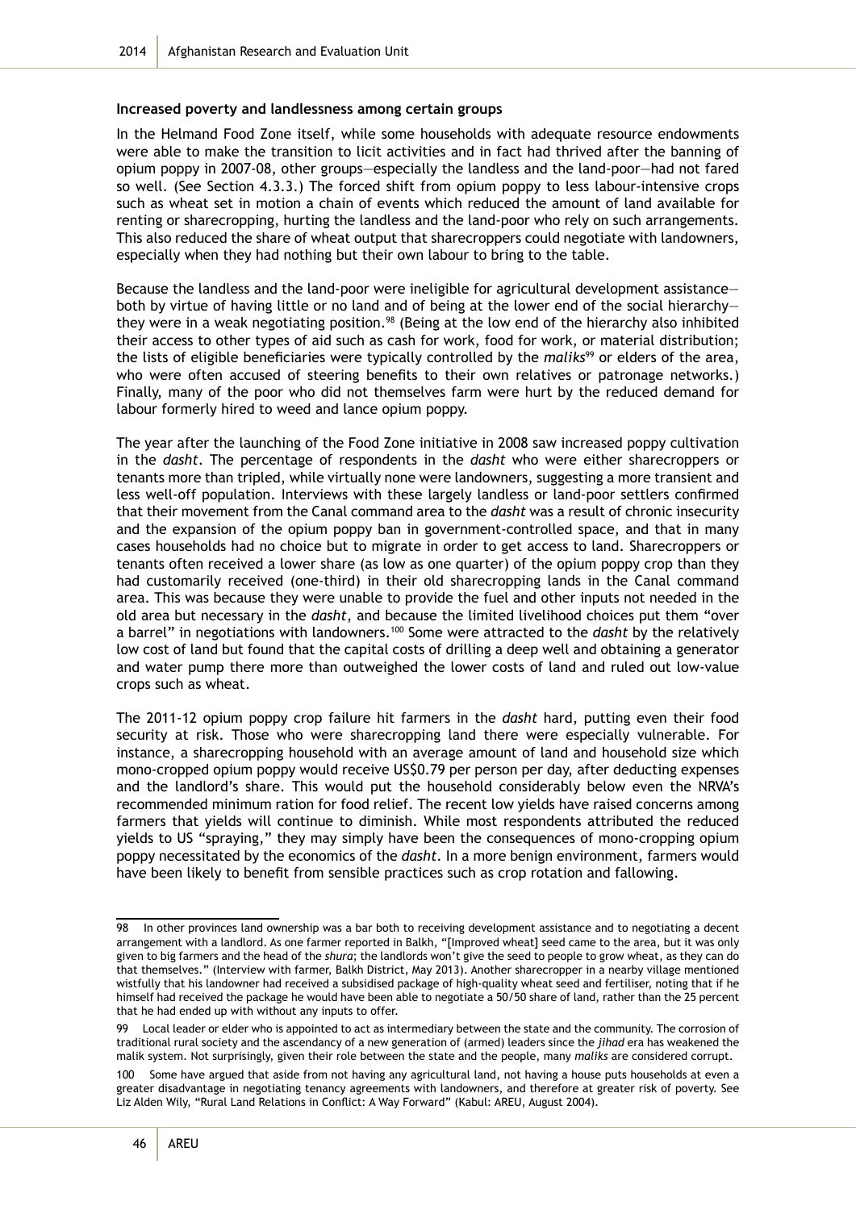### Increased poverty and landlessness among certain groups

In the Helmand Food Zone itself, while some households with adequate resource endowments were able to make the transition to licit activities and in fact had thrived after the banning of opium poppy in 2007-08, other groups—especially the landless and the land-poor—had not fared so well. (See Section 4.3.3.) The forced shift from opium poppy to less labour-intensive crops such as wheat set in motion a chain of events which reduced the amount of land available for renting or sharecropping, hurting the landless and the land-poor who rely on such arrangements. This also reduced the share of wheat output that sharecroppers could negotiate with landowners, especially when they had nothing but their own labour to bring to the table.

Because the landless and the land-poor were ineligible for agricultural development assistance—both by virtue of having little or no land and of being at the lower end of the social hierarchy—they were in a weak negotiating position.[98] (Being at the low end of the hierarchy also inhibited their access to other types of aid such as cash for work, food for work, or material distribution; the lists of eligible beneficiaries were typically controlled by the *maliks*[99] or elders of the area, who were often accused of steering benefits to their own relatives or patronage networks.) Finally, many of the poor who did not themselves farm were hurt by the reduced demand for labour formerly hired to weed and lance opium poppy.

The year after the launching of the Food Zone initiative in 2008 saw increased poppy cultivation in the *dasht*. The percentage of respondents in the *dasht* who were either sharecroppers or tenants more than tripled, while virtually none were landowners, suggesting a more transient and less well-off population. Interviews with these largely landless or land-poor settlers confirmed that their movement from the Canal command area to the *dasht* was a result of chronic insecurity and the expansion of the opium poppy ban in government-controlled space, and that in many cases households had no choice but to migrate in order to get access to land. Sharecroppers or tenants often received a lower share (as low as one quarter) of the opium poppy crop than they had customarily received (one-third) in their old sharecropping lands in the Canal command area. This was because they were unable to provide the fuel and other inputs not needed in the old area but necessary in the *dasht*, and because the limited livelihood choices put them "over a barrel" in negotiations with landowners.[100] Some were attracted to the *dasht* by the relatively low cost of land but found that the capital costs of drilling a deep well and obtaining a generator and water pump there more than outweighed the lower costs of land and ruled out low-value crops such as wheat.

The 2011-12 opium poppy crop failure hit farmers in the *dasht* hard, putting even their food security at risk. Those who were sharecropping land there were especially vulnerable. For instance, a sharecropping household with an average amount of land and household size which mono-cropped opium poppy would receive US$0.79 per person per day, after deducting expenses and the landlord's share. This would put the household considerably below even the NRVA's recommended minimum ration for food relief. The recent low yields have raised concerns among farmers that yields will continue to diminish. While most respondents attributed the reduced yields to US "spraying," they may simply have been the consequences of mono-cropping opium poppy necessitated by the economics of the *dasht*. In a more benign environment, farmers would have been likely to benefit from sensible practices such as crop rotation and fallowing.

---

98 In other provinces land ownership was a bar both to receiving development assistance and to negotiating a decent arrangement with a landlord. As one farmer reported in Balkh, "[Improved wheat] seed came to the area, but it was only given to big farmers and the head of the *shura*; the landlords won't give the seed to people to grow wheat, as they can do that themselves." (Interview with farmer, Balkh District, May 2013). Another sharecropper in a nearby village mentioned wistfully that his landowner had received a subsidised package of high-quality wheat seed and fertiliser, noting that if he himself had received the package he would have been able to negotiate a 50/50 share of land, rather than the 25 percent that he had ended up with without any inputs to offer.

99 Local leader or elder who is appointed to act as intermediary between the state and the community. The corrosion of traditional rural society and the ascendancy of a new generation of (armed) leaders since the *jihad* era has weakened the malik system. Not surprisingly, given their role between the state and the people, many *maliks* are considered corrupt.

100 Some have argued that aside from not having any agricultural land, not having a house puts households at even a greater disadvantage in negotiating tenancy agreements with landowners, and therefore at greater risk of poverty. See Liz Alden Wily, "Rural Land Relations in Conflict: A Way Forward" (Kabul: AREU, August 2004).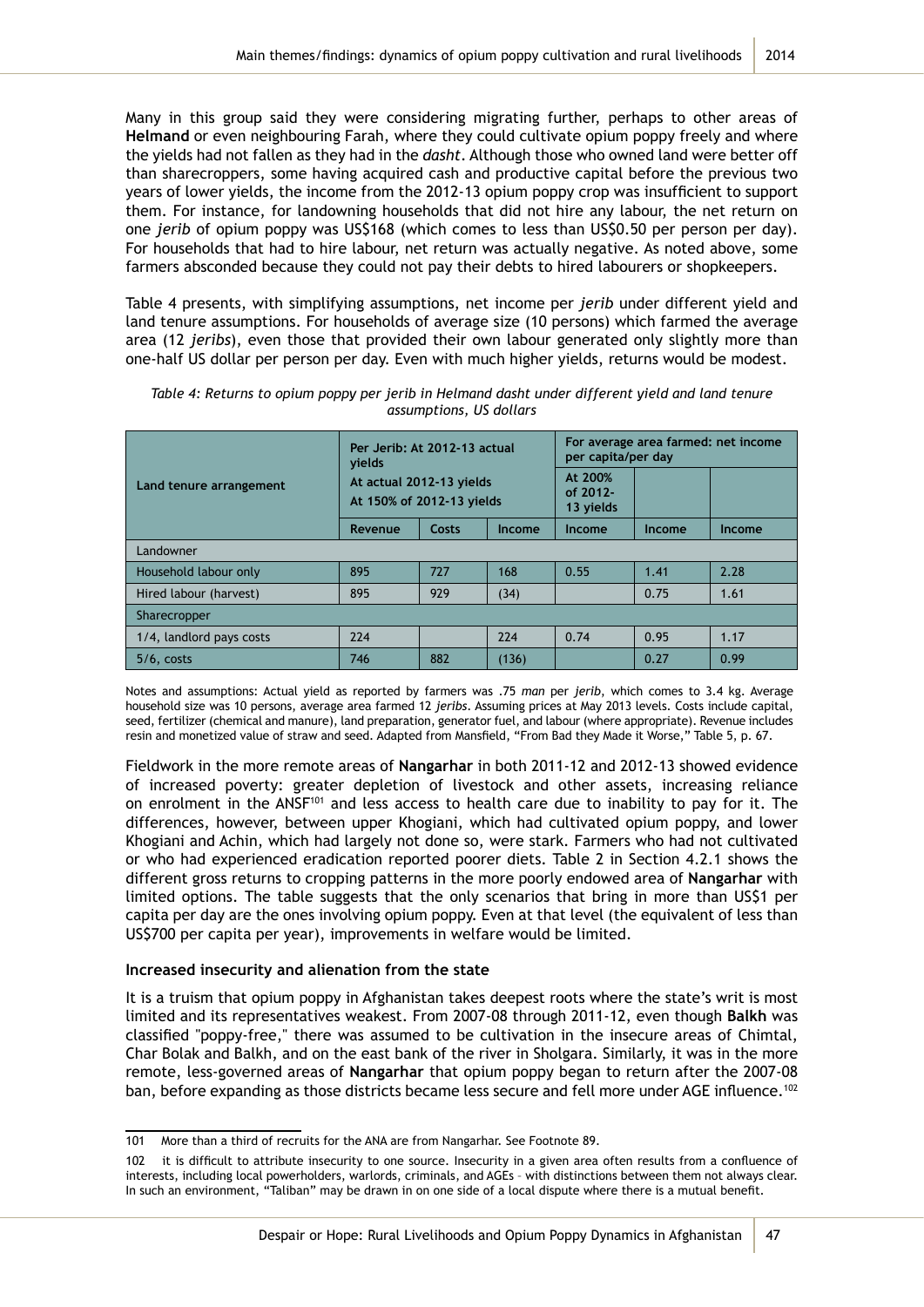Many in this group said they were considering migrating further, perhaps to other areas of **Helmand** or even neighbouring Farah, where they could cultivate opium poppy freely and where the yields had not fallen as they had in the *dasht*. Although those who owned land were better off than sharecroppers, some having acquired cash and productive capital before the previous two years of lower yields, the income from the 2012-13 opium poppy crop was insufficient to support them. For instance, for landowning households that did not hire any labour, the net return on one *jerib* of opium poppy was US$168 (which comes to less than US$0.50 per person per day). For households that had to hire labour, net return was actually negative. As noted above, some farmers absconded because they could not pay their debts to hired labourers or shopkeepers.

Table 4 presents, with simplifying assumptions, net income per *jerib* under different yield and land tenure assumptions. For households of average size (10 persons) which farmed the average area (12 *jeribs*), even those that provided their own labour generated only slightly more than one-half US dollar per person per day. Even with much higher yields, returns would be modest.

*Table 4: Returns to opium poppy per jerib in Helmand dasht under different yield and land tenure assumptions, US dollars*

| Land tenure arrangement | Per Jerib: At 2012-13 actual yields | | | For average area farmed: net income per capita/per day | | |
|---|---|---|---|---|---|---|
| | At actual 2012-13 yields At 150% of 2012-13 yields | | | At 200% of 2012-13 yields | | |
| | Revenue | Costs | Income | Income | Income | Income |
| Landowner | | | | | | |
| Household labour only | 895 | 727 | 168 | 0.55 | 1.41 | 2.28 |
| Hired labour (harvest) | 895 | 929 | (34) | | 0.75 | 1.61 |
| Sharecropper | | | | | | |
| 1/4, landlord pays costs | 224 | | 224 | 0.74 | 0.95 | 1.17 |
| 5/6, costs | 746 | 882 | (136) | | 0.27 | 0.99 |

Notes and assumptions: Actual yield as reported by farmers was .75 *man* per *jerib*, which comes to 3.4 kg. Average household size was 10 persons, average area farmed 12 *jeribs*. Assuming prices at May 2013 levels. Costs include capital, seed, fertilizer (chemical and manure), land preparation, generator fuel, and labour (where appropriate). Revenue includes resin and monetized value of straw and seed. Adapted from Mansfield, "From Bad they Made it Worse," Table 5, p. 67.

Fieldwork in the more remote areas of **Nangarhar** in both 2011-12 and 2012-13 showed evidence of increased poverty: greater depletion of livestock and other assets, increasing reliance on enrolment in the ANSF[101] and less access to health care due to inability to pay for it. The differences, however, between upper Khogiani, which had cultivated opium poppy, and lower Khogiani and Achin, which had largely not done so, were stark. Farmers who had not cultivated or who had experienced eradication reported poorer diets. Table 2 in Section 4.2.1 shows the different gross returns to cropping patterns in the more poorly endowed area of **Nangarhar** with limited options. The table suggests that the only scenarios that bring in more than US$1 per capita per day are the ones involving opium poppy. Even at that level (the equivalent of less than US$700 per capita per year), improvements in welfare would be limited.

**Increased insecurity and alienation from the state**

It is a truism that opium poppy in Afghanistan takes deepest roots where the state's writ is most limited and its representatives weakest. From 2007-08 through 2011-12, even though **Balkh** was classified "poppy-free," there was assumed to be cultivation in the insecure areas of Chimtal, Char Bolak and Balkh, and on the east bank of the river in Sholgara. Similarly, it was in the more remote, less-governed areas of **Nangarhar** that opium poppy began to return after the 2007-08 ban, before expanding as those districts became less secure and fell more under AGE influence.[102]

---

101 More than a third of recruits for the ANA are from Nangarhar. See Footnote 89.

102 it is difficult to attribute insecurity to one source. Insecurity in a given area often results from a confluence of interests, including local powerholders, warlords, criminals, and AGEs – with distinctions between them not always clear. In such an environment, "Taliban" may be drawn in on one side of a local dispute where there is a mutual benefit.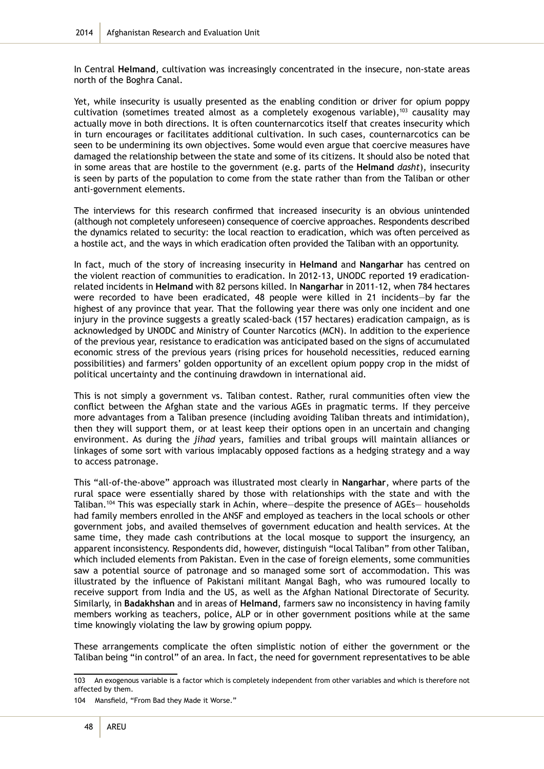In Central **Helmand**, cultivation was increasingly concentrated in the insecure, non-state areas north of the Boghra Canal.

Yet, while insecurity is usually presented as the enabling condition or driver for opium poppy cultivation (sometimes treated almost as a completely exogenous variable),[103] causality may actually move in both directions. It is often counternarcotics itself that creates insecurity which in turn encourages or facilitates additional cultivation. In such cases, counternarcotics can be seen to be undermining its own objectives. Some would even argue that coercive measures have damaged the relationship between the state and some of its citizens. It should also be noted that in some areas that are hostile to the government (e.g. parts of the **Helmand** *dasht*), insecurity is seen by parts of the population to come from the state rather than from the Taliban or other anti-government elements.

The interviews for this research confirmed that increased insecurity is an obvious unintended (although not completely unforeseen) consequence of coercive approaches. Respondents described the dynamics related to security: the local reaction to eradication, which was often perceived as a hostile act, and the ways in which eradication often provided the Taliban with an opportunity.

In fact, much of the story of increasing insecurity in **Helmand** and **Nangarhar** has centred on the violent reaction of communities to eradication. In 2012-13, UNODC reported 19 eradication-related incidents in **Helmand** with 82 persons killed. In **Nangarhar** in 2011-12, when 784 hectares were recorded to have been eradicated, 48 people were killed in 21 incidents—by far the highest of any province that year. That the following year there was only one incident and one injury in the province suggests a greatly scaled-back (157 hectares) eradication campaign, as is acknowledged by UNODC and Ministry of Counter Narcotics (MCN). In addition to the experience of the previous year, resistance to eradication was anticipated based on the signs of accumulated economic stress of the previous years (rising prices for household necessities, reduced earning possibilities) and farmers' golden opportunity of an excellent opium poppy crop in the midst of political uncertainty and the continuing drawdown in international aid.

This is not simply a government vs. Taliban contest. Rather, rural communities often view the conflict between the Afghan state and the various AGEs in pragmatic terms. If they perceive more advantages from a Taliban presence (including avoiding Taliban threats and intimidation), then they will support them, or at least keep their options open in an uncertain and changing environment. As during the *jihad* years, families and tribal groups will maintain alliances or linkages of some sort with various implacably opposed factions as a hedging strategy and a way to access patronage.

This "all-of-the-above" approach was illustrated most clearly in **Nangarhar**, where parts of the rural space were essentially shared by those with relationships with the state and with the Taliban.[104] This was especially stark in Achin, where—despite the presence of AGEs— households had family members enrolled in the ANSF and employed as teachers in the local schools or other government jobs, and availed themselves of government education and health services. At the same time, they made cash contributions at the local mosque to support the insurgency, an apparent inconsistency. Respondents did, however, distinguish "local Taliban" from other Taliban, which included elements from Pakistan. Even in the case of foreign elements, some communities saw a potential source of patronage and so managed some sort of accommodation. This was illustrated by the influence of Pakistani militant Mangal Bagh, who was rumoured locally to receive support from India and the US, as well as the Afghan National Directorate of Security. Similarly, in **Badakhshan** and in areas of **Helmand**, farmers saw no inconsistency in having family members working as teachers, police, ALP or in other government positions while at the same time knowingly violating the law by growing opium poppy.

These arrangements complicate the often simplistic notion of either the government or the Taliban being "in control" of an area. In fact, the need for government representatives to be able

103 An exogenous variable is a factor which is completely independent from other variables and which is therefore not affected by them.

104 Mansfield, "From Bad they Made it Worse."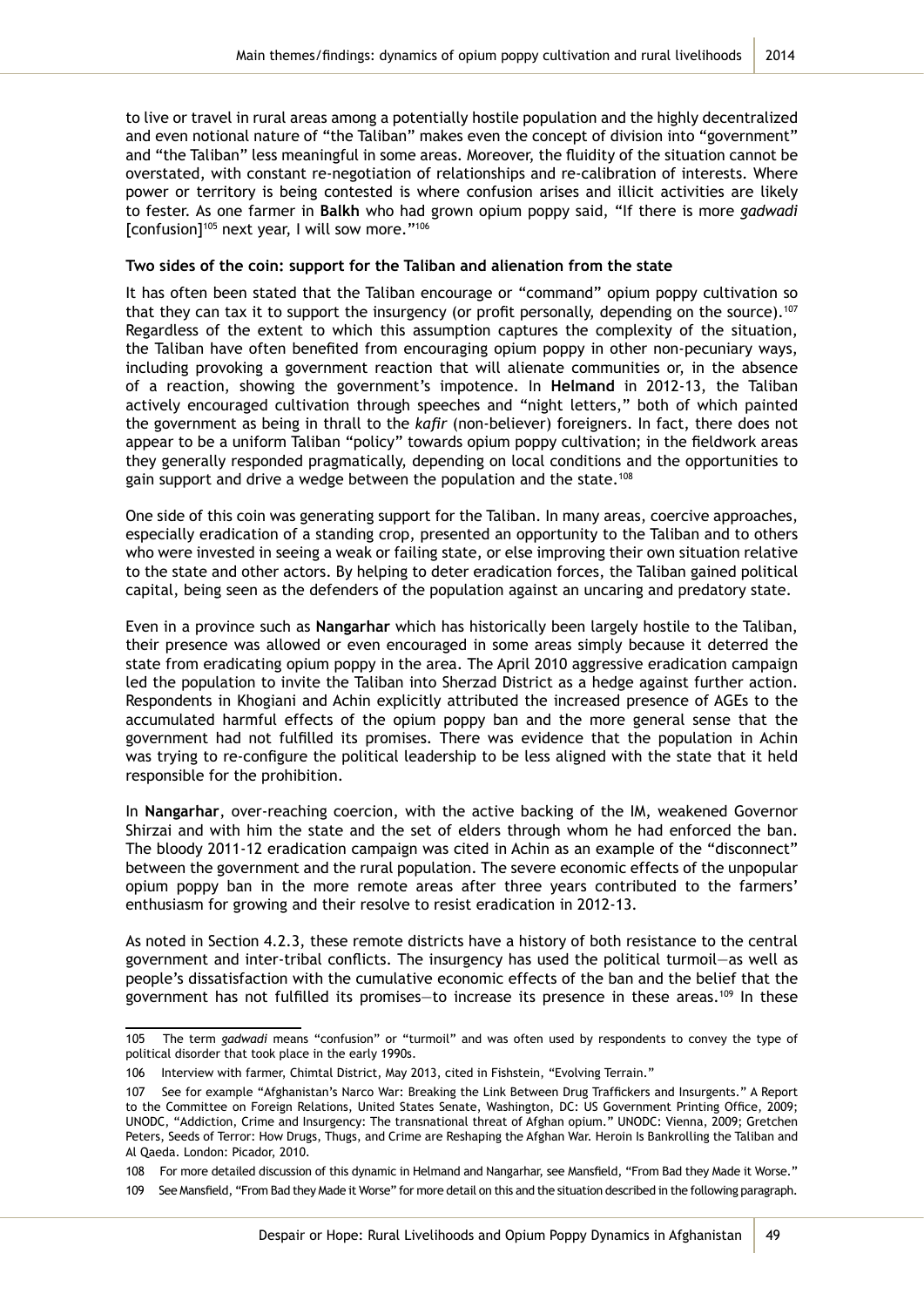to live or travel in rural areas among a potentially hostile population and the highly decentralized and even notional nature of "the Taliban" makes even the concept of division into "government" and "the Taliban" less meaningful in some areas. Moreover, the fluidity of the situation cannot be overstated, with constant re-negotiation of relationships and re-calibration of interests. Where power or territory is being contested is where confusion arises and illicit activities are likely to fester. As one farmer in **Balkh** who had grown opium poppy said, "If there is more *gadwadi* [confusion][105] next year, I will sow more."[106]

**Two sides of the coin: support for the Taliban and alienation from the state**

It has often been stated that the Taliban encourage or "command" opium poppy cultivation so that they can tax it to support the insurgency (or profit personally, depending on the source).[107] Regardless of the extent to which this assumption captures the complexity of the situation, the Taliban have often benefited from encouraging opium poppy in other non-pecuniary ways, including provoking a government reaction that will alienate communities or, in the absence of a reaction, showing the government's impotence. In **Helmand** in 2012-13, the Taliban actively encouraged cultivation through speeches and "night letters," both of which painted the government as being in thrall to the *kafir* (non-believer) foreigners. In fact, there does not appear to be a uniform Taliban "policy" towards opium poppy cultivation; in the fieldwork areas they generally responded pragmatically, depending on local conditions and the opportunities to gain support and drive a wedge between the population and the state.[108]

One side of this coin was generating support for the Taliban. In many areas, coercive approaches, especially eradication of a standing crop, presented an opportunity to the Taliban and to others who were invested in seeing a weak or failing state, or else improving their own situation relative to the state and other actors. By helping to deter eradication forces, the Taliban gained political capital, being seen as the defenders of the population against an uncaring and predatory state.

Even in a province such as **Nangarhar** which has historically been largely hostile to the Taliban, their presence was allowed or even encouraged in some areas simply because it deterred the state from eradicating opium poppy in the area. The April 2010 aggressive eradication campaign led the population to invite the Taliban into Sherzad District as a hedge against further action. Respondents in Khogiani and Achin explicitly attributed the increased presence of AGEs to the accumulated harmful effects of the opium poppy ban and the more general sense that the government had not fulfilled its promises. There was evidence that the population in Achin was trying to re-configure the political leadership to be less aligned with the state that it held responsible for the prohibition.

In **Nangarhar**, over-reaching coercion, with the active backing of the IM, weakened Governor Shirzai and with him the state and the set of elders through whom he had enforced the ban. The bloody 2011-12 eradication campaign was cited in Achin as an example of the "disconnect" between the government and the rural population. The severe economic effects of the unpopular opium poppy ban in the more remote areas after three years contributed to the farmers' enthusiasm for growing and their resolve to resist eradication in 2012-13.

As noted in Section 4.2.3, these remote districts have a history of both resistance to the central government and inter-tribal conflicts. The insurgency has used the political turmoil—as well as people's dissatisfaction with the cumulative economic effects of the ban and the belief that the government has not fulfilled its promises—to increase its presence in these areas.[109] In these

---

105 The term *gadwadi* means "confusion" or "turmoil" and was often used by respondents to convey the type of political disorder that took place in the early 1990s.

106 Interview with farmer, Chimtal District, May 2013, cited in Fishstein, "Evolving Terrain."

107 See for example "Afghanistan's Narco War: Breaking the Link Between Drug Traffickers and Insurgents." A Report to the Committee on Foreign Relations, United States Senate, Washington, DC: US Government Printing Office, 2009; UNODC, "Addiction, Crime and Insurgency: The transnational threat of Afghan opium." UNODC: Vienna, 2009; Gretchen Peters, Seeds of Terror: How Drugs, Thugs, and Crime are Reshaping the Afghan War. Heroin Is Bankrolling the Taliban and Al Qaeda. London: Picador, 2010.

108 For more detailed discussion of this dynamic in Helmand and Nangarhar, see Mansfield, "From Bad they Made it Worse."

109 See Mansfield, "From Bad they Made it Worse" for more detail on this and the situation described in the following paragraph.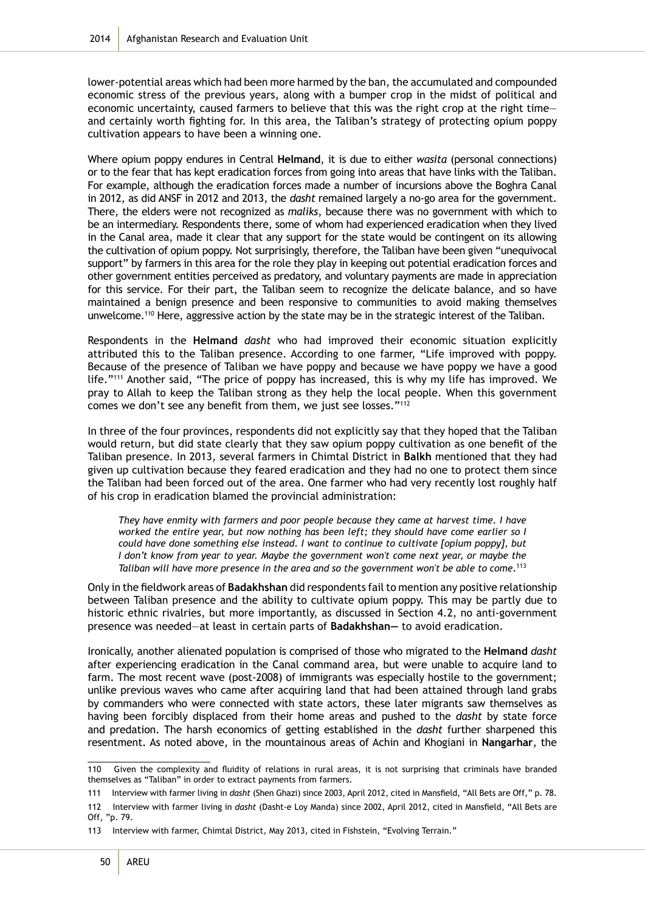lower-potential areas which had been more harmed by the ban, the accumulated and compounded economic stress of the previous years, along with a bumper crop in the midst of political and economic uncertainty, caused farmers to believe that this was the right crop at the right time—and certainly worth fighting for. In this area, the Taliban's strategy of protecting opium poppy cultivation appears to have been a winning one.

Where opium poppy endures in Central **Helmand**, it is due to either *wasita* (personal connections) or to the fear that has kept eradication forces from going into areas that have links with the Taliban. For example, although the eradication forces made a number of incursions above the Boghra Canal in 2012, as did ANSF in 2012 and 2013, the *dasht* remained largely a no-go area for the government. There, the elders were not recognized as *maliks*, because there was no government with which to be an intermediary. Respondents there, some of whom had experienced eradication when they lived in the Canal area, made it clear that any support for the state would be contingent on its allowing the cultivation of opium poppy. Not surprisingly, therefore, the Taliban have been given "unequivocal support" by farmers in this area for the role they play in keeping out potential eradication forces and other government entities perceived as predatory, and voluntary payments are made in appreciation for this service. For their part, the Taliban seem to recognize the delicate balance, and so have maintained a benign presence and been responsive to communities to avoid making themselves unwelcome.[110] Here, aggressive action by the state may be in the strategic interest of the Taliban.

Respondents in the **Helmand** *dasht* who had improved their economic situation explicitly attributed this to the Taliban presence. According to one farmer, "Life improved with poppy. Because of the presence of Taliban we have poppy and because we have poppy we have a good life."[111] Another said, "The price of poppy has increased, this is why my life has improved. We pray to Allah to keep the Taliban strong as they help the local people. When this government comes we don't see any benefit from them, we just see losses."[112]

In three of the four provinces, respondents did not explicitly say that they hoped that the Taliban would return, but did state clearly that they saw opium poppy cultivation as one benefit of the Taliban presence. In 2013, several farmers in Chimtal District in **Balkh** mentioned that they had given up cultivation because they feared eradication and they had no one to protect them since the Taliban had been forced out of the area. One farmer who had very recently lost roughly half of his crop in eradication blamed the provincial administration:

> *They have enmity with farmers and poor people because they came at harvest time. I have worked the entire year, but now nothing has been left; they should have come earlier so I could have done something else instead. I want to continue to cultivate [opium poppy], but I don't know from year to year. Maybe the government won't come next year, or maybe the Taliban will have more presence in the area and so the government won't be able to come.*[113]

Only in the fieldwork areas of **Badakhshan** did respondents fail to mention any positive relationship between Taliban presence and the ability to cultivate opium poppy. This may be partly due to historic ethnic rivalries, but more importantly, as discussed in Section 4.2, no anti-government presence was needed—at least in certain parts of **Badakhshan—** to avoid eradication.

Ironically, another alienated population is comprised of those who migrated to the **Helmand** *dasht* after experiencing eradication in the Canal command area, but were unable to acquire land to farm. The most recent wave (post-2008) of immigrants was especially hostile to the government; unlike previous waves who came after acquiring land that had been attained through land grabs by commanders who were connected with state actors, these later migrants saw themselves as having been forcibly displaced from their home areas and pushed to the *dasht* by state force and predation. The harsh economics of getting established in the *dasht* further sharpened this resentment. As noted above, in the mountainous areas of Achin and Khogiani in **Nangarhar**, the

---

110 Given the complexity and fluidity of relations in rural areas, it is not surprising that criminals have branded themselves as "Taliban" in order to extract payments from farmers.

111 Interview with farmer living in *dasht* (Shen Ghazi) since 2003, April 2012, cited in Mansfield, "All Bets are Off," p. 78.

112 Interview with farmer living in *dasht* (Dasht-e Loy Manda) since 2002, April 2012, cited in Mansfield, "All Bets are Off, "p. 79.

113 Interview with farmer, Chimtal District, May 2013, cited in Fishstein, "Evolving Terrain."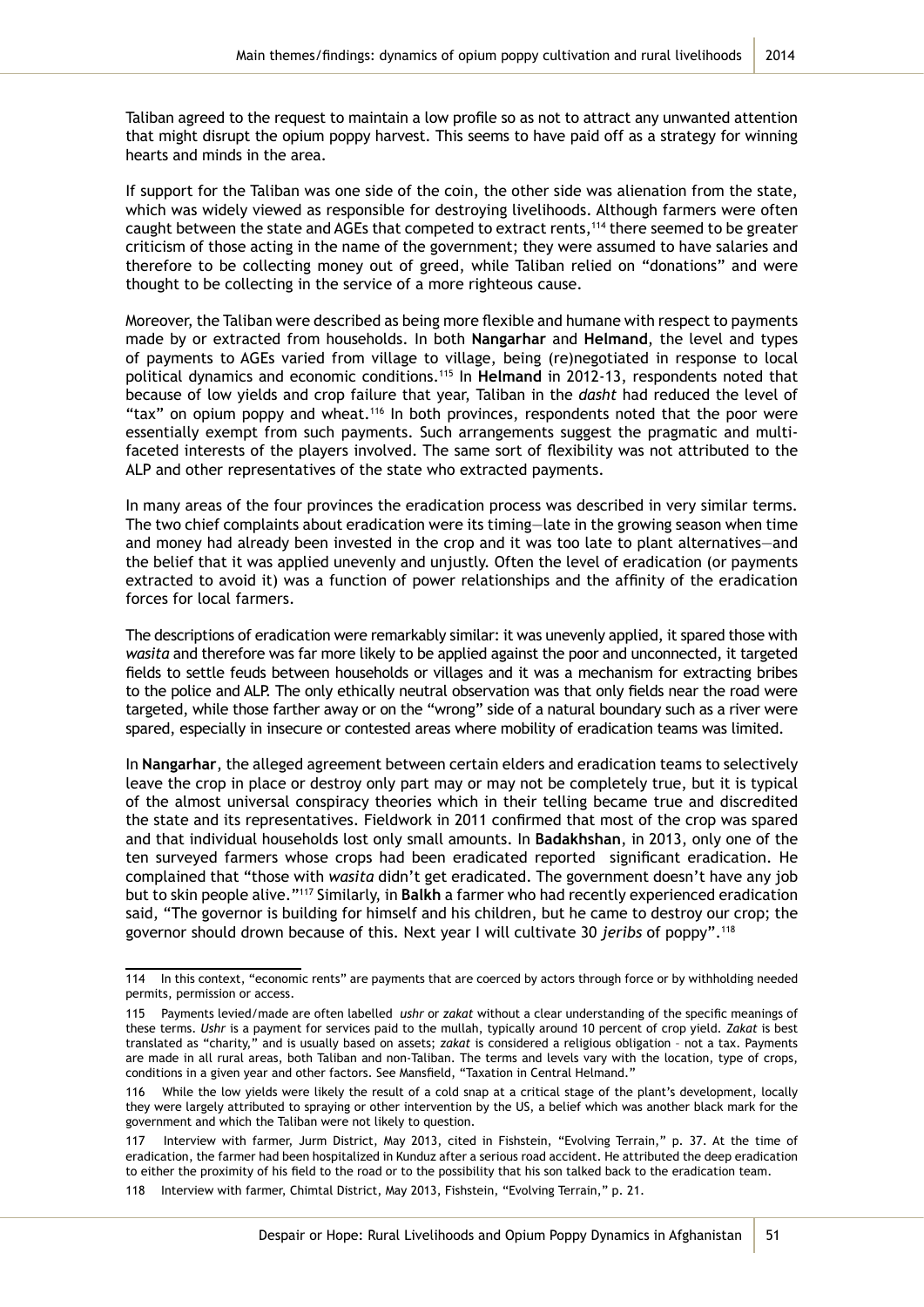Taliban agreed to the request to maintain a low profile so as not to attract any unwanted attention that might disrupt the opium poppy harvest. This seems to have paid off as a strategy for winning hearts and minds in the area.

If support for the Taliban was one side of the coin, the other side was alienation from the state, which was widely viewed as responsible for destroying livelihoods. Although farmers were often caught between the state and AGEs that competed to extract rents,[114] there seemed to be greater criticism of those acting in the name of the government; they were assumed to have salaries and therefore to be collecting money out of greed, while Taliban relied on "donations" and were thought to be collecting in the service of a more righteous cause.

Moreover, the Taliban were described as being more flexible and humane with respect to payments made by or extracted from households. In both **Nangarhar** and **Helmand**, the level and types of payments to AGEs varied from village to village, being (re)negotiated in response to local political dynamics and economic conditions.[115] In **Helmand** in 2012-13, respondents noted that because of low yields and crop failure that year, Taliban in the *dasht* had reduced the level of "tax" on opium poppy and wheat.[116] In both provinces, respondents noted that the poor were essentially exempt from such payments. Such arrangements suggest the pragmatic and multi-faceted interests of the players involved. The same sort of flexibility was not attributed to the ALP and other representatives of the state who extracted payments.

In many areas of the four provinces the eradication process was described in very similar terms. The two chief complaints about eradication were its timing—late in the growing season when time and money had already been invested in the crop and it was too late to plant alternatives—and the belief that it was applied unevenly and unjustly. Often the level of eradication (or payments extracted to avoid it) was a function of power relationships and the affinity of the eradication forces for local farmers.

The descriptions of eradication were remarkably similar: it was unevenly applied, it spared those with *wasita* and therefore was far more likely to be applied against the poor and unconnected, it targeted fields to settle feuds between households or villages and it was a mechanism for extracting bribes to the police and ALP. The only ethically neutral observation was that only fields near the road were targeted, while those farther away or on the "wrong" side of a natural boundary such as a river were spared, especially in insecure or contested areas where mobility of eradication teams was limited.

In **Nangarhar**, the alleged agreement between certain elders and eradication teams to selectively leave the crop in place or destroy only part may or may not be completely true, but it is typical of the almost universal conspiracy theories which in their telling became true and discredited the state and its representatives. Fieldwork in 2011 confirmed that most of the crop was spared and that individual households lost only small amounts. In **Badakhshan**, in 2013, only one of the ten surveyed farmers whose crops had been eradicated reported significant eradication. He complained that "those with *wasita* didn't get eradicated. The government doesn't have any job but to skin people alive."[117] Similarly, in **Balkh** a farmer who had recently experienced eradication said, "The governor is building for himself and his children, but he came to destroy our crop; the governor should drown because of this. Next year I will cultivate 30 *jeribs* of poppy".[118]

---

114 In this context, "economic rents" are payments that are coerced by actors through force or by withholding needed permits, permission or access.

115 Payments levied/made are often labelled *ushr* or *zakat* without a clear understanding of the specific meanings of these terms. *Ushr* is a payment for services paid to the mullah, typically around 10 percent of crop yield. *Zakat* is best translated as "charity," and is usually based on assets; *zakat* is considered a religious obligation – not a tax. Payments are made in all rural areas, both Taliban and non-Taliban. The terms and levels vary with the location, type of crops, conditions in a given year and other factors. See Mansfield, "Taxation in Central Helmand."

116 While the low yields were likely the result of a cold snap at a critical stage of the plant's development, locally they were largely attributed to spraying or other intervention by the US, a belief which was another black mark for the government and which the Taliban were not likely to question.

117 Interview with farmer, Jurm District, May 2013, cited in Fishstein, "Evolving Terrain," p. 37. At the time of eradication, the farmer had been hospitalized in Kunduz after a serious road accident. He attributed the deep eradication to either the proximity of his field to the road or to the possibility that his son talked back to the eradication team.

118 Interview with farmer, Chimtal District, May 2013, Fishstein, "Evolving Terrain," p. 21.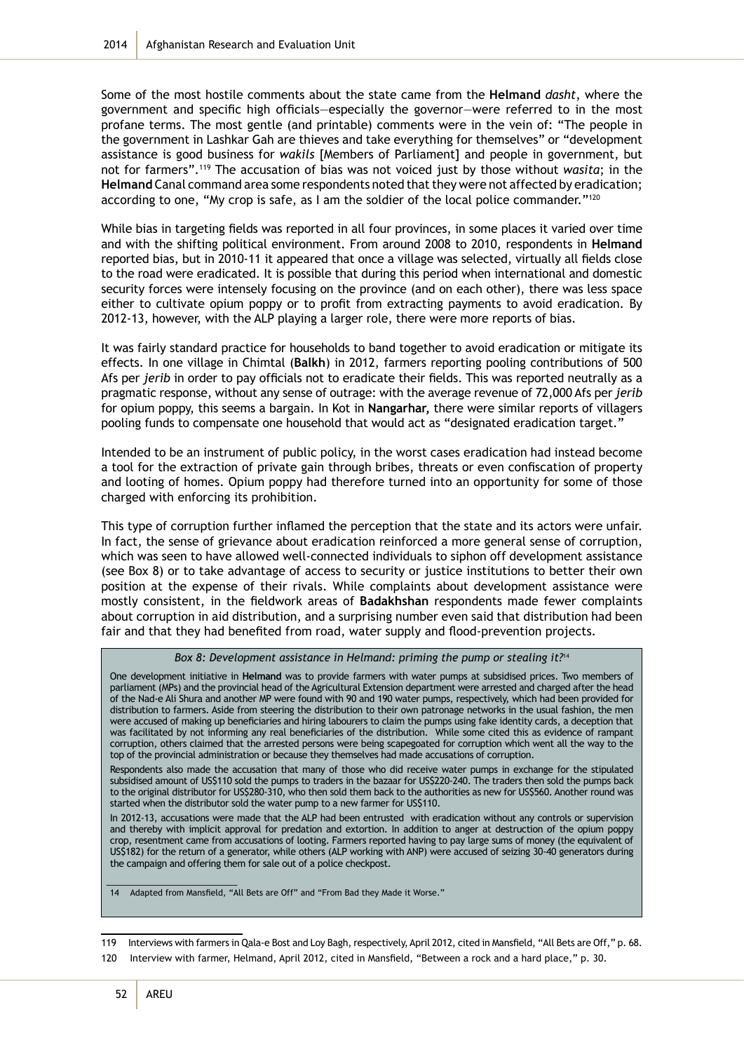Some of the most hostile comments about the state came from the **Helmand** *dasht*, where the government and specific high officials—especially the governor—were referred to in the most profane terms. The most gentle (and printable) comments were in the vein of: "The people in the government in Lashkar Gah are thieves and take everything for themselves" or "development assistance is good business for *wakils* [Members of Parliament] and people in government, but not for farmers".[119] The accusation of bias was not voiced just by those without *wasita*; in the **Helmand** Canal command area some respondents noted that they were not affected by eradication; according to one, "My crop is safe, as I am the soldier of the local police commander."[120]

While bias in targeting fields was reported in all four provinces, in some places it varied over time and with the shifting political environment. From around 2008 to 2010, respondents in **Helmand** reported bias, but in 2010-11 it appeared that once a village was selected, virtually all fields close to the road were eradicated. It is possible that during this period when international and domestic security forces were intensely focusing on the province (and on each other), there was less space either to cultivate opium poppy or to profit from extracting payments to avoid eradication. By 2012-13, however, with the ALP playing a larger role, there were more reports of bias.

It was fairly standard practice for households to band together to avoid eradication or mitigate its effects. In one village in Chimtal (**Balkh**) in 2012, farmers reporting pooling contributions of 500 Afs per *jerib* in order to pay officials not to eradicate their fields. This was reported neutrally as a pragmatic response, without any sense of outrage: with the average revenue of 72,000 Afs per *jerib* for opium poppy, this seems a bargain. In Kot in **Nangarhar,** there were similar reports of villagers pooling funds to compensate one household that would act as "designated eradication target."

Intended to be an instrument of public policy, in the worst cases eradication had instead become a tool for the extraction of private gain through bribes, threats or even confiscation of property and looting of homes. Opium poppy had therefore turned into an opportunity for some of those charged with enforcing its prohibition.

This type of corruption further inflamed the perception that the state and its actors were unfair. In fact, the sense of grievance about eradication reinforced a more general sense of corruption, which was seen to have allowed well-connected individuals to siphon off development assistance (see Box 8) or to take advantage of access to security or justice institutions to better their own position at the expense of their rivals. While complaints about development assistance were mostly consistent, in the fieldwork areas of **Badakhshan** respondents made fewer complaints about corruption in aid distribution, and a surprising number even said that distribution had been fair and that they had benefited from road, water supply and flood-prevention projects.

*Box 8: Development assistance in Helmand: priming the pump or stealing it?*[14]

One development initiative in **Helmand** was to provide farmers with water pumps at subsidised prices. Two members of parliament (MPs) and the provincial head of the Agricultural Extension department were arrested and charged after the head of the Nad-e Ali Shura and another MP were found with 90 and 190 water pumps, respectively, which had been provided for distribution to farmers. Aside from steering the distribution to their own patronage networks in the usual fashion, the men were accused of making up beneficiaries and hiring labourers to claim the pumps using fake identity cards, a deception that was facilitated by not informing any real beneficiaries of the distribution. While some cited this as evidence of rampant corruption, others claimed that the arrested persons were being scapegoated for corruption which went all the way to the top of the provincial administration or because they themselves had made accusations of corruption.

Respondents also made the accusation that many of those who did receive water pumps in exchange for the stipulated subsidised amount of US$110 sold the pumps to traders in the bazaar for US$220-240. The traders then sold the pumps back to the original distributor for US$280-310, who then sold them back to the authorities as new for US$560. Another round was started when the distributor sold the water pump to a new farmer for US$110.

In 2012-13, accusations were made that the ALP had been entrusted with eradication without any controls or supervision and thereby with implicit approval for predation and extortion. In addition to anger at destruction of the opium poppy crop, resentment came from accusations of looting. Farmers reported having to pay large sums of money (the equivalent of US$182) for the return of a generator, while others (ALP working with ANP) were accused of seizing 30-40 generators during the campaign and offering them for sale out of a police checkpoint.

14 Adapted from Mansfield, "All Bets are Off" and "From Bad they Made it Worse."

---

119 Interviews with farmers in Qala-e Bost and Loy Bagh, respectively, April 2012, cited in Mansfield, "All Bets are Off," p. 68.

120 Interview with farmer, Helmand, April 2012, cited in Mansfield, "Between a rock and a hard place," p. 30.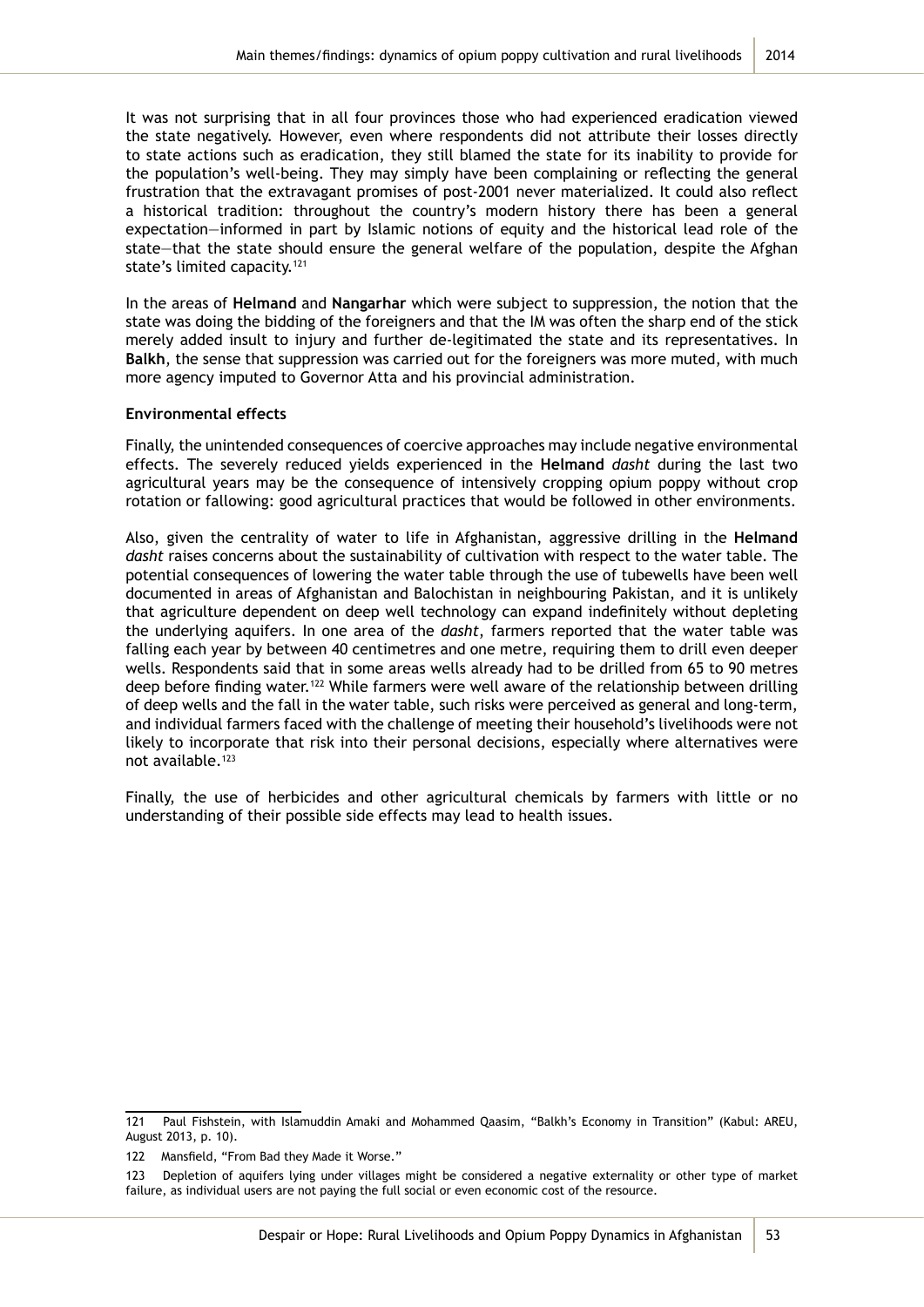It was not surprising that in all four provinces those who had experienced eradication viewed the state negatively. However, even where respondents did not attribute their losses directly to state actions such as eradication, they still blamed the state for its inability to provide for the population's well-being. They may simply have been complaining or reflecting the general frustration that the extravagant promises of post-2001 never materialized. It could also reflect a historical tradition: throughout the country's modern history there has been a general expectation—informed in part by Islamic notions of equity and the historical lead role of the state—that the state should ensure the general welfare of the population, despite the Afghan state's limited capacity.[121]

In the areas of **Helmand** and **Nangarhar** which were subject to suppression, the notion that the state was doing the bidding of the foreigners and that the IM was often the sharp end of the stick merely added insult to injury and further de-legitimated the state and its representatives. In **Balkh**, the sense that suppression was carried out for the foreigners was more muted, with much more agency imputed to Governor Atta and his provincial administration.

**Environmental effects**

Finally, the unintended consequences of coercive approaches may include negative environmental effects. The severely reduced yields experienced in the **Helmand** *dasht* during the last two agricultural years may be the consequence of intensively cropping opium poppy without crop rotation or fallowing: good agricultural practices that would be followed in other environments.

Also, given the centrality of water to life in Afghanistan, aggressive drilling in the **Helmand** *dasht* raises concerns about the sustainability of cultivation with respect to the water table. The potential consequences of lowering the water table through the use of tubewells have been well documented in areas of Afghanistan and Balochistan in neighbouring Pakistan, and it is unlikely that agriculture dependent on deep well technology can expand indefinitely without depleting the underlying aquifers. In one area of the *dasht*, farmers reported that the water table was falling each year by between 40 centimetres and one metre, requiring them to drill even deeper wells. Respondents said that in some areas wells already had to be drilled from 65 to 90 metres deep before finding water.[122] While farmers were well aware of the relationship between drilling of deep wells and the fall in the water table, such risks were perceived as general and long-term, and individual farmers faced with the challenge of meeting their household's livelihoods were not likely to incorporate that risk into their personal decisions, especially where alternatives were not available.[123]

Finally, the use of herbicides and other agricultural chemicals by farmers with little or no understanding of their possible side effects may lead to health issues.

---

121 Paul Fishstein, with Islamuddin Amaki and Mohammed Qaasim, "Balkh's Economy in Transition" (Kabul: AREU, August 2013, p. 10).

122 Mansfield, "From Bad they Made it Worse."

123 Depletion of aquifers lying under villages might be considered a negative externality or other type of market failure, as individual users are not paying the full social or even economic cost of the resource.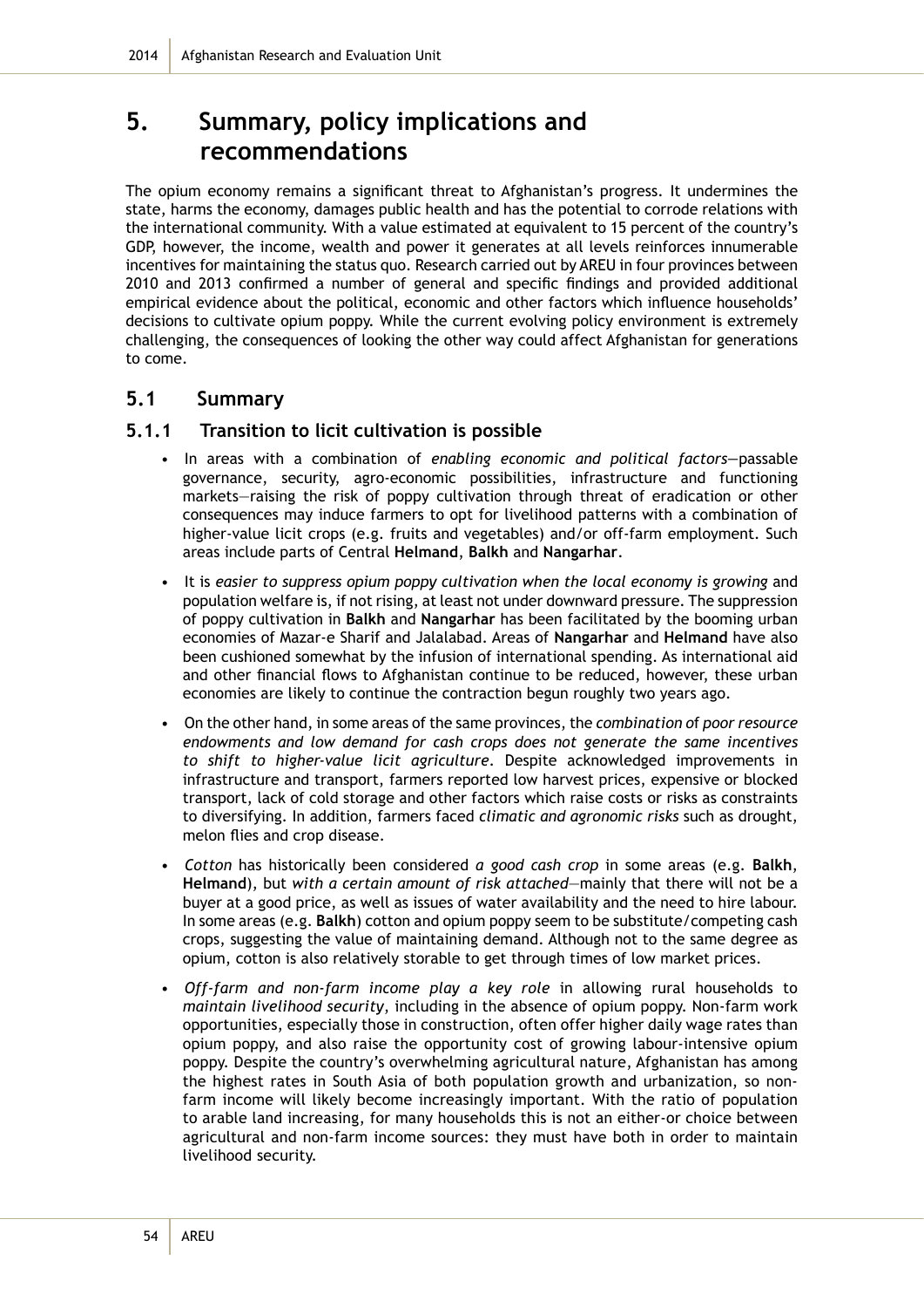# 5. Summary, policy implications and recommendations

The opium economy remains a significant threat to Afghanistan's progress. It undermines the state, harms the economy, damages public health and has the potential to corrode relations with the international community. With a value estimated at equivalent to 15 percent of the country's GDP, however, the income, wealth and power it generates at all levels reinforces innumerable incentives for maintaining the status quo. Research carried out by AREU in four provinces between 2010 and 2013 confirmed a number of general and specific findings and provided additional empirical evidence about the political, economic and other factors which influence households' decisions to cultivate opium poppy. While the current evolving policy environment is extremely challenging, the consequences of looking the other way could affect Afghanistan for generations to come.

## 5.1 Summary

### 5.1.1 Transition to licit cultivation is possible

- In areas with a combination of *enabling economic and political factors*—passable governance, security, agro-economic possibilities, infrastructure and functioning markets—raising the risk of poppy cultivation through threat of eradication or other consequences may induce farmers to opt for livelihood patterns with a combination of higher-value licit crops (e.g. fruits and vegetables) and/or off-farm employment. Such areas include parts of Central **Helmand**, **Balkh** and **Nangarhar**.
- It is *easier to suppress opium poppy cultivation when the local economy is growing* and population welfare is, if not rising, at least not under downward pressure. The suppression of poppy cultivation in **Balkh** and **Nangarhar** has been facilitated by the booming urban economies of Mazar-e Sharif and Jalalabad. Areas of **Nangarhar** and **Helmand** have also been cushioned somewhat by the infusion of international spending. As international aid and other financial flows to Afghanistan continue to be reduced, however, these urban economies are likely to continue the contraction begun roughly two years ago.
- On the other hand, in some areas of the same provinces, the *combination of poor resource endowments and low demand for cash crops does not generate the same incentives to shift to higher-value licit agriculture*. Despite acknowledged improvements in infrastructure and transport, farmers reported low harvest prices, expensive or blocked transport, lack of cold storage and other factors which raise costs or risks as constraints to diversifying. In addition, farmers faced *climatic and agronomic risks* such as drought, melon flies and crop disease.
- *Cotton* has historically been considered *a good cash crop* in some areas (e.g. **Balkh**, **Helmand**), but *with a certain amount of risk attached*—mainly that there will not be a buyer at a good price, as well as issues of water availability and the need to hire labour. In some areas (e.g. **Balkh**) cotton and opium poppy seem to be substitute/competing cash crops, suggesting the value of maintaining demand. Although not to the same degree as opium, cotton is also relatively storable to get through times of low market prices.
- *Off-farm and non-farm income play a key role* in allowing rural households to *maintain livelihood security*, including in the absence of opium poppy. Non-farm work opportunities, especially those in construction, often offer higher daily wage rates than opium poppy, and also raise the opportunity cost of growing labour-intensive opium poppy. Despite the country's overwhelming agricultural nature, Afghanistan has among the highest rates in South Asia of both population growth and urbanization, so non-farm income will likely become increasingly important. With the ratio of population to arable land increasing, for many households this is not an either-or choice between agricultural and non-farm income sources: they must have both in order to maintain livelihood security.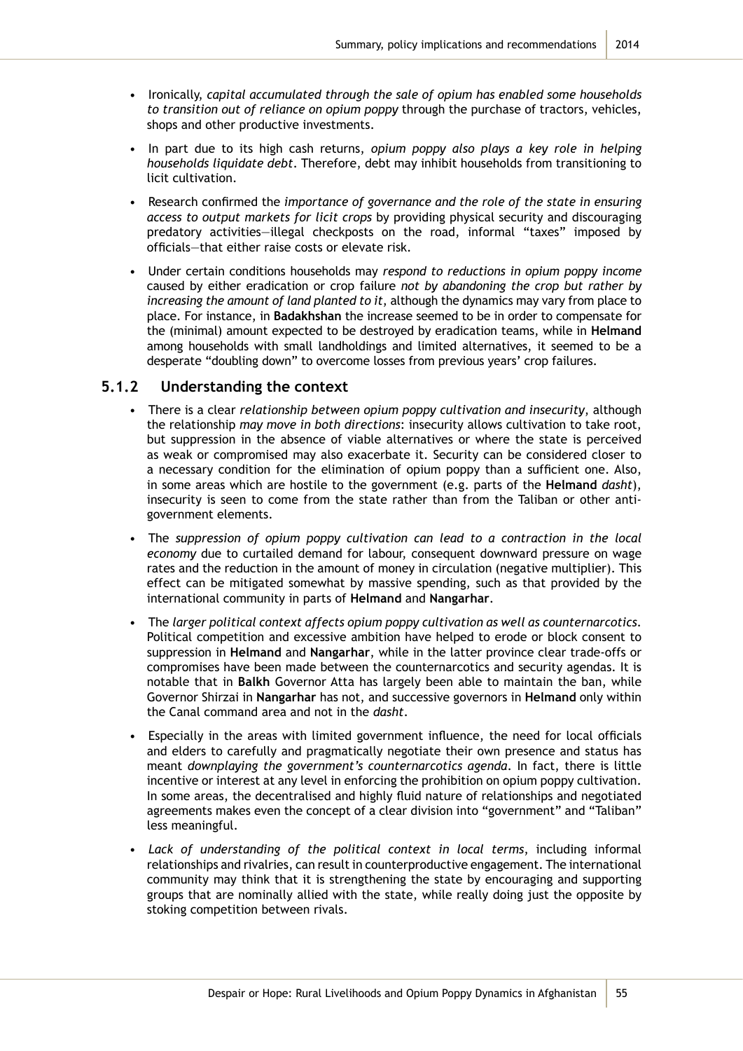- Ironically, *capital accumulated through the sale of opium has enabled some households to transition out of reliance on opium poppy* through the purchase of tractors, vehicles, shops and other productive investments.
- In part due to its high cash returns, *opium poppy also plays a key role in helping households liquidate debt*. Therefore, debt may inhibit households from transitioning to licit cultivation.
- Research confirmed the *importance of governance and the role of the state in ensuring access to output markets for licit crops* by providing physical security and discouraging predatory activities—illegal checkposts on the road, informal "taxes" imposed by officials—that either raise costs or elevate risk.
- Under certain conditions households may *respond to reductions in opium poppy income* caused by either eradication or crop failure *not by abandoning the crop but rather by increasing the amount of land planted to it*, although the dynamics may vary from place to place. For instance, in **Badakhshan** the increase seemed to be in order to compensate for the (minimal) amount expected to be destroyed by eradication teams, while in **Helmand** among households with small landholdings and limited alternatives, it seemed to be a desperate "doubling down" to overcome losses from previous years' crop failures.

### 5.1.2 Understanding the context

- There is a clear *relationship between opium poppy cultivation and insecurity*, although the relationship *may move in both directions*: insecurity allows cultivation to take root, but suppression in the absence of viable alternatives or where the state is perceived as weak or compromised may also exacerbate it. Security can be considered closer to a necessary condition for the elimination of opium poppy than a sufficient one. Also, in some areas which are hostile to the government (e.g. parts of the **Helmand** *dasht*), insecurity is seen to come from the state rather than from the Taliban or other anti-government elements.
- The *suppression of opium poppy cultivation can lead to a contraction in the local economy* due to curtailed demand for labour, consequent downward pressure on wage rates and the reduction in the amount of money in circulation (negative multiplier). This effect can be mitigated somewhat by massive spending, such as that provided by the international community in parts of **Helmand** and **Nangarhar**.
- The *larger political context affects opium poppy cultivation as well as counternarcotics*. Political competition and excessive ambition have helped to erode or block consent to suppression in **Helmand** and **Nangarhar**, while in the latter province clear trade-offs or compromises have been made between the counternarcotics and security agendas. It is notable that in **Balkh** Governor Atta has largely been able to maintain the ban, while Governor Shirzai in **Nangarhar** has not, and successive governors in **Helmand** only within the Canal command area and not in the *dasht*.
- Especially in the areas with limited government influence, the need for local officials and elders to carefully and pragmatically negotiate their own presence and status has meant *downplaying the government's counternarcotics agenda*. In fact, there is little incentive or interest at any level in enforcing the prohibition on opium poppy cultivation. In some areas, the decentralised and highly fluid nature of relationships and negotiated agreements makes even the concept of a clear division into "government" and "Taliban" less meaningful.
- *Lack of understanding of the political context in local terms*, including informal relationships and rivalries, can result in counterproductive engagement. The international community may think that it is strengthening the state by encouraging and supporting groups that are nominally allied with the state, while really doing just the opposite by stoking competition between rivals.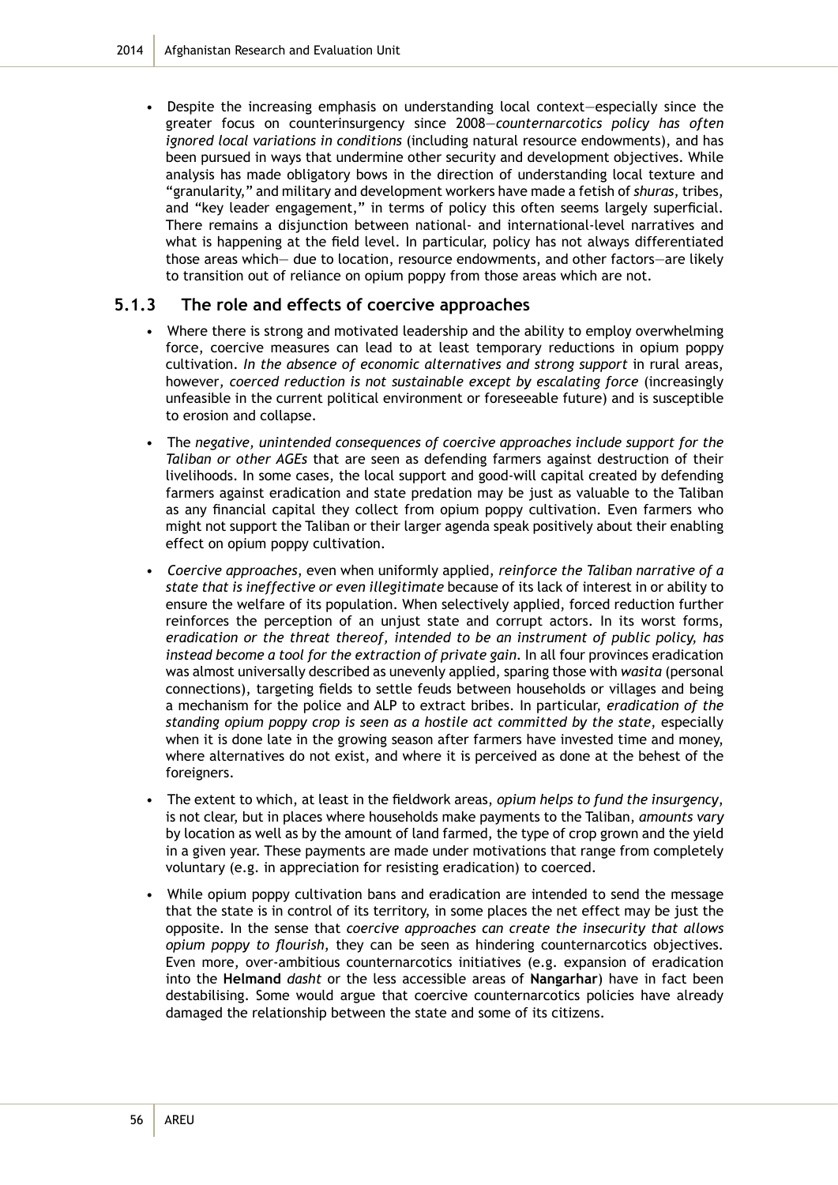- Despite the increasing emphasis on understanding local context—especially since the greater focus on counterinsurgency since 2008—*counternarcotics policy has often ignored local variations in conditions* (including natural resource endowments), and has been pursued in ways that undermine other security and development objectives. While analysis has made obligatory bows in the direction of understanding local texture and "granularity," and military and development workers have made a fetish of *shuras*, tribes, and "key leader engagement," in terms of policy this often seems largely superficial. There remains a disjunction between national- and international-level narratives and what is happening at the field level. In particular, policy has not always differentiated those areas which— due to location, resource endowments, and other factors—are likely to transition out of reliance on opium poppy from those areas which are not.

### 5.1.3 The role and effects of coercive approaches

- Where there is strong and motivated leadership and the ability to employ overwhelming force, coercive measures can lead to at least temporary reductions in opium poppy cultivation. *In the absence of economic alternatives and strong support* in rural areas, however, *coerced reduction is not sustainable except by escalating force* (increasingly unfeasible in the current political environment or foreseeable future) and is susceptible to erosion and collapse.
- The *negative, unintended consequences of coercive approaches include support for the Taliban or other AGEs* that are seen as defending farmers against destruction of their livelihoods. In some cases, the local support and good-will capital created by defending farmers against eradication and state predation may be just as valuable to the Taliban as any financial capital they collect from opium poppy cultivation. Even farmers who might not support the Taliban or their larger agenda speak positively about their enabling effect on opium poppy cultivation.
- *Coercive approaches*, even when uniformly applied, *reinforce the Taliban narrative of a state that is ineffective or even illegitimate* because of its lack of interest in or ability to ensure the welfare of its population. When selectively applied, forced reduction further reinforces the perception of an unjust state and corrupt actors. In its worst forms, *eradication or the threat thereof, intended to be an instrument of public policy, has instead become a tool for the extraction of private gain*. In all four provinces eradication was almost universally described as unevenly applied, sparing those with *wasita* (personal connections), targeting fields to settle feuds between households or villages and being a mechanism for the police and ALP to extract bribes. In particular, *eradication of the standing opium poppy crop is seen as a hostile act committed by the state*, especially when it is done late in the growing season after farmers have invested time and money, where alternatives do not exist, and where it is perceived as done at the behest of the foreigners.
- The extent to which, at least in the fieldwork areas, *opium helps to fund the insurgency*, is not clear, but in places where households make payments to the Taliban, *amounts vary* by location as well as by the amount of land farmed, the type of crop grown and the yield in a given year. These payments are made under motivations that range from completely voluntary (e.g. in appreciation for resisting eradication) to coerced.
- While opium poppy cultivation bans and eradication are intended to send the message that the state is in control of its territory, in some places the net effect may be just the opposite. In the sense that *coercive approaches can create the insecurity that allows opium poppy to flourish*, they can be seen as hindering counternarcotics objectives. Even more, over-ambitious counternarcotics initiatives (e.g. expansion of eradication into the **Helmand** *dasht* or the less accessible areas of **Nangarhar**) have in fact been destabilising. Some would argue that coercive counternarcotics policies have already damaged the relationship between the state and some of its citizens.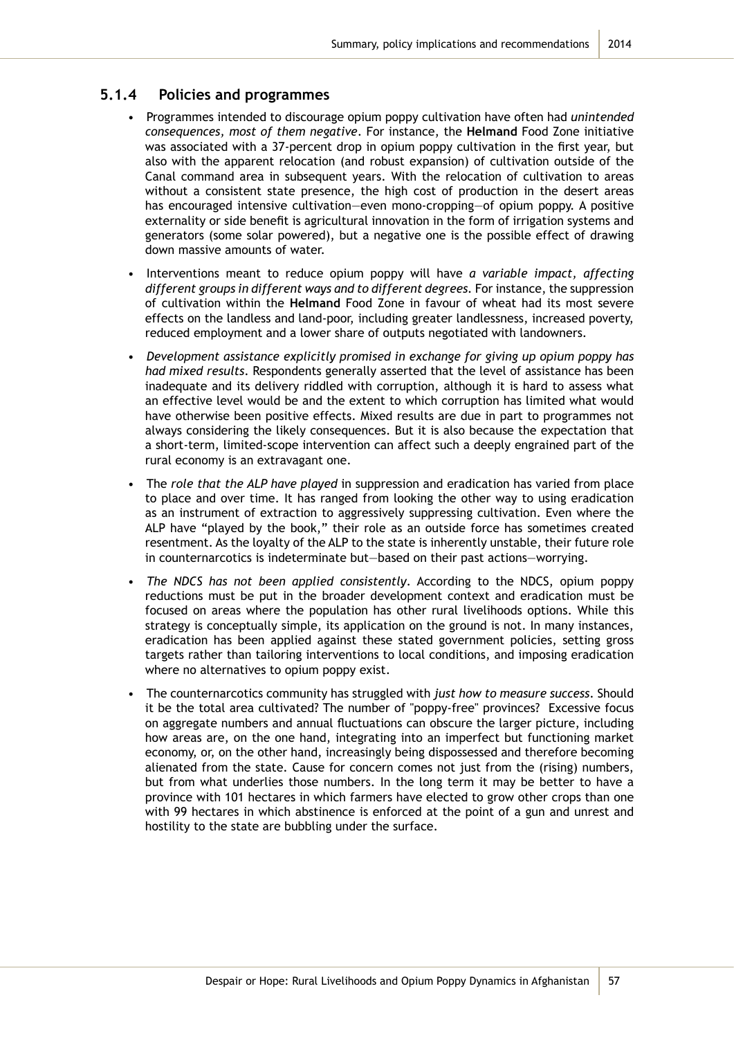### 5.1.4 Policies and programmes

- Programmes intended to discourage opium poppy cultivation have often had *unintended consequences, most of them negative*. For instance, the **Helmand** Food Zone initiative was associated with a 37-percent drop in opium poppy cultivation in the first year, but also with the apparent relocation (and robust expansion) of cultivation outside of the Canal command area in subsequent years. With the relocation of cultivation to areas without a consistent state presence, the high cost of production in the desert areas has encouraged intensive cultivation—even mono-cropping—of opium poppy. A positive externality or side benefit is agricultural innovation in the form of irrigation systems and generators (some solar powered), but a negative one is the possible effect of drawing down massive amounts of water.
- Interventions meant to reduce opium poppy will have *a variable impact, affecting different groups in different ways and to different degrees*. For instance, the suppression of cultivation within the **Helmand** Food Zone in favour of wheat had its most severe effects on the landless and land-poor, including greater landlessness, increased poverty, reduced employment and a lower share of outputs negotiated with landowners.
- *Development assistance explicitly promised in exchange for giving up opium poppy has had mixed results*. Respondents generally asserted that the level of assistance has been inadequate and its delivery riddled with corruption, although it is hard to assess what an effective level would be and the extent to which corruption has limited what would have otherwise been positive effects. Mixed results are due in part to programmes not always considering the likely consequences. But it is also because the expectation that a short-term, limited-scope intervention can affect such a deeply engrained part of the rural economy is an extravagant one.
- The *role that the ALP have played* in suppression and eradication has varied from place to place and over time. It has ranged from looking the other way to using eradication as an instrument of extraction to aggressively suppressing cultivation. Even where the ALP have "played by the book," their role as an outside force has sometimes created resentment. As the loyalty of the ALP to the state is inherently unstable, their future role in counternarcotics is indeterminate but—based on their past actions—worrying.
- *The NDCS has not been applied consistently*. According to the NDCS, opium poppy reductions must be put in the broader development context and eradication must be focused on areas where the population has other rural livelihoods options. While this strategy is conceptually simple, its application on the ground is not. In many instances, eradication has been applied against these stated government policies, setting gross targets rather than tailoring interventions to local conditions, and imposing eradication where no alternatives to opium poppy exist.
- The counternarcotics community has struggled with *just how to measure success*. Should it be the total area cultivated? The number of "poppy-free" provinces? Excessive focus on aggregate numbers and annual fluctuations can obscure the larger picture, including how areas are, on the one hand, integrating into an imperfect but functioning market economy, or, on the other hand, increasingly being dispossessed and therefore becoming alienated from the state. Cause for concern comes not just from the (rising) numbers, but from what underlies those numbers. In the long term it may be better to have a province with 101 hectares in which farmers have elected to grow other crops than one with 99 hectares in which abstinence is enforced at the point of a gun and unrest and hostility to the state are bubbling under the surface.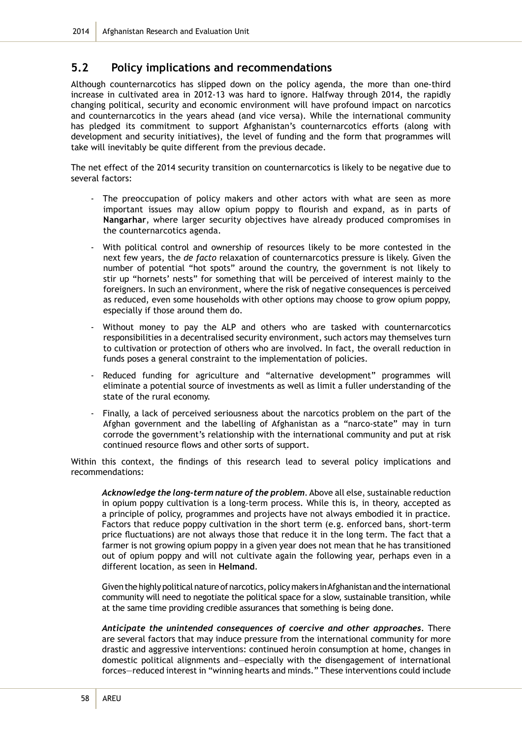## 5.2 Policy implications and recommendations

Although counternarcotics has slipped down on the policy agenda, the more than one-third increase in cultivated area in 2012-13 was hard to ignore. Halfway through 2014, the rapidly changing political, security and economic environment will have profound impact on narcotics and counternarcotics in the years ahead (and vice versa). While the international community has pledged its commitment to support Afghanistan's counternarcotics efforts (along with development and security initiatives), the level of funding and the form that programmes will take will inevitably be quite different from the previous decade.

The net effect of the 2014 security transition on counternarcotics is likely to be negative due to several factors:

- The preoccupation of policy makers and other actors with what are seen as more important issues may allow opium poppy to flourish and expand, as in parts of **Nangarhar**, where larger security objectives have already produced compromises in the counternarcotics agenda.
- With political control and ownership of resources likely to be more contested in the next few years, the *de facto* relaxation of counternarcotics pressure is likely. Given the number of potential "hot spots" around the country, the government is not likely to stir up "hornets' nests" for something that will be perceived of interest mainly to the foreigners. In such an environment, where the risk of negative consequences is perceived as reduced, even some households with other options may choose to grow opium poppy, especially if those around them do.
- Without money to pay the ALP and others who are tasked with counternarcotics responsibilities in a decentralised security environment, such actors may themselves turn to cultivation or protection of others who are involved. In fact, the overall reduction in funds poses a general constraint to the implementation of policies.
- Reduced funding for agriculture and "alternative development" programmes will eliminate a potential source of investments as well as limit a fuller understanding of the state of the rural economy.
- Finally, a lack of perceived seriousness about the narcotics problem on the part of the Afghan government and the labelling of Afghanistan as a "narco-state" may in turn corrode the government's relationship with the international community and put at risk continued resource flows and other sorts of support.

Within this context, the findings of this research lead to several policy implications and recommendations:

> ***Acknowledge the long-term nature of the problem***. Above all else, sustainable reduction in opium poppy cultivation is a long-term process. While this is, in theory, accepted as a principle of policy, programmes and projects have not always embodied it in practice. Factors that reduce poppy cultivation in the short term (e.g. enforced bans, short-term price fluctuations) are not always those that reduce it in the long term. The fact that a farmer is not growing opium poppy in a given year does not mean that he has transitioned out of opium poppy and will not cultivate again the following year, perhaps even in a different location, as seen in **Helmand**.
>
> Given the highly political nature of narcotics, policy makers in Afghanistan and the international community will need to negotiate the political space for a slow, sustainable transition, while at the same time providing credible assurances that something is being done.
>
> ***Anticipate the unintended consequences of coercive and other approaches***. There are several factors that may induce pressure from the international community for more drastic and aggressive interventions: continued heroin consumption at home, changes in domestic political alignments and—especially with the disengagement of international forces—reduced interest in "winning hearts and minds." These interventions could include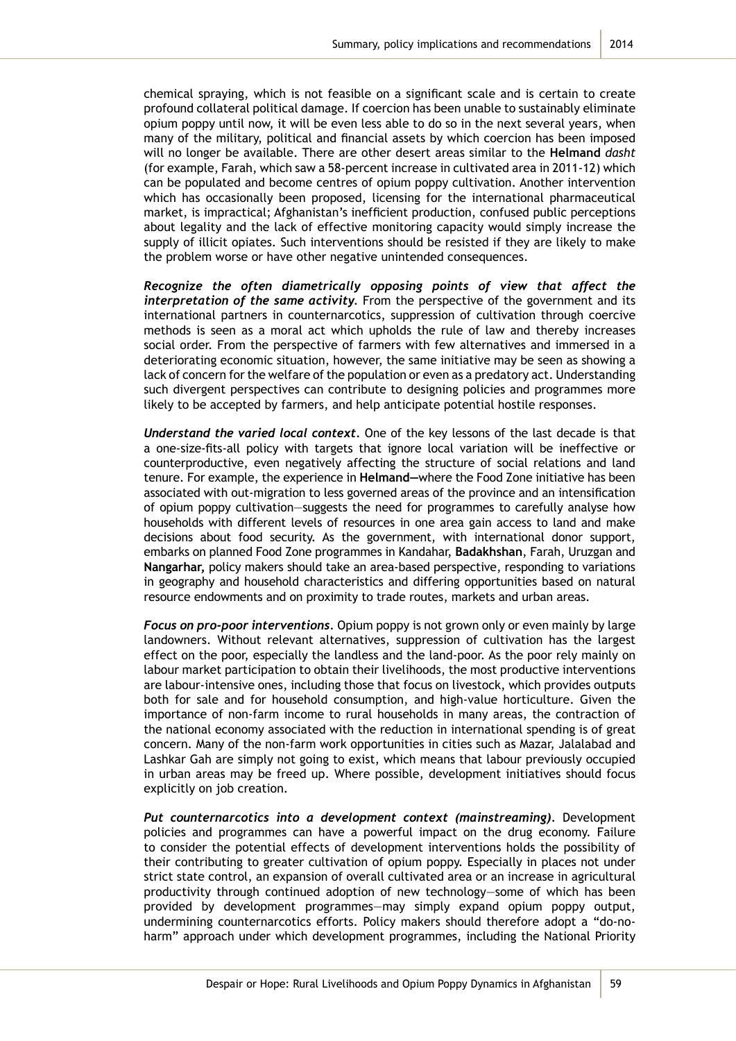chemical spraying, which is not feasible on a significant scale and is certain to create profound collateral political damage. If coercion has been unable to sustainably eliminate opium poppy until now, it will be even less able to do so in the next several years, when many of the military, political and financial assets by which coercion has been imposed will no longer be available. There are other desert areas similar to the **Helmand** *dasht* (for example, Farah, which saw a 58-percent increase in cultivated area in 2011-12) which can be populated and become centres of opium poppy cultivation. Another intervention which has occasionally been proposed, licensing for the international pharmaceutical market, is impractical; Afghanistan's inefficient production, confused public perceptions about legality and the lack of effective monitoring capacity would simply increase the supply of illicit opiates. Such interventions should be resisted if they are likely to make the problem worse or have other negative unintended consequences.

***Recognize the often diametrically opposing points of view that affect the interpretation of the same activity.*** From the perspective of the government and its international partners in counternarcotics, suppression of cultivation through coercive methods is seen as a moral act which upholds the rule of law and thereby increases social order. From the perspective of farmers with few alternatives and immersed in a deteriorating economic situation, however, the same initiative may be seen as showing a lack of concern for the welfare of the population or even as a predatory act. Understanding such divergent perspectives can contribute to designing policies and programmes more likely to be accepted by farmers, and help anticipate potential hostile responses.

***Understand the varied local context.*** One of the key lessons of the last decade is that a one-size-fits-all policy with targets that ignore local variation will be ineffective or counterproductive, even negatively affecting the structure of social relations and land tenure. For example, the experience in **Helmand—**where the Food Zone initiative has been associated with out-migration to less governed areas of the province and an intensification of opium poppy cultivation—suggests the need for programmes to carefully analyse how households with different levels of resources in one area gain access to land and make decisions about food security. As the government, with international donor support, embarks on planned Food Zone programmes in Kandahar, **Badakhshan**, Farah, Uruzgan and **Nangarhar,** policy makers should take an area-based perspective, responding to variations in geography and household characteristics and differing opportunities based on natural resource endowments and on proximity to trade routes, markets and urban areas.

***Focus on pro-poor interventions.*** Opium poppy is not grown only or even mainly by large landowners. Without relevant alternatives, suppression of cultivation has the largest effect on the poor, especially the landless and the land-poor. As the poor rely mainly on labour market participation to obtain their livelihoods, the most productive interventions are labour-intensive ones, including those that focus on livestock, which provides outputs both for sale and for household consumption, and high-value horticulture. Given the importance of non-farm income to rural households in many areas, the contraction of the national economy associated with the reduction in international spending is of great concern. Many of the non-farm work opportunities in cities such as Mazar, Jalalabad and Lashkar Gah are simply not going to exist, which means that labour previously occupied in urban areas may be freed up. Where possible, development initiatives should focus explicitly on job creation.

***Put counternarcotics into a development context (mainstreaming).*** Development policies and programmes can have a powerful impact on the drug economy. Failure to consider the potential effects of development interventions holds the possibility of their contributing to greater cultivation of opium poppy. Especially in places not under strict state control, an expansion of overall cultivated area or an increase in agricultural productivity through continued adoption of new technology—some of which has been provided by development programmes—may simply expand opium poppy output, undermining counternarcotics efforts. Policy makers should therefore adopt a "do-no-harm" approach under which development programmes, including the National Priority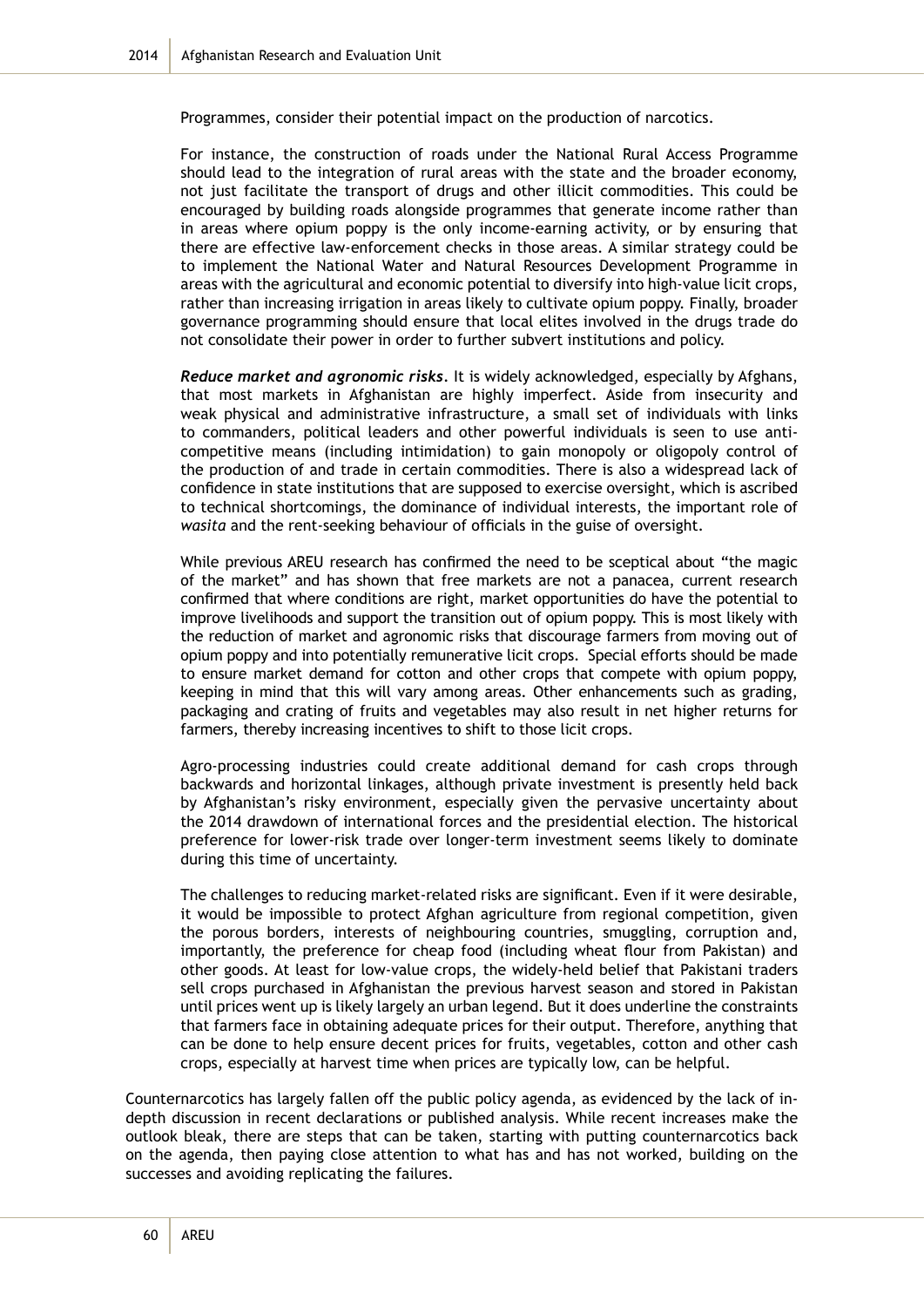Programmes, consider their potential impact on the production of narcotics.

For instance, the construction of roads under the National Rural Access Programme should lead to the integration of rural areas with the state and the broader economy, not just facilitate the transport of drugs and other illicit commodities. This could be encouraged by building roads alongside programmes that generate income rather than in areas where opium poppy is the only income-earning activity, or by ensuring that there are effective law-enforcement checks in those areas. A similar strategy could be to implement the National Water and Natural Resources Development Programme in areas with the agricultural and economic potential to diversify into high-value licit crops, rather than increasing irrigation in areas likely to cultivate opium poppy. Finally, broader governance programming should ensure that local elites involved in the drugs trade do not consolidate their power in order to further subvert institutions and policy.

***Reduce market and agronomic risks***. It is widely acknowledged, especially by Afghans, that most markets in Afghanistan are highly imperfect. Aside from insecurity and weak physical and administrative infrastructure, a small set of individuals with links to commanders, political leaders and other powerful individuals is seen to use anti-competitive means (including intimidation) to gain monopoly or oligopoly control of the production of and trade in certain commodities. There is also a widespread lack of confidence in state institutions that are supposed to exercise oversight, which is ascribed to technical shortcomings, the dominance of individual interests, the important role of *wasita* and the rent-seeking behaviour of officials in the guise of oversight.

While previous AREU research has confirmed the need to be sceptical about "the magic of the market" and has shown that free markets are not a panacea, current research confirmed that where conditions are right, market opportunities do have the potential to improve livelihoods and support the transition out of opium poppy. This is most likely with the reduction of market and agronomic risks that discourage farmers from moving out of opium poppy and into potentially remunerative licit crops. Special efforts should be made to ensure market demand for cotton and other crops that compete with opium poppy, keeping in mind that this will vary among areas. Other enhancements such as grading, packaging and crating of fruits and vegetables may also result in net higher returns for farmers, thereby increasing incentives to shift to those licit crops.

Agro-processing industries could create additional demand for cash crops through backwards and horizontal linkages, although private investment is presently held back by Afghanistan's risky environment, especially given the pervasive uncertainty about the 2014 drawdown of international forces and the presidential election. The historical preference for lower-risk trade over longer-term investment seems likely to dominate during this time of uncertainty.

The challenges to reducing market-related risks are significant. Even if it were desirable, it would be impossible to protect Afghan agriculture from regional competition, given the porous borders, interests of neighbouring countries, smuggling, corruption and, importantly, the preference for cheap food (including wheat flour from Pakistan) and other goods. At least for low-value crops, the widely-held belief that Pakistani traders sell crops purchased in Afghanistan the previous harvest season and stored in Pakistan until prices went up is likely largely an urban legend. But it does underline the constraints that farmers face in obtaining adequate prices for their output. Therefore, anything that can be done to help ensure decent prices for fruits, vegetables, cotton and other cash crops, especially at harvest time when prices are typically low, can be helpful.

Counternarcotics has largely fallen off the public policy agenda, as evidenced by the lack of in-depth discussion in recent declarations or published analysis. While recent increases make the outlook bleak, there are steps that can be taken, starting with putting counternarcotics back on the agenda, then paying close attention to what has and has not worked, building on the successes and avoiding replicating the failures.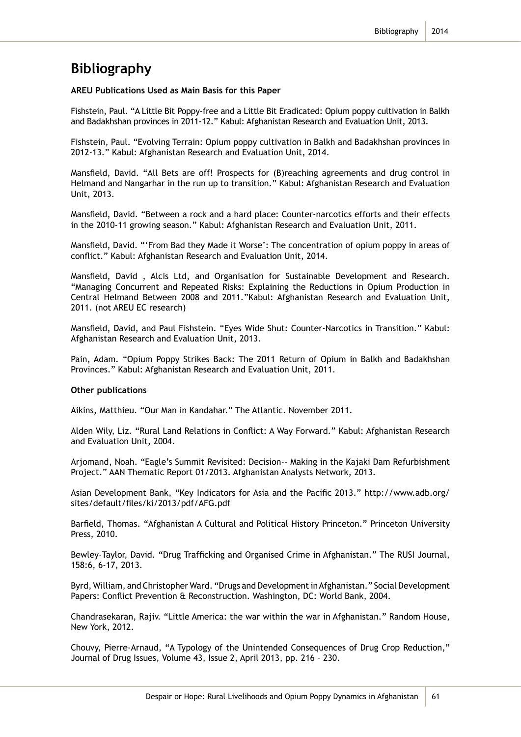# Bibliography

**AREU Publications Used as Main Basis for this Paper**

Fishstein, Paul. "A Little Bit Poppy-free and a Little Bit Eradicated: Opium poppy cultivation in Balkh and Badakhshan provinces in 2011-12." Kabul: Afghanistan Research and Evaluation Unit, 2013.

Fishstein, Paul. "Evolving Terrain: Opium poppy cultivation in Balkh and Badakhshan provinces in 2012-13." Kabul: Afghanistan Research and Evaluation Unit, 2014.

Mansfield, David. "All Bets are off! Prospects for (B)reaching agreements and drug control in Helmand and Nangarhar in the run up to transition." Kabul: Afghanistan Research and Evaluation Unit, 2013.

Mansfield, David. "Between a rock and a hard place: Counter-narcotics efforts and their effects in the 2010-11 growing season." Kabul: Afghanistan Research and Evaluation Unit, 2011.

Mansfield, David. "'From Bad they Made it Worse': The concentration of opium poppy in areas of conflict." Kabul: Afghanistan Research and Evaluation Unit, 2014.

Mansfield, David , Alcis Ltd, and Organisation for Sustainable Development and Research. "Managing Concurrent and Repeated Risks: Explaining the Reductions in Opium Production in Central Helmand Between 2008 and 2011."Kabul: Afghanistan Research and Evaluation Unit, 2011. (not AREU EC research)

Mansfield, David, and Paul Fishstein. "Eyes Wide Shut: Counter-Narcotics in Transition." Kabul: Afghanistan Research and Evaluation Unit, 2013.

Pain, Adam. "Opium Poppy Strikes Back: The 2011 Return of Opium in Balkh and Badakhshan Provinces." Kabul: Afghanistan Research and Evaluation Unit, 2011.

**Other publications**

Aikins, Matthieu. "Our Man in Kandahar." The Atlantic. November 2011.

Alden Wily, Liz. "Rural Land Relations in Conflict: A Way Forward." Kabul: Afghanistan Research and Evaluation Unit, 2004.

Arjomand, Noah. "Eagle's Summit Revisited: Decision-- Making in the Kajaki Dam Refurbishment Project." AAN Thematic Report 01/2013. Afghanistan Analysts Network, 2013.

Asian Development Bank, "Key Indicators for Asia and the Pacific 2013." http://www.adb.org/sites/default/files/ki/2013/pdf/AFG.pdf

Barfield, Thomas. "Afghanistan A Cultural and Political History Princeton." Princeton University Press, 2010.

Bewley-Taylor, David. "Drug Trafficking and Organised Crime in Afghanistan." The RUSI Journal, 158:6, 6-17, 2013.

Byrd, William, and Christopher Ward. "Drugs and Development in Afghanistan." Social Development Papers: Conflict Prevention & Reconstruction. Washington, DC: World Bank, 2004.

Chandrasekaran, Rajiv. "Little America: the war within the war in Afghanistan." Random House, New York, 2012.

Chouvy, Pierre-Arnaud, "A Typology of the Unintended Consequences of Drug Crop Reduction," Journal of Drug Issues, Volume 43, Issue 2, April 2013, pp. 216 – 230.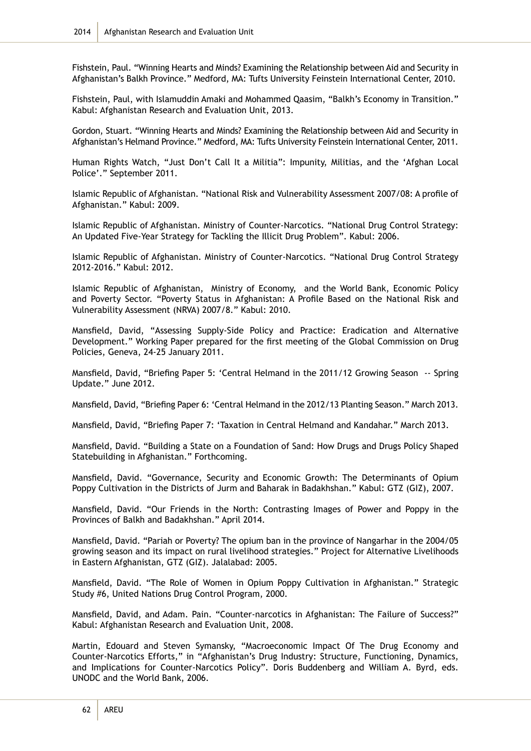Fishstein, Paul. "Winning Hearts and Minds? Examining the Relationship between Aid and Security in Afghanistan's Balkh Province." Medford, MA: Tufts University Feinstein International Center, 2010.

Fishstein, Paul, with Islamuddin Amaki and Mohammed Qaasim, "Balkh's Economy in Transition." Kabul: Afghanistan Research and Evaluation Unit, 2013.

Gordon, Stuart. "Winning Hearts and Minds? Examining the Relationship between Aid and Security in Afghanistan's Helmand Province." Medford, MA: Tufts University Feinstein International Center, 2011.

Human Rights Watch, "Just Don't Call It a Militia": Impunity, Militias, and the 'Afghan Local Police'." September 2011.

Islamic Republic of Afghanistan. "National Risk and Vulnerability Assessment 2007/08: A profile of Afghanistan." Kabul: 2009.

Islamic Republic of Afghanistan. Ministry of Counter-Narcotics. "National Drug Control Strategy: An Updated Five-Year Strategy for Tackling the Illicit Drug Problem". Kabul: 2006.

Islamic Republic of Afghanistan. Ministry of Counter-Narcotics. "National Drug Control Strategy 2012-2016." Kabul: 2012.

Islamic Republic of Afghanistan, Ministry of Economy, and the World Bank, Economic Policy and Poverty Sector. "Poverty Status in Afghanistan: A Profile Based on the National Risk and Vulnerability Assessment (NRVA) 2007/8." Kabul: 2010.

Mansfield, David, "Assessing Supply-Side Policy and Practice: Eradication and Alternative Development." Working Paper prepared for the first meeting of the Global Commission on Drug Policies, Geneva, 24-25 January 2011.

Mansfield, David, "Briefing Paper 5: 'Central Helmand in the 2011/12 Growing Season -- Spring Update." June 2012.

Mansfield, David, "Briefing Paper 6: 'Central Helmand in the 2012/13 Planting Season." March 2013.

Mansfield, David, "Briefing Paper 7: 'Taxation in Central Helmand and Kandahar." March 2013.

Mansfield, David. "Building a State on a Foundation of Sand: How Drugs and Drugs Policy Shaped Statebuilding in Afghanistan." Forthcoming.

Mansfield, David. "Governance, Security and Economic Growth: The Determinants of Opium Poppy Cultivation in the Districts of Jurm and Baharak in Badakhshan." Kabul: GTZ (GIZ), 2007.

Mansfield, David. "Our Friends in the North: Contrasting Images of Power and Poppy in the Provinces of Balkh and Badakhshan." April 2014.

Mansfield, David. "Pariah or Poverty? The opium ban in the province of Nangarhar in the 2004/05 growing season and its impact on rural livelihood strategies." Project for Alternative Livelihoods in Eastern Afghanistan, GTZ (GIZ). Jalalabad: 2005.

Mansfield, David. "The Role of Women in Opium Poppy Cultivation in Afghanistan." Strategic Study #6, United Nations Drug Control Program, 2000.

Mansfield, David, and Adam. Pain. "Counter-narcotics in Afghanistan: The Failure of Success?" Kabul: Afghanistan Research and Evaluation Unit, 2008.

Martin, Edouard and Steven Symansky, "Macroeconomic Impact Of The Drug Economy and Counter-Narcotics Efforts," in "Afghanistan's Drug Industry: Structure, Functioning, Dynamics, and Implications for Counter-Narcotics Policy". Doris Buddenberg and William A. Byrd, eds. UNODC and the World Bank, 2006.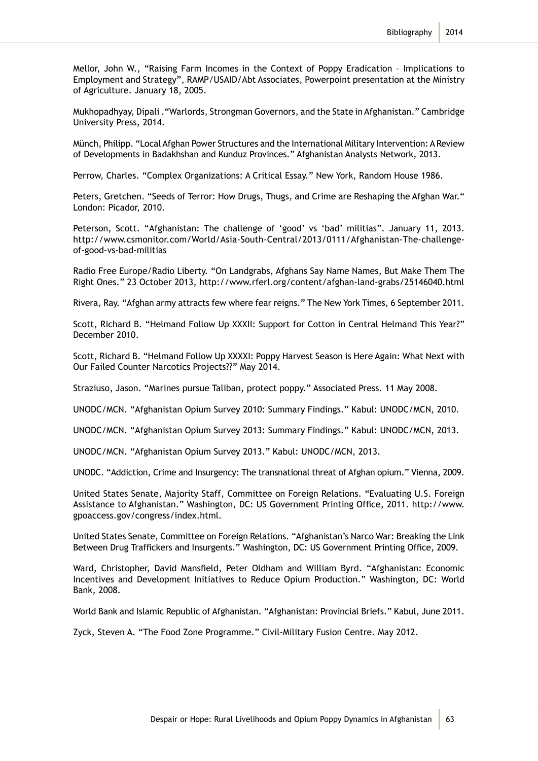Mellor, John W., "Raising Farm Incomes in the Context of Poppy Eradication – Implications to Employment and Strategy", RAMP/USAID/Abt Associates, Powerpoint presentation at the Ministry of Agriculture. January 18, 2005.

Mukhopadhyay, Dipali ."Warlords, Strongman Governors, and the State in Afghanistan." Cambridge University Press, 2014.

Münch, Philipp. "Local Afghan Power Structures and the International Military Intervention: A Review of Developments in Badakhshan and Kunduz Provinces." Afghanistan Analysts Network, 2013.

Perrow, Charles. "Complex Organizations: A Critical Essay." New York, Random House 1986.

Peters, Gretchen. "Seeds of Terror: How Drugs, Thugs, and Crime are Reshaping the Afghan War." London: Picador, 2010.

Peterson, Scott. "Afghanistan: The challenge of 'good' vs 'bad' militias". January 11, 2013. http://www.csmonitor.com/World/Asia-South-Central/2013/0111/Afghanistan-The-challenge-of-good-vs-bad-militias

Radio Free Europe/Radio Liberty. "On Landgrabs, Afghans Say Name Names, But Make Them The Right Ones." 23 October 2013, http://www.rferl.org/content/afghan-land-grabs/25146040.html

Rivera, Ray. "Afghan army attracts few where fear reigns." The New York Times, 6 September 2011.

Scott, Richard B. "Helmand Follow Up XXXII: Support for Cotton in Central Helmand This Year?" December 2010.

Scott, Richard B. "Helmand Follow Up XXXXI: Poppy Harvest Season is Here Again: What Next with Our Failed Counter Narcotics Projects??" May 2014.

Straziuso, Jason. "Marines pursue Taliban, protect poppy." Associated Press. 11 May 2008.

UNODC/MCN. "Afghanistan Opium Survey 2010: Summary Findings." Kabul: UNODC/MCN, 2010.

UNODC/MCN. "Afghanistan Opium Survey 2013: Summary Findings." Kabul: UNODC/MCN, 2013.

UNODC/MCN. "Afghanistan Opium Survey 2013." Kabul: UNODC/MCN, 2013.

UNODC. "Addiction, Crime and Insurgency: The transnational threat of Afghan opium." Vienna, 2009.

United States Senate, Majority Staff, Committee on Foreign Relations. "Evaluating U.S. Foreign Assistance to Afghanistan." Washington, DC: US Government Printing Office, 2011. http://www.gpoaccess.gov/congress/index.html.

United States Senate, Committee on Foreign Relations. "Afghanistan's Narco War: Breaking the Link Between Drug Traffickers and Insurgents." Washington, DC: US Government Printing Office, 2009.

Ward, Christopher, David Mansfield, Peter Oldham and William Byrd. "Afghanistan: Economic Incentives and Development Initiatives to Reduce Opium Production." Washington, DC: World Bank, 2008.

World Bank and Islamic Republic of Afghanistan. "Afghanistan: Provincial Briefs." Kabul, June 2011.

Zyck, Steven A. "The Food Zone Programme." Civil-Military Fusion Centre. May 2012.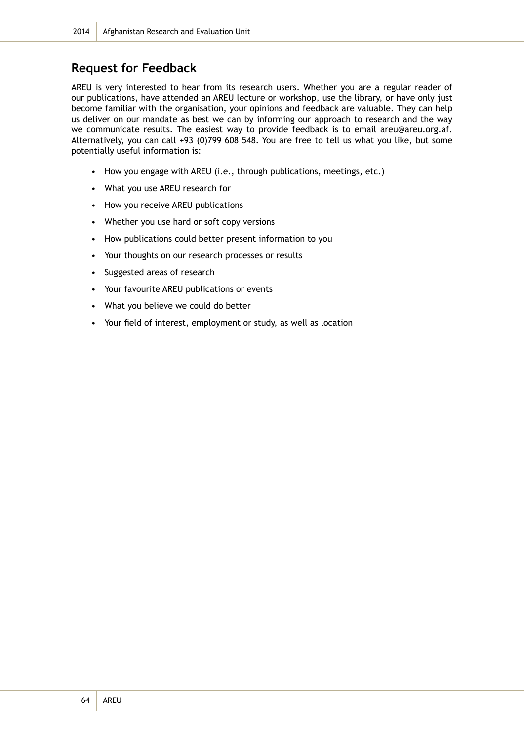## Request for Feedback

AREU is very interested to hear from its research users. Whether you are a regular reader of our publications, have attended an AREU lecture or workshop, use the library, or have only just become familiar with the organisation, your opinions and feedback are valuable. They can help us deliver on our mandate as best we can by informing our approach to research and the way we communicate results. The easiest way to provide feedback is to email areu@areu.org.af. Alternatively, you can call +93 (0)799 608 548. You are free to tell us what you like, but some potentially useful information is:

- How you engage with AREU (i.e., through publications, meetings, etc.)
- What you use AREU research for
- How you receive AREU publications
- Whether you use hard or soft copy versions
- How publications could better present information to you
- Your thoughts on our research processes or results
- Suggested areas of research
- Your favourite AREU publications or events
- What you believe we could do better
- Your field of interest, employment or study, as well as location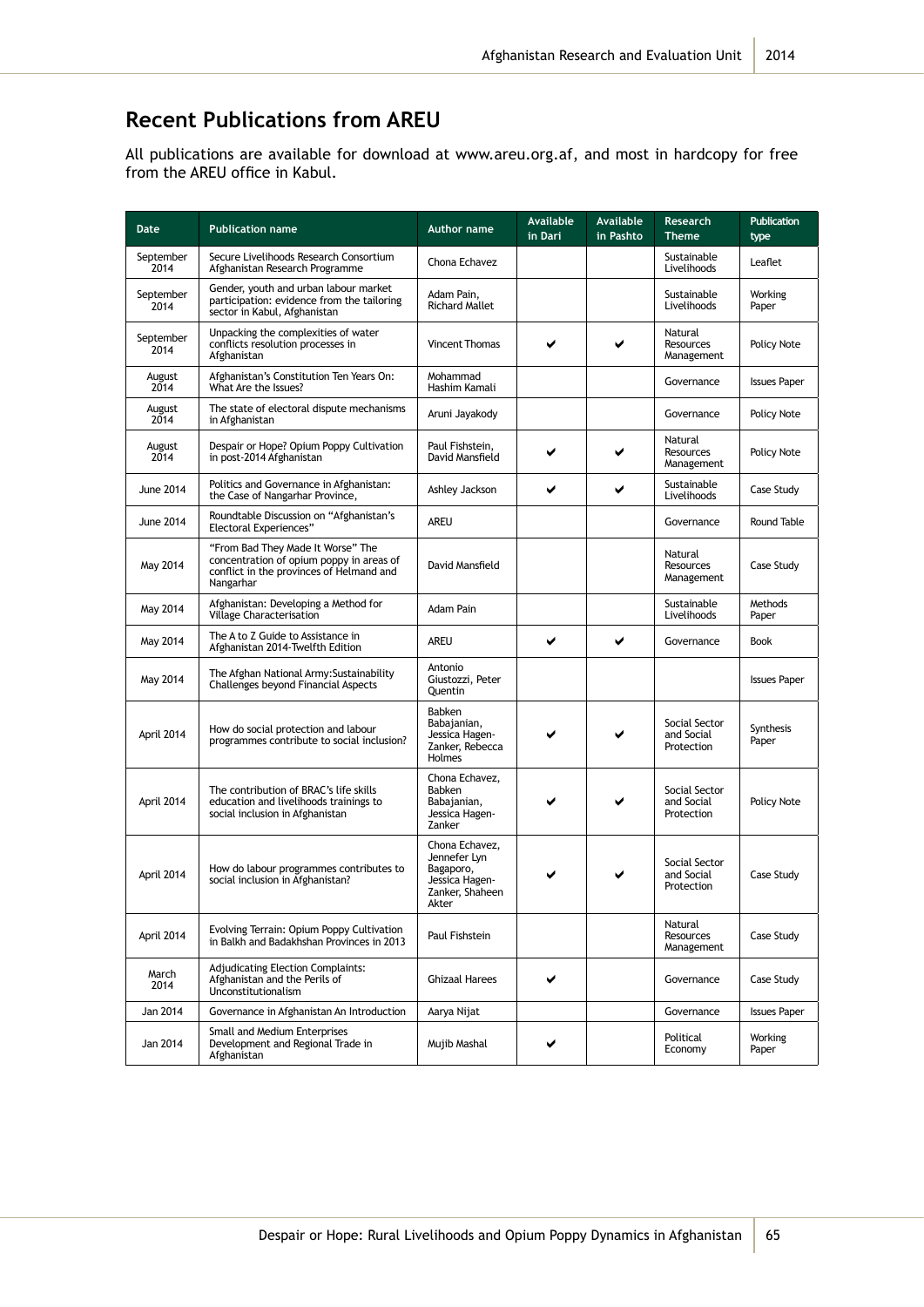## Recent Publications from AREU

All publications are available for download at www.areu.org.af, and most in hardcopy for free from the AREU office in Kabul.

| Date | Publication name | Author name | Available in Dari | Available in Pashto | Research Theme | Publication type |
|---|---|---|---|---|---|---|
| September 2014 | Secure Livelihoods Research Consortium Afghanistan Research Programme | Chona Echavez | | | Sustainable Livelihoods | Leaflet |
| September 2014 | Gender, youth and urban labour market participation: evidence from the tailoring sector in Kabul, Afghanistan | Adam Pain, Richard Mallet | | | Sustainable Livelihoods | Working Paper |
| September 2014 | Unpacking the complexities of water conflicts resolution processes in Afghanistan | Vincent Thomas | ✔ | ✔ | Natural Resources Management | Policy Note |
| August 2014 | Afghanistan's Constitution Ten Years On: What Are the Issues? | Mohammad Hashim Kamali | | | Governance | Issues Paper |
| August 2014 | The state of electoral dispute mechanisms in Afghanistan | Aruni Jayakody | | | Governance | Policy Note |
| August 2014 | Despair or Hope? Opium Poppy Cultivation in post-2014 Afghanistan | Paul Fishstein, David Mansfield | ✔ | ✔ | Natural Resources Management | Policy Note |
| June 2014 | Politics and Governance in Afghanistan: the Case of Nangarhar Province, | Ashley Jackson | ✔ | ✔ | Sustainable Livelihoods | Case Study |
| June 2014 | Roundtable Discussion on "Afghanistan's Electoral Experiences" | AREU | | | Governance | Round Table |
| May 2014 | "From Bad They Made It Worse" The concentration of opium poppy in areas of conflict in the provinces of Helmand and Nangarhar | David Mansfield | | | Natural Resources Management | Case Study |
| May 2014 | Afghanistan: Developing a Method for Village Characterisation | Adam Pain | | | Sustainable Livelihoods | Methods Paper |
| May 2014 | The A to Z Guide to Assistance in Afghanistan 2014-Twelfth Edition | AREU | ✔ | ✔ | Governance | Book |
| May 2014 | The Afghan National Army:Sustainability Challenges beyond Financial Aspects | Antonio Giustozzi, Peter Quentin | | | | Issues Paper |
| April 2014 | How do social protection and labour programmes contribute to social inclusion? | Babken Babajanian, Jessica Hagen-Zanker, Rebecca Holmes | ✔ | ✔ | Social Sector and Social Protection | Synthesis Paper |
| April 2014 | The contribution of BRAC's life skills education and livelihoods trainings to social inclusion in Afghanistan | Chona Echavez, Babken Babajanian, Jessica Hagen-Zanker | ✔ | ✔ | Social Sector and Social Protection | Policy Note |
| April 2014 | How do labour programmes contributes to social inclusion in Afghanistan? | Chona Echavez, Jennefer Lyn Bagaporo, Jessica Hagen-Zanker, Shaheen Akter | ✔ | ✔ | Social Sector and Social Protection | Case Study |
| April 2014 | Evolving Terrain: Opium Poppy Cultivation in Balkh and Badakhshan Provinces in 2013 | Paul Fishstein | | | Natural Resources Management | Case Study |
| March 2014 | Adjudicating Election Complaints: Afghanistan and the Perils of Unconstitutionalism | Ghizaal Harees | ✔ | | Governance | Case Study |
| Jan 2014 | Governance in Afghanistan An Introduction | Aarya Nijat | | | Governance | Issues Paper |
| Jan 2014 | Small and Medium Enterprises Development and Regional Trade in Afghanistan | Mujib Mashal | ✔ | | Political Economy | Working Paper |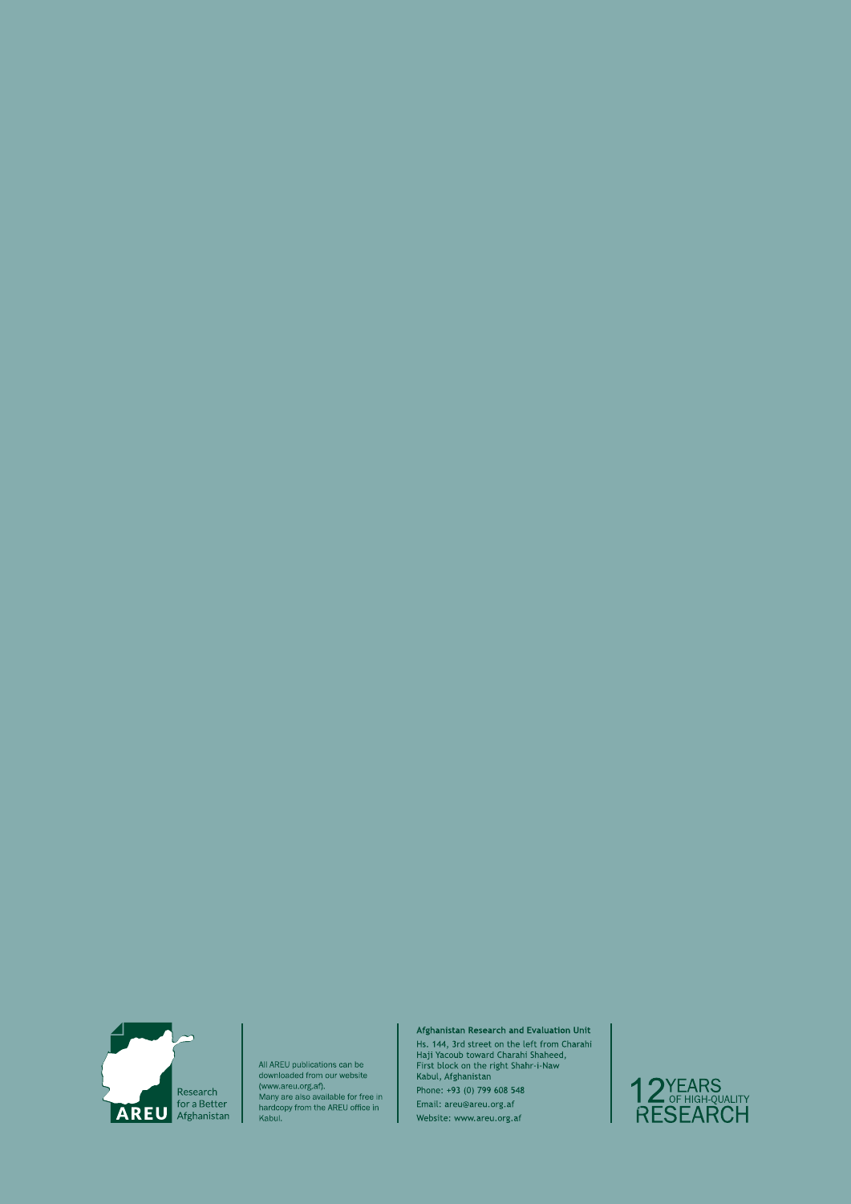AREU

Research for a Better Afghanistan

All AREU publications can be downloaded from our website (www.areu.org.af).
Many are also available for free in hardcopy from the AREU office in Kabul.

**Afghanistan Research and Evaluation Unit**

Hs. 144, 3rd street on the left from Charahi Haji Yacoub toward Charahi Shaheed,
First block on the right Shahr-i-Naw
Kabul, Afghanistan

Phone: +93 (0) 799 608 548

Email: areu@areu.org.af

Website: www.areu.org.af

12 YEARS OF HIGH-QUALITY RESEARCH